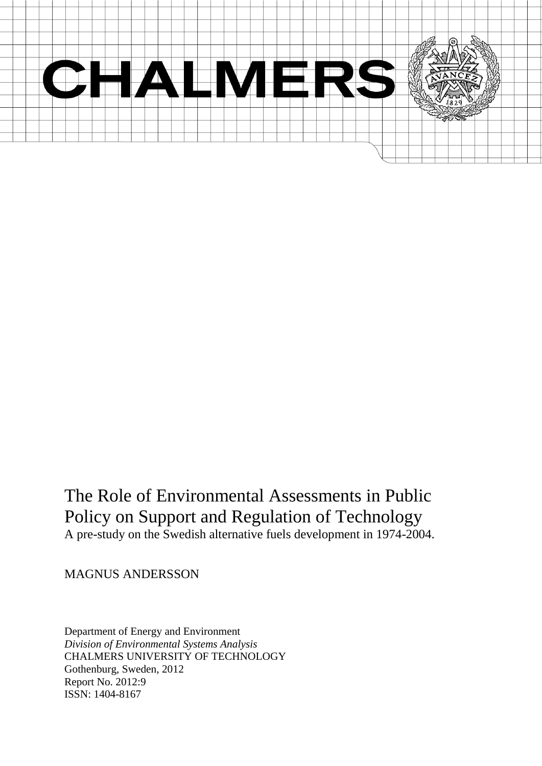CHALMERS

# The Role of Environmental Assessments in Public Policy on Support and Regulation of Technology

A pre-study on the Swedish alternative fuels development in 1974-2004.

MAGNUS ANDERSSON

Department of Energy and Environment
*Division of Environmental Systems Analysis*
CHALMERS UNIVERSITY OF TECHNOLOGY
Gothenburg, Sweden, 2012
Report No. 2012:9
ISSN: 1404-8167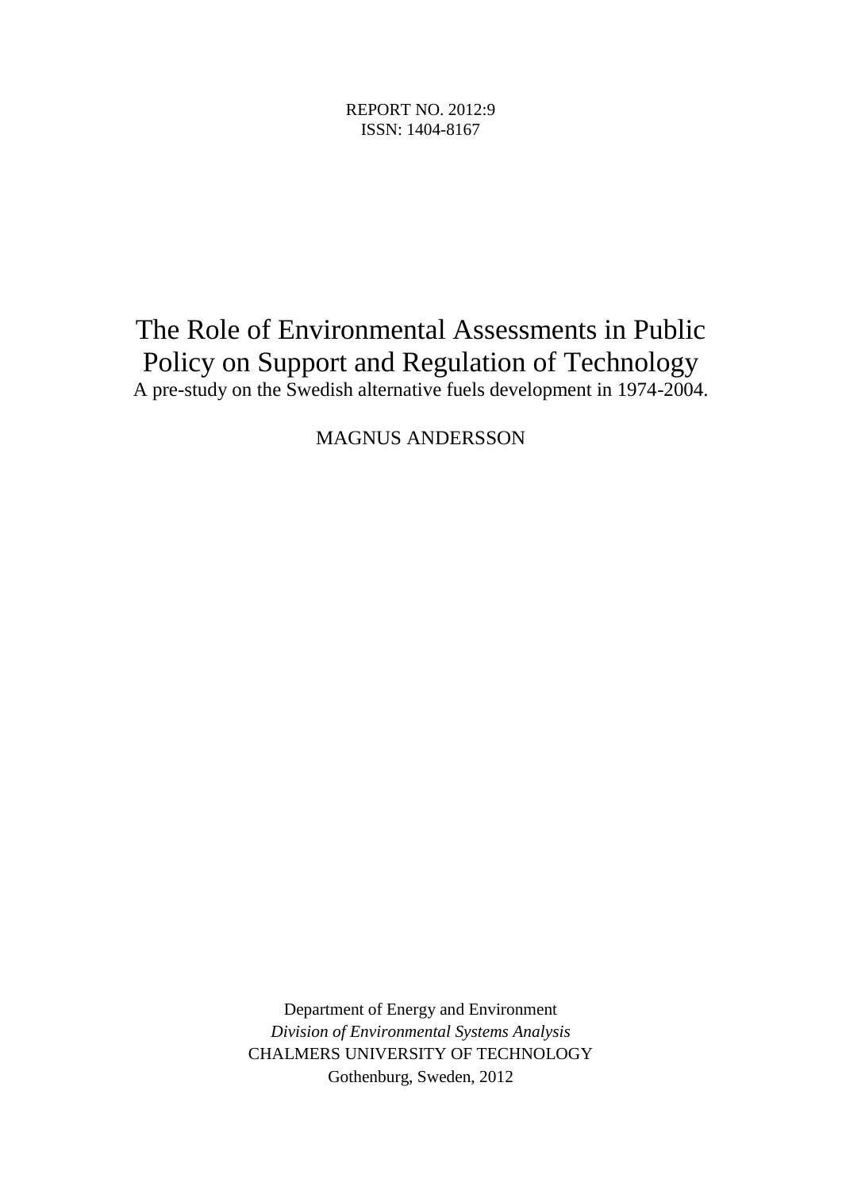REPORT NO. 2012:9
ISSN: 1404-8167

# The Role of Environmental Assessments in Public Policy on Support and Regulation of Technology

A pre-study on the Swedish alternative fuels development in 1974-2004.

MAGNUS ANDERSSON

Department of Energy and Environment
*Division of Environmental Systems Analysis*
CHALMERS UNIVERSITY OF TECHNOLOGY
Gothenburg, Sweden, 2012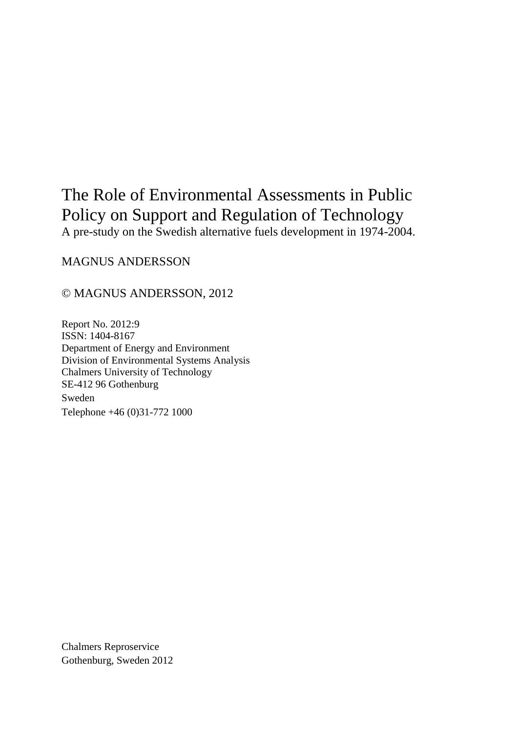The Role of Environmental Assessments in Public Policy on Support and Regulation of Technology
A pre-study on the Swedish alternative fuels development in 1974-2004.

MAGNUS ANDERSSON

© MAGNUS ANDERSSON, 2012

Report No. 2012:9
ISSN: 1404-8167
Department of Energy and Environment
Division of Environmental Systems Analysis
Chalmers University of Technology
SE-412 96 Gothenburg
Sweden
Telephone +46 (0)31-772 1000

Chalmers Reproservice
Gothenburg, Sweden 2012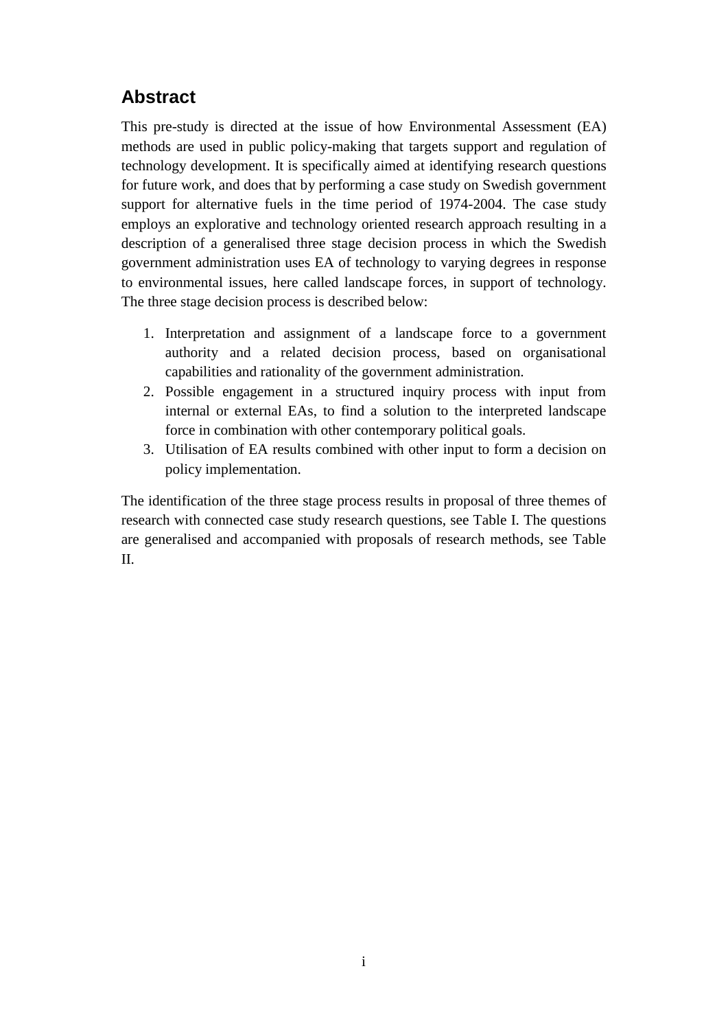## Abstract

This pre-study is directed at the issue of how Environmental Assessment (EA) methods are used in public policy-making that targets support and regulation of technology development. It is specifically aimed at identifying research questions for future work, and does that by performing a case study on Swedish government support for alternative fuels in the time period of 1974-2004. The case study employs an explorative and technology oriented research approach resulting in a description of a generalised three stage decision process in which the Swedish government administration uses EA of technology to varying degrees in response to environmental issues, here called landscape forces, in support of technology. The three stage decision process is described below:

1. Interpretation and assignment of a landscape force to a government authority and a related decision process, based on organisational capabilities and rationality of the government administration.
2. Possible engagement in a structured inquiry process with input from internal or external EAs, to find a solution to the interpreted landscape force in combination with other contemporary political goals.
3. Utilisation of EA results combined with other input to form a decision on policy implementation.

The identification of the three stage process results in proposal of three themes of research with connected case study research questions, see Table I. The questions are generalised and accompanied with proposals of research methods, see Table II.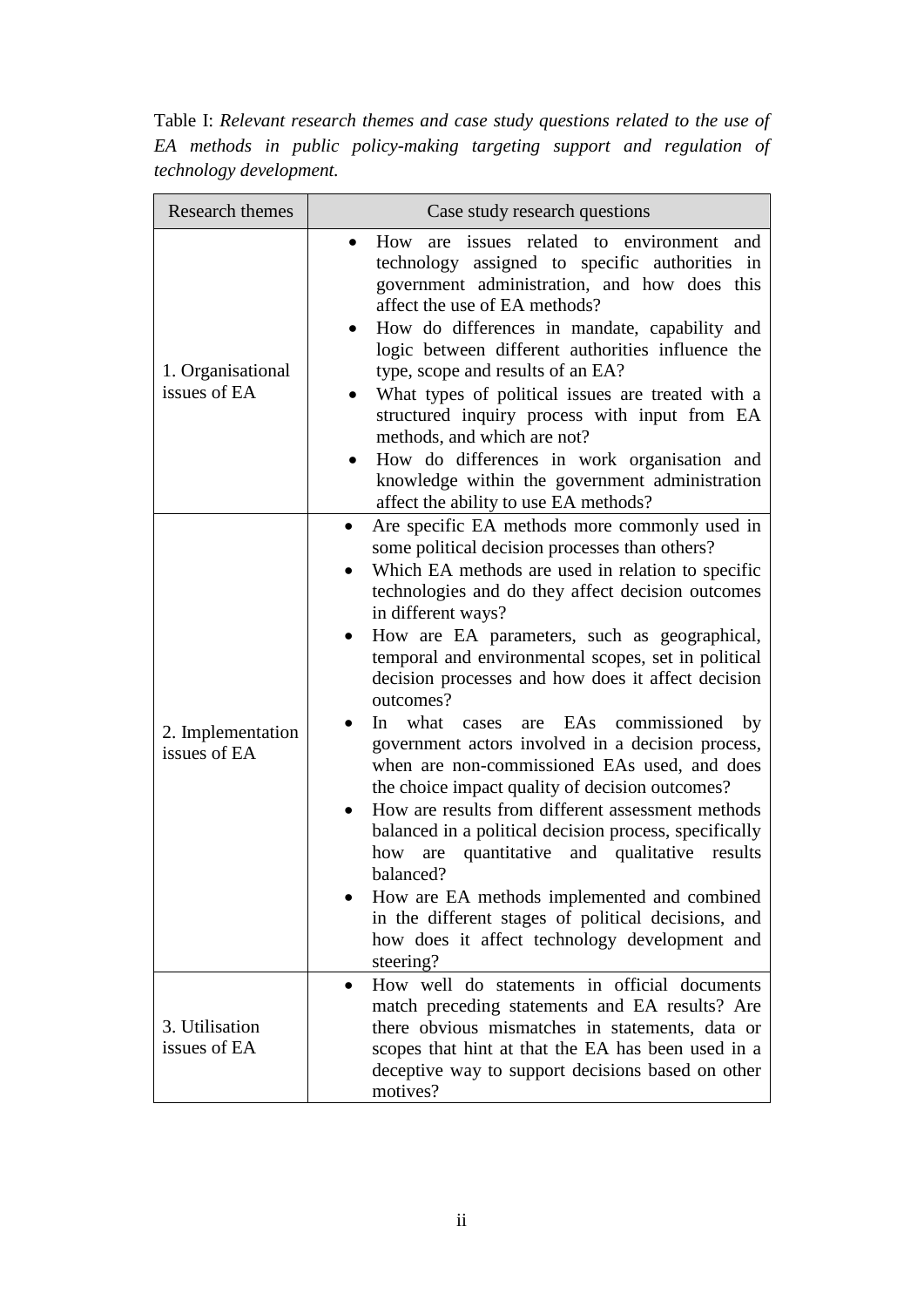Table I: *Relevant research themes and case study questions related to the use of EA methods in public policy-making targeting support and regulation of technology development.*

| Research themes | Case study research questions |
| --- | --- |
| 1. Organisational issues of EA | • How are issues related to environment and technology assigned to specific authorities in government administration, and how does this affect the use of EA methods?<br>• How do differences in mandate, capability and logic between different authorities influence the type, scope and results of an EA?<br>• What types of political issues are treated with a structured inquiry process with input from EA methods, and which are not?<br>• How do differences in work organisation and knowledge within the government administration affect the ability to use EA methods? |
| 2. Implementation issues of EA | • Are specific EA methods more commonly used in some political decision processes than others?<br>• Which EA methods are used in relation to specific technologies and do they affect decision outcomes in different ways?<br>• How are EA parameters, such as geographical, temporal and environmental scopes, set in political decision processes and how does it affect decision outcomes?<br>• In what cases are EAs commissioned by government actors involved in a decision process, when are non-commissioned EAs used, and does the choice impact quality of decision outcomes?<br>• How are results from different assessment methods balanced in a political decision process, specifically how are quantitative and qualitative results balanced?<br>• How are EA methods implemented and combined in the different stages of political decisions, and how does it affect technology development and steering? |
| 3. Utilisation issues of EA | • How well do statements in official documents match preceding statements and EA results? Are there obvious mismatches in statements, data or scopes that hint at that the EA has been used in a deceptive way to support decisions based on other motives? |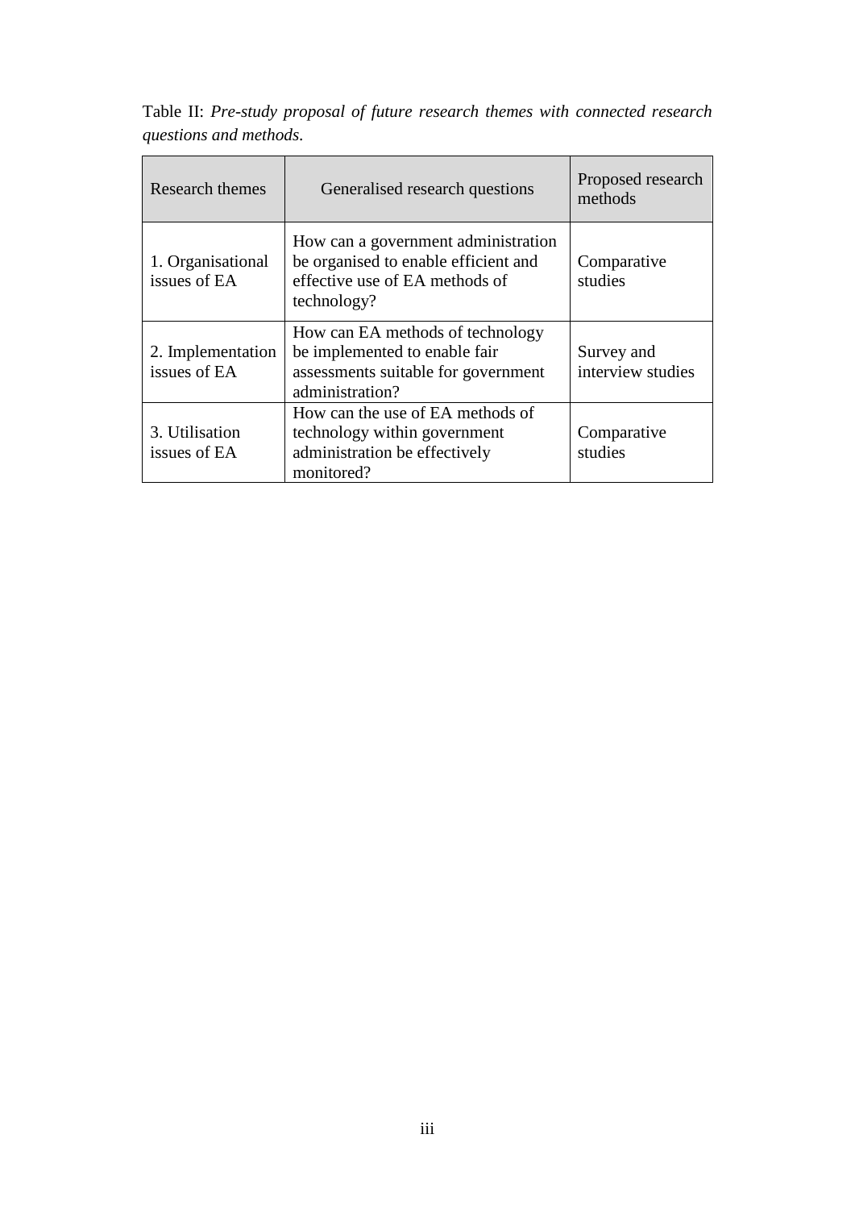Table II: *Pre-study proposal of future research themes with connected research questions and methods.*

| Research themes | Generalised research questions | Proposed research methods |
| --- | --- | --- |
| 1. Organisational issues of EA | How can a government administration be organised to enable efficient and effective use of EA methods of technology? | Comparative studies |
| 2. Implementation issues of EA | How can EA methods of technology be implemented to enable fair assessments suitable for government administration? | Survey and interview studies |
| 3. Utilisation issues of EA | How can the use of EA methods of technology within government administration be effectively monitored? | Comparative studies |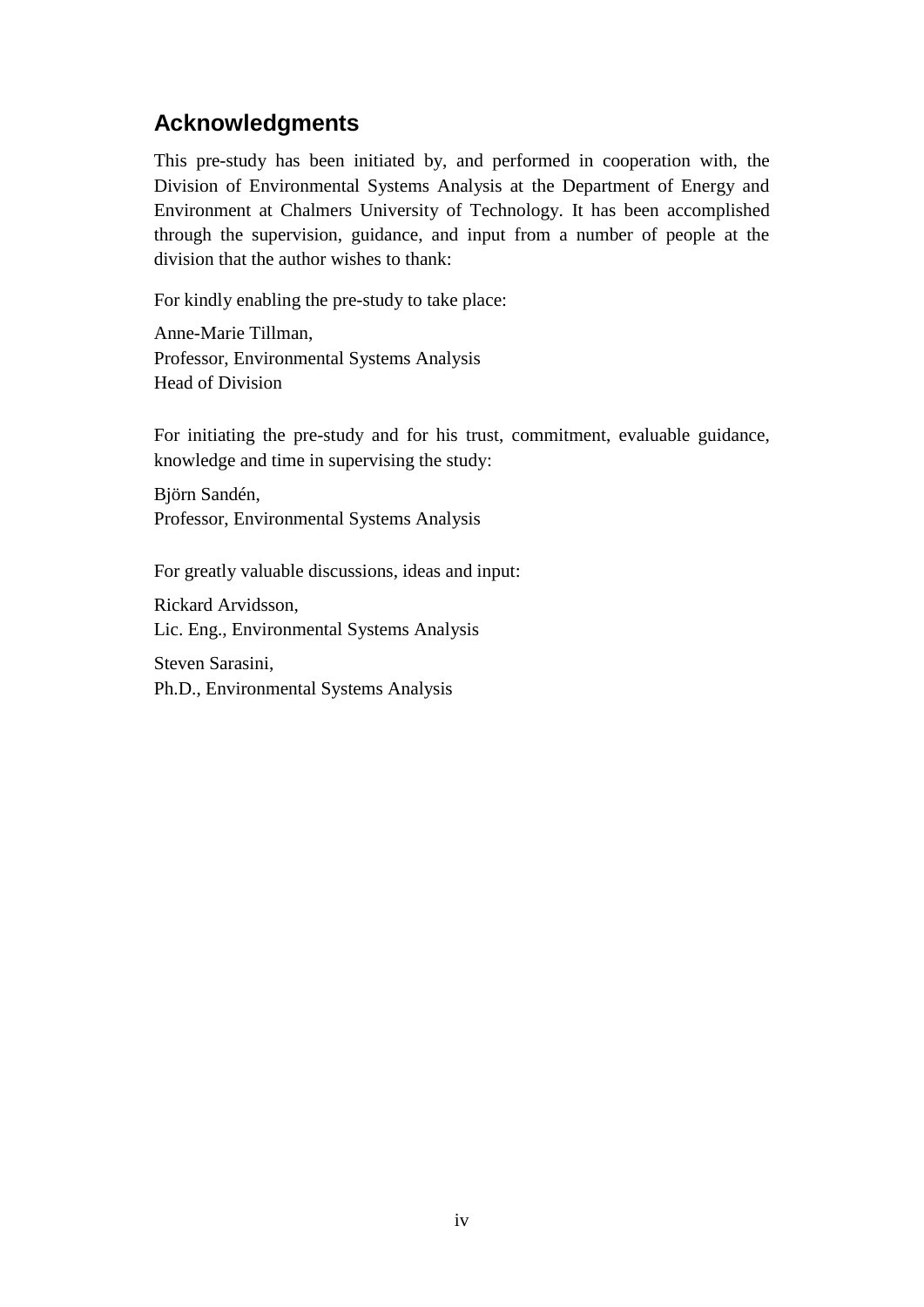## Acknowledgments

This pre-study has been initiated by, and performed in cooperation with, the Division of Environmental Systems Analysis at the Department of Energy and Environment at Chalmers University of Technology. It has been accomplished through the supervision, guidance, and input from a number of people at the division that the author wishes to thank:

For kindly enabling the pre-study to take place:

Anne-Marie Tillman,
Professor, Environmental Systems Analysis
Head of Division

For initiating the pre-study and for his trust, commitment, evaluable guidance, knowledge and time in supervising the study:

Björn Sandén,
Professor, Environmental Systems Analysis

For greatly valuable discussions, ideas and input:

Rickard Arvidsson,
Lic. Eng., Environmental Systems Analysis

Steven Sarasini,
Ph.D., Environmental Systems Analysis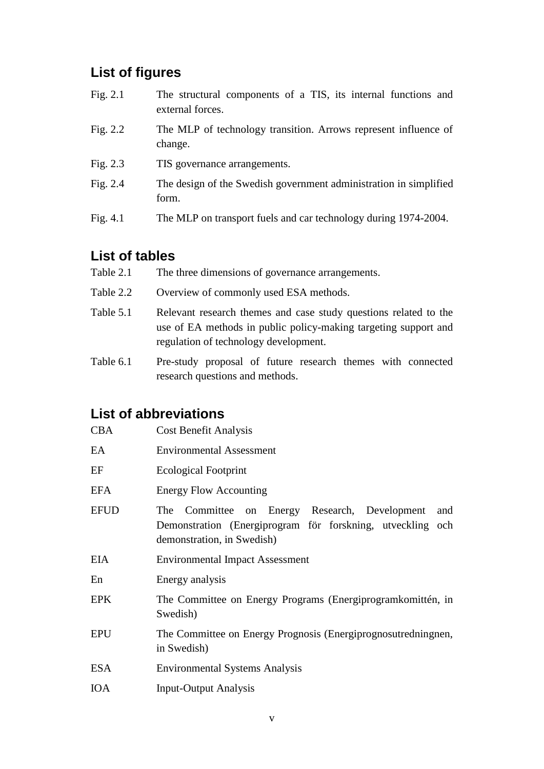## List of figures

| | |
|---|---|
| Fig. 2.1 | The structural components of a TIS, its internal functions and external forces. |
| Fig. 2.2 | The MLP of technology transition. Arrows represent influence of change. |
| Fig. 2.3 | TIS governance arrangements. |
| Fig. 2.4 | The design of the Swedish government administration in simplified form. |
| Fig. 4.1 | The MLP on transport fuels and car technology during 1974-2004. |

## List of tables

| | |
|---|---|
| Table 2.1 | The three dimensions of governance arrangements. |
| Table 2.2 | Overview of commonly used ESA methods. |
| Table 5.1 | Relevant research themes and case study questions related to the use of EA methods in public policy-making targeting support and regulation of technology development. |
| Table 6.1 | Pre-study proposal of future research themes with connected research questions and methods. |

## List of abbreviations

| | |
|---|---|
| CBA | Cost Benefit Analysis |
| EA | Environmental Assessment |
| EF | Ecological Footprint |
| EFA | Energy Flow Accounting |
| EFUD | The Committee on Energy Research, Development and Demonstration (Energiprogram för forskning, utveckling och demonstration, in Swedish) |
| EIA | Environmental Impact Assessment |
| En | Energy analysis |
| EPK | The Committee on Energy Programs (Energiprogramkomittén, in Swedish) |
| EPU | The Committee on Energy Prognosis (Energiprognosutredningnen, in Swedish) |
| ESA | Environmental Systems Analysis |
| IOA | Input-Output Analysis |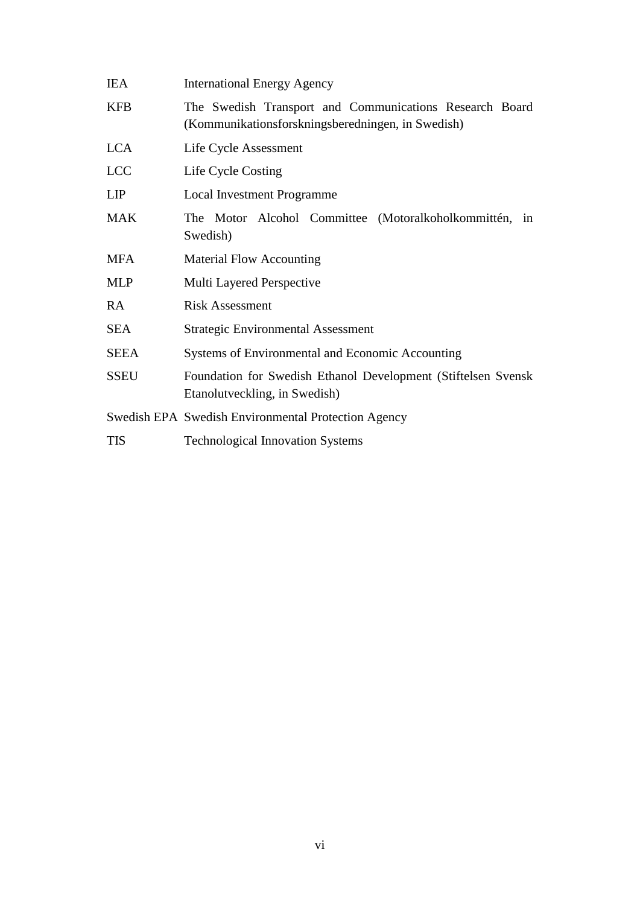| | |
|---|---|
| IEA | International Energy Agency |
| KFB | The Swedish Transport and Communications Research Board (Kommunikationsforskningsberedningen, in Swedish) |
| LCA | Life Cycle Assessment |
| LCC | Life Cycle Costing |
| LIP | Local Investment Programme |
| MAK | The Motor Alcohol Committee (Motoralkoholkommittén, in Swedish) |
| MFA | Material Flow Accounting |
| MLP | Multi Layered Perspective |
| RA | Risk Assessment |
| SEA | Strategic Environmental Assessment |
| SEEA | Systems of Environmental and Economic Accounting |
| SSEU | Foundation for Swedish Ethanol Development (Stiftelsen Svensk Etanolutveckling, in Swedish) |
| Swedish EPA | Swedish Environmental Protection Agency |
| TIS | Technological Innovation Systems |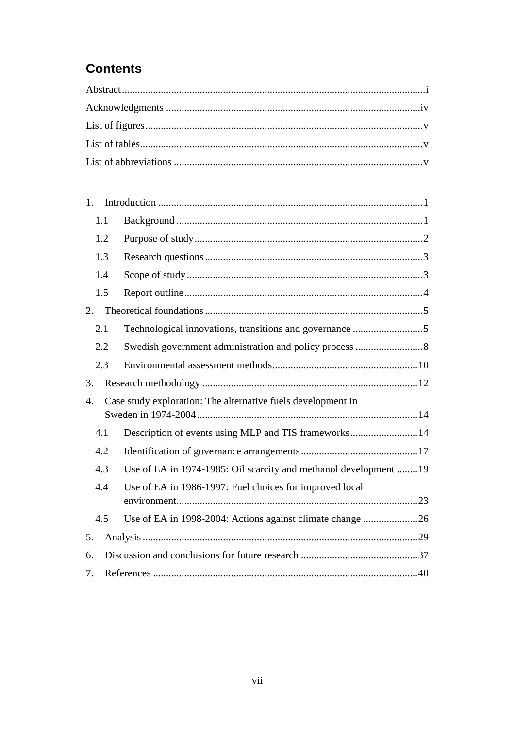# Contents

Abstract ..................................................................................................................i

Acknowledgments ....................................................................................................iv

List of figures ..........................................................................................................v

List of tables ............................................................................................................v

List of abbreviations ................................................................................................v

1. Introduction ........................................................................................................1
   - 1.1 Background ..................................................................................................1
   - 1.2 Purpose of study ...........................................................................................2
   - 1.3 Research questions ........................................................................................3
   - 1.4 Scope of study ..............................................................................................3
   - 1.5 Report outline ...............................................................................................4
2. Theoretical foundations ........................................................................................5
   - 2.1 Technological innovations, transitions and governance ...............................5
   - 2.2 Swedish government administration and policy process .............................8
   - 2.3 Environmental assessment methods ............................................................10
3. Research methodology .......................................................................................12
4. Case study exploration: The alternative fuels development in Sweden in 1974-2004 ..........................................................................................14
   - 4.1 Description of events using MLP and TIS frameworks ..............................14
   - 4.2 Identification of governance arrangements .................................................17
   - 4.3 Use of EA in 1974-1985: Oil scarcity and methanol development ........19
   - 4.4 Use of EA in 1986-1997: Fuel choices for improved local environment ..............................................................................................23
   - 4.5 Use of EA in 1998-2004: Actions against climate change .....................26
5. Analysis ............................................................................................................29
6. Discussion and conclusions for future research ...............................................37
7. References .........................................................................................................40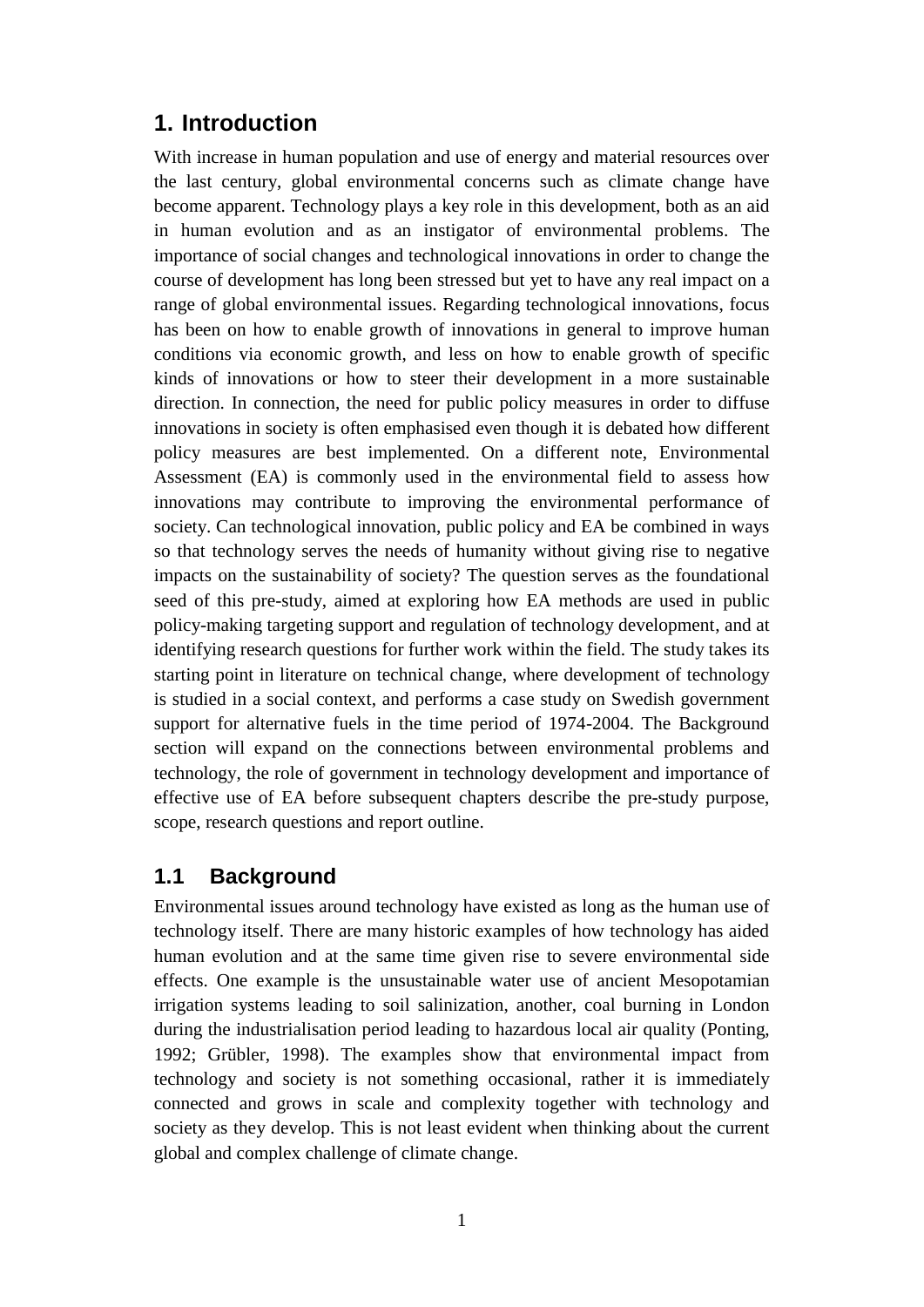# 1. Introduction

With increase in human population and use of energy and material resources over the last century, global environmental concerns such as climate change have become apparent. Technology plays a key role in this development, both as an aid in human evolution and as an instigator of environmental problems. The importance of social changes and technological innovations in order to change the course of development has long been stressed but yet to have any real impact on a range of global environmental issues. Regarding technological innovations, focus has been on how to enable growth of innovations in general to improve human conditions via economic growth, and less on how to enable growth of specific kinds of innovations or how to steer their development in a more sustainable direction. In connection, the need for public policy measures in order to diffuse innovations in society is often emphasised even though it is debated how different policy measures are best implemented. On a different note, Environmental Assessment (EA) is commonly used in the environmental field to assess how innovations may contribute to improving the environmental performance of society. Can technological innovation, public policy and EA be combined in ways so that technology serves the needs of humanity without giving rise to negative impacts on the sustainability of society? The question serves as the foundational seed of this pre-study, aimed at exploring how EA methods are used in public policy-making targeting support and regulation of technology development, and at identifying research questions for further work within the field. The study takes its starting point in literature on technical change, where development of technology is studied in a social context, and performs a case study on Swedish government support for alternative fuels in the time period of 1974-2004. The Background section will expand on the connections between environmental problems and technology, the role of government in technology development and importance of effective use of EA before subsequent chapters describe the pre-study purpose, scope, research questions and report outline.

## 1.1 Background

Environmental issues around technology have existed as long as the human use of technology itself. There are many historic examples of how technology has aided human evolution and at the same time given rise to severe environmental side effects. One example is the unsustainable water use of ancient Mesopotamian irrigation systems leading to soil salinization, another, coal burning in London during the industrialisation period leading to hazardous local air quality (Ponting, 1992; Grübler, 1998). The examples show that environmental impact from technology and society is not something occasional, rather it is immediately connected and grows in scale and complexity together with technology and society as they develop. This is not least evident when thinking about the current global and complex challenge of climate change.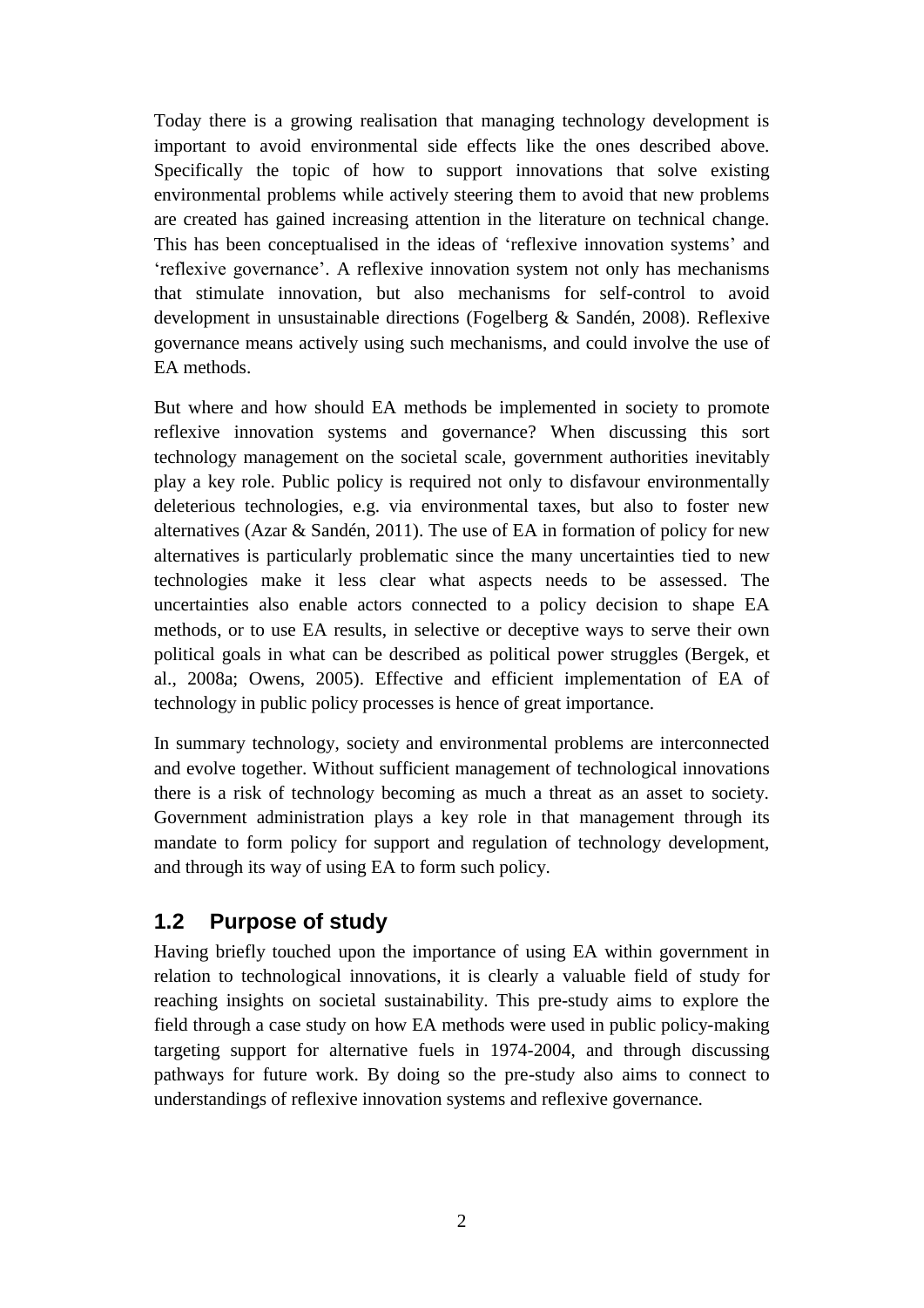Today there is a growing realisation that managing technology development is important to avoid environmental side effects like the ones described above. Specifically the topic of how to support innovations that solve existing environmental problems while actively steering them to avoid that new problems are created has gained increasing attention in the literature on technical change. This has been conceptualised in the ideas of 'reflexive innovation systems' and 'reflexive governance'. A reflexive innovation system not only has mechanisms that stimulate innovation, but also mechanisms for self-control to avoid development in unsustainable directions (Fogelberg & Sandén, 2008). Reflexive governance means actively using such mechanisms, and could involve the use of EA methods.

But where and how should EA methods be implemented in society to promote reflexive innovation systems and governance? When discussing this sort technology management on the societal scale, government authorities inevitably play a key role. Public policy is required not only to disfavour environmentally deleterious technologies, e.g. via environmental taxes, but also to foster new alternatives (Azar & Sandén, 2011). The use of EA in formation of policy for new alternatives is particularly problematic since the many uncertainties tied to new technologies make it less clear what aspects needs to be assessed. The uncertainties also enable actors connected to a policy decision to shape EA methods, or to use EA results, in selective or deceptive ways to serve their own political goals in what can be described as political power struggles (Bergek, et al., 2008a; Owens, 2005). Effective and efficient implementation of EA of technology in public policy processes is hence of great importance.

In summary technology, society and environmental problems are interconnected and evolve together. Without sufficient management of technological innovations there is a risk of technology becoming as much a threat as an asset to society. Government administration plays a key role in that management through its mandate to form policy for support and regulation of technology development, and through its way of using EA to form such policy.

## 1.2 Purpose of study

Having briefly touched upon the importance of using EA within government in relation to technological innovations, it is clearly a valuable field of study for reaching insights on societal sustainability. This pre-study aims to explore the field through a case study on how EA methods were used in public policy-making targeting support for alternative fuels in 1974-2004, and through discussing pathways for future work. By doing so the pre-study also aims to connect to understandings of reflexive innovation systems and reflexive governance.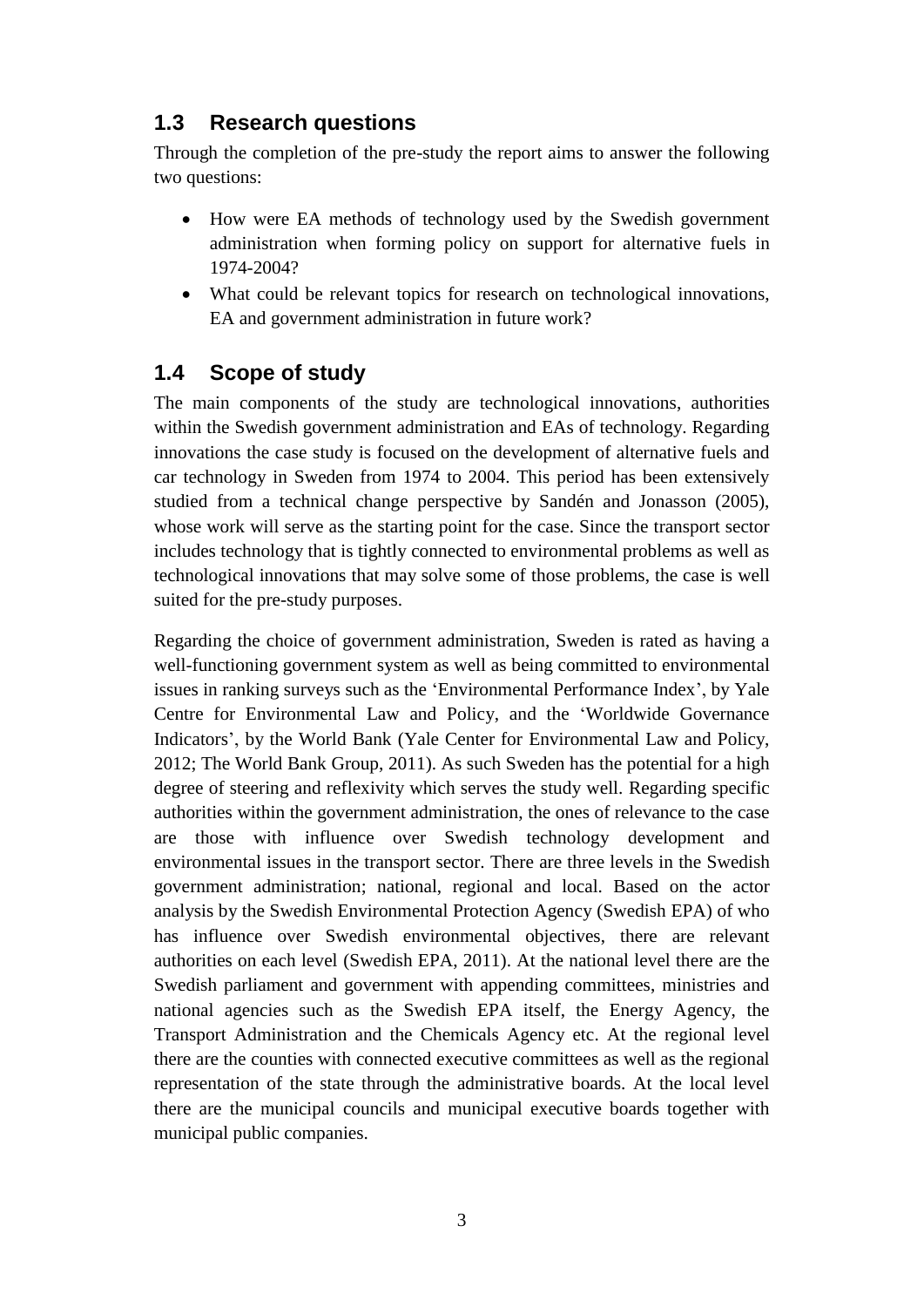## 1.3 Research questions

Through the completion of the pre-study the report aims to answer the following two questions:

- How were EA methods of technology used by the Swedish government administration when forming policy on support for alternative fuels in 1974-2004?
- What could be relevant topics for research on technological innovations, EA and government administration in future work?

## 1.4 Scope of study

The main components of the study are technological innovations, authorities within the Swedish government administration and EAs of technology. Regarding innovations the case study is focused on the development of alternative fuels and car technology in Sweden from 1974 to 2004. This period has been extensively studied from a technical change perspective by Sandén and Jonasson (2005), whose work will serve as the starting point for the case. Since the transport sector includes technology that is tightly connected to environmental problems as well as technological innovations that may solve some of those problems, the case is well suited for the pre-study purposes.

Regarding the choice of government administration, Sweden is rated as having a well-functioning government system as well as being committed to environmental issues in ranking surveys such as the 'Environmental Performance Index', by Yale Centre for Environmental Law and Policy, and the 'Worldwide Governance Indicators', by the World Bank (Yale Center for Environmental Law and Policy, 2012; The World Bank Group, 2011). As such Sweden has the potential for a high degree of steering and reflexivity which serves the study well. Regarding specific authorities within the government administration, the ones of relevance to the case are those with influence over Swedish technology development and environmental issues in the transport sector. There are three levels in the Swedish government administration; national, regional and local. Based on the actor analysis by the Swedish Environmental Protection Agency (Swedish EPA) of who has influence over Swedish environmental objectives, there are relevant authorities on each level (Swedish EPA, 2011). At the national level there are the Swedish parliament and government with appending committees, ministries and national agencies such as the Swedish EPA itself, the Energy Agency, the Transport Administration and the Chemicals Agency etc. At the regional level there are the counties with connected executive committees as well as the regional representation of the state through the administrative boards. At the local level there are the municipal councils and municipal executive boards together with municipal public companies.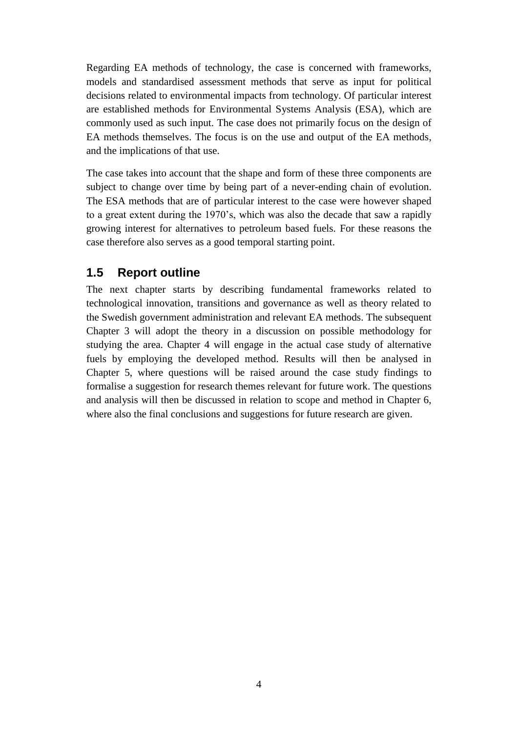Regarding EA methods of technology, the case is concerned with frameworks, models and standardised assessment methods that serve as input for political decisions related to environmental impacts from technology. Of particular interest are established methods for Environmental Systems Analysis (ESA), which are commonly used as such input. The case does not primarily focus on the design of EA methods themselves. The focus is on the use and output of the EA methods, and the implications of that use.

The case takes into account that the shape and form of these three components are subject to change over time by being part of a never-ending chain of evolution. The ESA methods that are of particular interest to the case were however shaped to a great extent during the 1970's, which was also the decade that saw a rapidly growing interest for alternatives to petroleum based fuels. For these reasons the case therefore also serves as a good temporal starting point.

## 1.5 Report outline

The next chapter starts by describing fundamental frameworks related to technological innovation, transitions and governance as well as theory related to the Swedish government administration and relevant EA methods. The subsequent Chapter 3 will adopt the theory in a discussion on possible methodology for studying the area. Chapter 4 will engage in the actual case study of alternative fuels by employing the developed method. Results will then be analysed in Chapter 5, where questions will be raised around the case study findings to formalise a suggestion for research themes relevant for future work. The questions and analysis will then be discussed in relation to scope and method in Chapter 6, where also the final conclusions and suggestions for future research are given.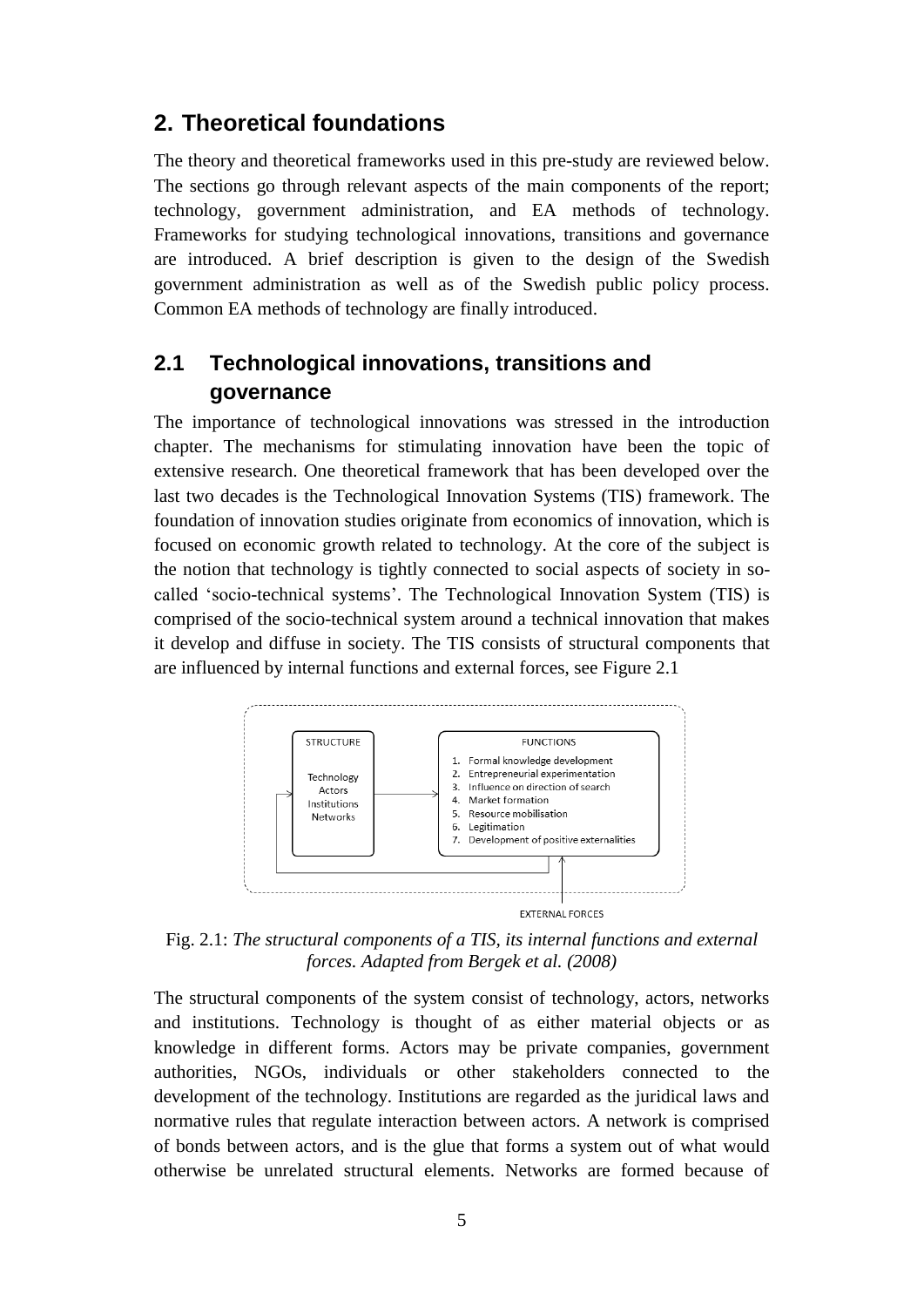## 2. Theoretical foundations

The theory and theoretical frameworks used in this pre-study are reviewed below. The sections go through relevant aspects of the main components of the report; technology, government administration, and EA methods of technology. Frameworks for studying technological innovations, transitions and governance are introduced. A brief description is given to the design of the Swedish government administration as well as of the Swedish public policy process. Common EA methods of technology are finally introduced.

### 2.1 Technological innovations, transitions and governance

The importance of technological innovations was stressed in the introduction chapter. The mechanisms for stimulating innovation have been the topic of extensive research. One theoretical framework that has been developed over the last two decades is the Technological Innovation Systems (TIS) framework. The foundation of innovation studies originate from economics of innovation, which is focused on economic growth related to technology. At the core of the subject is the notion that technology is tightly connected to social aspects of society in so-called 'socio-technical systems'. The Technological Innovation System (TIS) is comprised of the socio-technical system around a technical innovation that makes it develop and diffuse in society. The TIS consists of structural components that are influenced by internal functions and external forces, see Figure 2.1

STRUCTURE

Technology
Actors
Institutions
Networks

FUNCTIONS

1. Formal knowledge development
2. Entrepreneurial experimentation
3. Influence on direction of search
4. Market formation
5. Resource mobilisation
6. Legitimation
7. Development of positive externalities

EXTERNAL FORCES

Fig. 2.1: *The structural components of a TIS, its internal functions and external forces. Adapted from Bergek et al. (2008)*

The structural components of the system consist of technology, actors, networks and institutions. Technology is thought of as either material objects or as knowledge in different forms. Actors may be private companies, government authorities, NGOs, individuals or other stakeholders connected to the development of the technology. Institutions are regarded as the juridical laws and normative rules that regulate interaction between actors. A network is comprised of bonds between actors, and is the glue that forms a system out of what would otherwise be unrelated structural elements. Networks are formed because of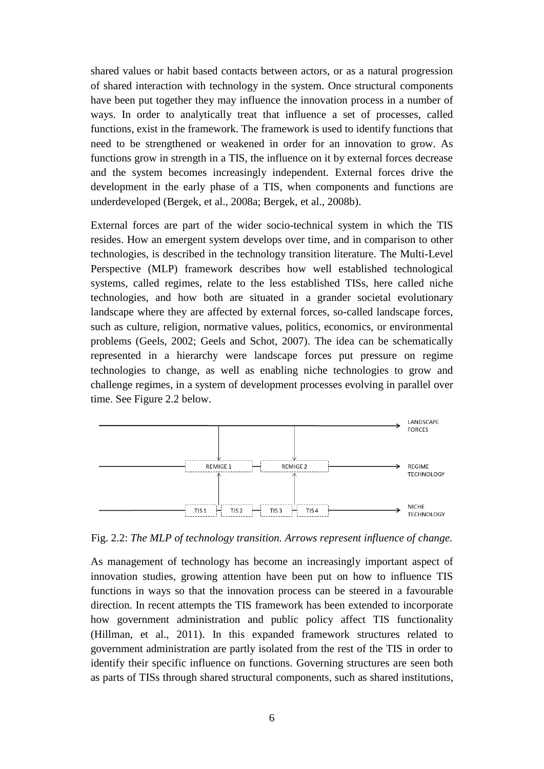shared values or habit based contacts between actors, or as a natural progression of shared interaction with technology in the system. Once structural components have been put together they may influence the innovation process in a number of ways. In order to analytically treat that influence a set of processes, called functions, exist in the framework. The framework is used to identify functions that need to be strengthened or weakened in order for an innovation to grow. As functions grow in strength in a TIS, the influence on it by external forces decrease and the system becomes increasingly independent. External forces drive the development in the early phase of a TIS, when components and functions are underdeveloped (Bergek, et al., 2008a; Bergek, et al., 2008b).

External forces are part of the wider socio-technical system in which the TIS resides. How an emergent system develops over time, and in comparison to other technologies, is described in the technology transition literature. The Multi-Level Perspective (MLP) framework describes how well established technological systems, called regimes, relate to the less established TISs, here called niche technologies, and how both are situated in a grander societal evolutionary landscape where they are affected by external forces, so-called landscape forces, such as culture, religion, normative values, politics, economics, or environmental problems (Geels, 2002; Geels and Schot, 2007). The idea can be schematically represented in a hierarchy were landscape forces put pressure on regime technologies to change, as well as enabling niche technologies to grow and challenge regimes, in a system of development processes evolving in parallel over time. See Figure 2.2 below.

LANDSCAPE FORCES

REMIGE 1 — REMIGE 2 — REGIME TECHNOLOGY

TIS 1 — TIS 2 — TIS 3 — TIS 4 — NICHE TECHNOLOGY

Fig. 2.2: *The MLP of technology transition. Arrows represent influence of change.*

As management of technology has become an increasingly important aspect of innovation studies, growing attention have been put on how to influence TIS functions in ways so that the innovation process can be steered in a favourable direction. In recent attempts the TIS framework has been extended to incorporate how government administration and public policy affect TIS functionality (Hillman, et al., 2011). In this expanded framework structures related to government administration are partly isolated from the rest of the TIS in order to identify their specific influence on functions. Governing structures are seen both as parts of TISs through shared structural components, such as shared institutions,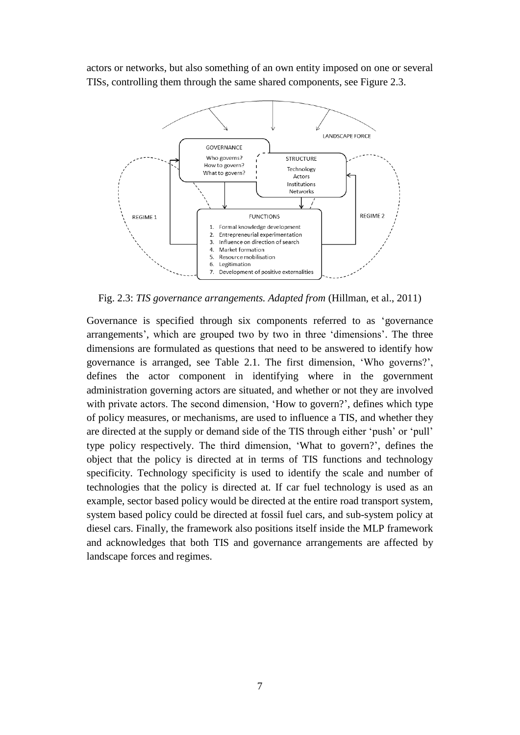actors or networks, but also something of an own entity imposed on one or several TISs, controlling them through the same shared components, see Figure 2.3.

Fig. 2.3: *TIS governance arrangements. Adapted from* (Hillman, et al., 2011)

Governance is specified through six components referred to as 'governance arrangements', which are grouped two by two in three 'dimensions'. The three dimensions are formulated as questions that need to be answered to identify how governance is arranged, see Table 2.1. The first dimension, 'Who governs?', defines the actor component in identifying where in the government administration governing actors are situated, and whether or not they are involved with private actors. The second dimension, 'How to govern?', defines which type of policy measures, or mechanisms, are used to influence a TIS, and whether they are directed at the supply or demand side of the TIS through either 'push' or 'pull' type policy respectively. The third dimension, 'What to govern?', defines the object that the policy is directed at in terms of TIS functions and technology specificity. Technology specificity is used to identify the scale and number of technologies that the policy is directed at. If car fuel technology is used as an example, sector based policy would be directed at the entire road transport system, system based policy could be directed at fossil fuel cars, and sub-system policy at diesel cars. Finally, the framework also positions itself inside the MLP framework and acknowledges that both TIS and governance arrangements are affected by landscape forces and regimes.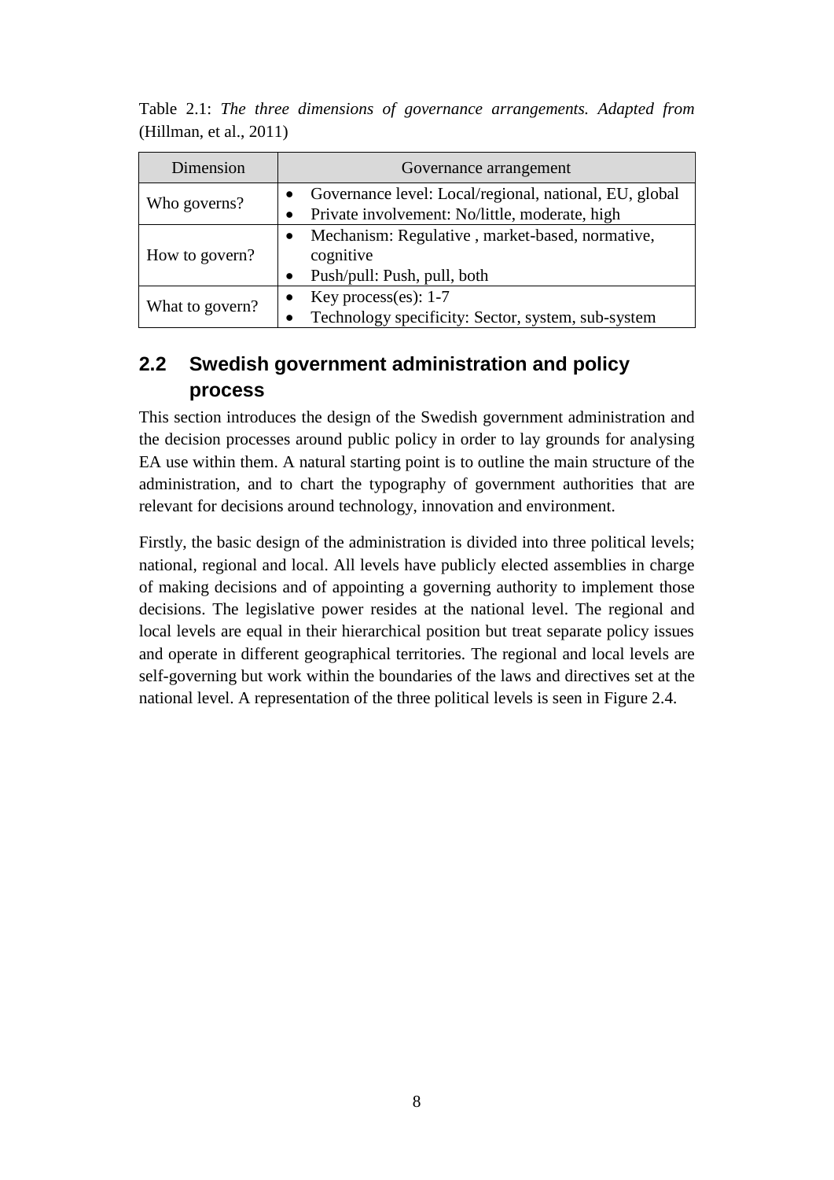Table 2.1: *The three dimensions of governance arrangements. Adapted from* (Hillman, et al., 2011)

| Dimension | Governance arrangement |
| --- | --- |
| Who governs? | • Governance level: Local/regional, national, EU, global<br>• Private involvement: No/little, moderate, high |
| How to govern? | • Mechanism: Regulative , market-based, normative, cognitive<br>• Push/pull: Push, pull, both |
| What to govern? | • Key process(es): 1-7<br>• Technology specificity: Sector, system, sub-system |

## 2.2 Swedish government administration and policy process

This section introduces the design of the Swedish government administration and the decision processes around public policy in order to lay grounds for analysing EA use within them. A natural starting point is to outline the main structure of the administration, and to chart the typography of government authorities that are relevant for decisions around technology, innovation and environment.

Firstly, the basic design of the administration is divided into three political levels; national, regional and local. All levels have publicly elected assemblies in charge of making decisions and of appointing a governing authority to implement those decisions. The legislative power resides at the national level. The regional and local levels are equal in their hierarchical position but treat separate policy issues and operate in different geographical territories. The regional and local levels are self-governing but work within the boundaries of the laws and directives set at the national level. A representation of the three political levels is seen in Figure 2.4.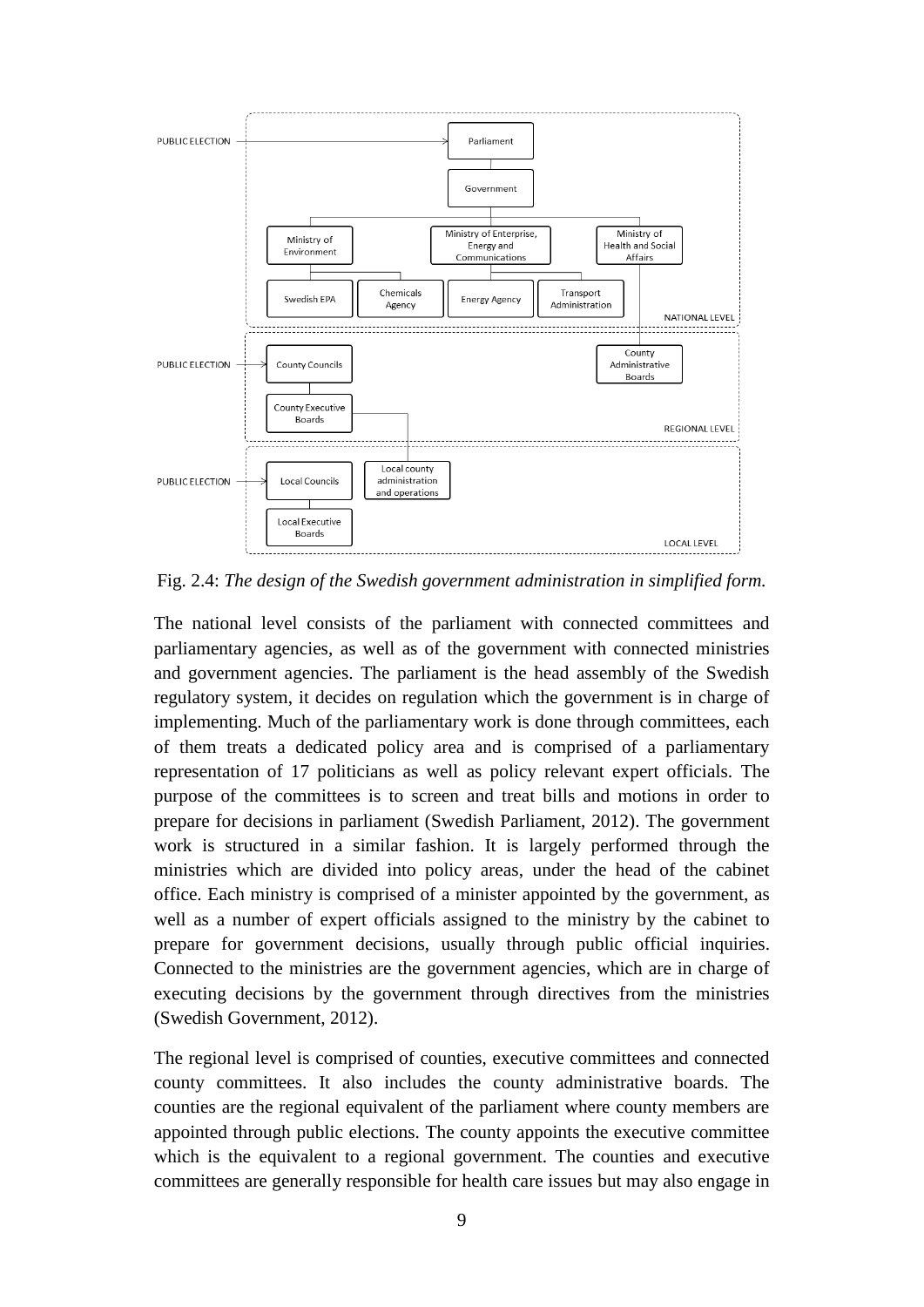Fig. 2.4: *The design of the Swedish government administration in simplified form.*

The national level consists of the parliament with connected committees and parliamentary agencies, as well as of the government with connected ministries and government agencies. The parliament is the head assembly of the Swedish regulatory system, it decides on regulation which the government is in charge of implementing. Much of the parliamentary work is done through committees, each of them treats a dedicated policy area and is comprised of a parliamentary representation of 17 politicians as well as policy relevant expert officials. The purpose of the committees is to screen and treat bills and motions in order to prepare for decisions in parliament (Swedish Parliament, 2012). The government work is structured in a similar fashion. It is largely performed through the ministries which are divided into policy areas, under the head of the cabinet office. Each ministry is comprised of a minister appointed by the government, as well as a number of expert officials assigned to the ministry by the cabinet to prepare for government decisions, usually through public official inquiries. Connected to the ministries are the government agencies, which are in charge of executing decisions by the government through directives from the ministries (Swedish Government, 2012).

The regional level is comprised of counties, executive committees and connected county committees. It also includes the county administrative boards. The counties are the regional equivalent of the parliament where county members are appointed through public elections. The county appoints the executive committee which is the equivalent to a regional government. The counties and executive committees are generally responsible for health care issues but may also engage in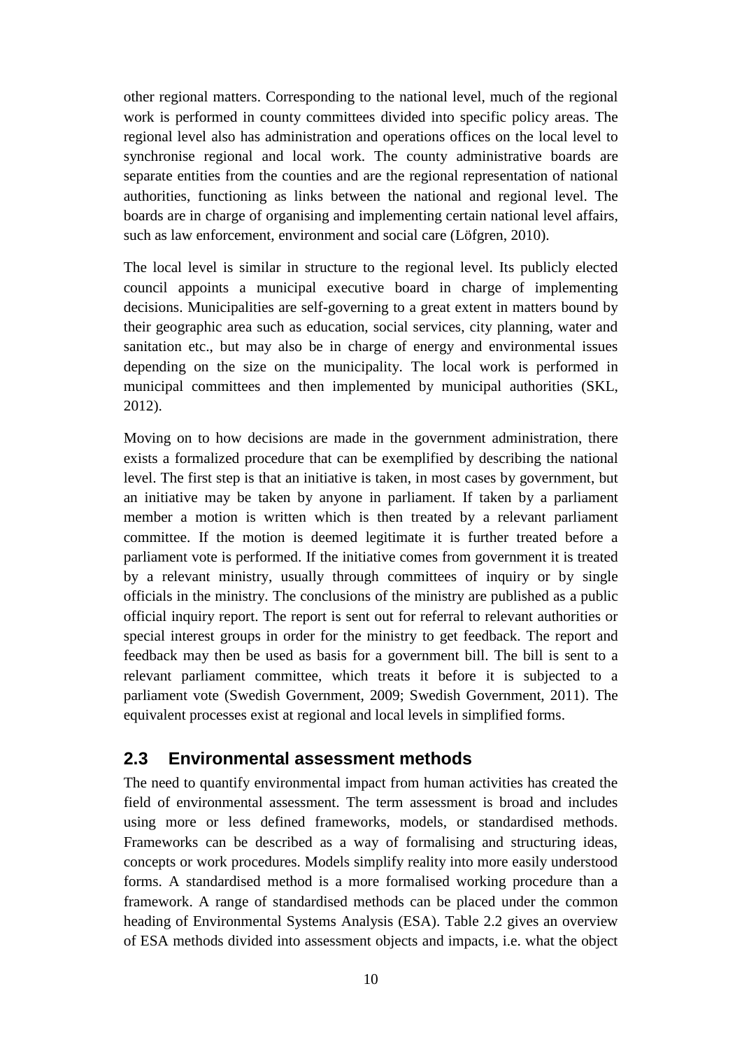other regional matters. Corresponding to the national level, much of the regional work is performed in county committees divided into specific policy areas. The regional level also has administration and operations offices on the local level to synchronise regional and local work. The county administrative boards are separate entities from the counties and are the regional representation of national authorities, functioning as links between the national and regional level. The boards are in charge of organising and implementing certain national level affairs, such as law enforcement, environment and social care (Löfgren, 2010).

The local level is similar in structure to the regional level. Its publicly elected council appoints a municipal executive board in charge of implementing decisions. Municipalities are self-governing to a great extent in matters bound by their geographic area such as education, social services, city planning, water and sanitation etc., but may also be in charge of energy and environmental issues depending on the size on the municipality. The local work is performed in municipal committees and then implemented by municipal authorities (SKL, 2012).

Moving on to how decisions are made in the government administration, there exists a formalized procedure that can be exemplified by describing the national level. The first step is that an initiative is taken, in most cases by government, but an initiative may be taken by anyone in parliament. If taken by a parliament member a motion is written which is then treated by a relevant parliament committee. If the motion is deemed legitimate it is further treated before a parliament vote is performed. If the initiative comes from government it is treated by a relevant ministry, usually through committees of inquiry or by single officials in the ministry. The conclusions of the ministry are published as a public official inquiry report. The report is sent out for referral to relevant authorities or special interest groups in order for the ministry to get feedback. The report and feedback may then be used as basis for a government bill. The bill is sent to a relevant parliament committee, which treats it before it is subjected to a parliament vote (Swedish Government, 2009; Swedish Government, 2011). The equivalent processes exist at regional and local levels in simplified forms.

## 2.3 Environmental assessment methods

The need to quantify environmental impact from human activities has created the field of environmental assessment. The term assessment is broad and includes using more or less defined frameworks, models, or standardised methods. Frameworks can be described as a way of formalising and structuring ideas, concepts or work procedures. Models simplify reality into more easily understood forms. A standardised method is a more formalised working procedure than a framework. A range of standardised methods can be placed under the common heading of Environmental Systems Analysis (ESA). Table 2.2 gives an overview of ESA methods divided into assessment objects and impacts, i.e. what the object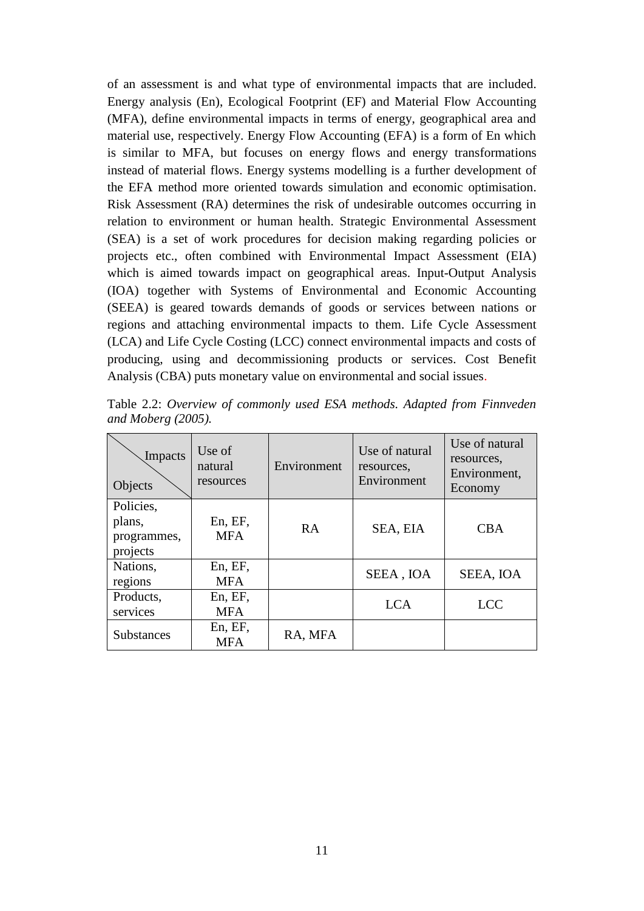of an assessment is and what type of environmental impacts that are included. Energy analysis (En), Ecological Footprint (EF) and Material Flow Accounting (MFA), define environmental impacts in terms of energy, geographical area and material use, respectively. Energy Flow Accounting (EFA) is a form of En which is similar to MFA, but focuses on energy flows and energy transformations instead of material flows. Energy systems modelling is a further development of the EFA method more oriented towards simulation and economic optimisation. Risk Assessment (RA) determines the risk of undesirable outcomes occurring in relation to environment or human health. Strategic Environmental Assessment (SEA) is a set of work procedures for decision making regarding policies or projects etc., often combined with Environmental Impact Assessment (EIA) which is aimed towards impact on geographical areas. Input-Output Analysis (IOA) together with Systems of Environmental and Economic Accounting (SEEA) is geared towards demands of goods or services between nations or regions and attaching environmental impacts to them. Life Cycle Assessment (LCA) and Life Cycle Costing (LCC) connect environmental impacts and costs of producing, using and decommissioning products or services. Cost Benefit Analysis (CBA) puts monetary value on environmental and social issues.

Table 2.2: *Overview of commonly used ESA methods. Adapted from Finnveden and Moberg (2005).*

| Impacts / Objects | Use of natural resources | Environment | Use of natural resources, Environment | Use of natural resources, Environment, Economy |
|---|---|---|---|---|
| Policies, plans, programmes, projects | En, EF, MFA | RA | SEA, EIA | CBA |
| Nations, regions | En, EF, MFA | | SEEA , IOA | SEEA, IOA |
| Products, services | En, EF, MFA | | LCA | LCC |
| Substances | En, EF, MFA | RA, MFA | | |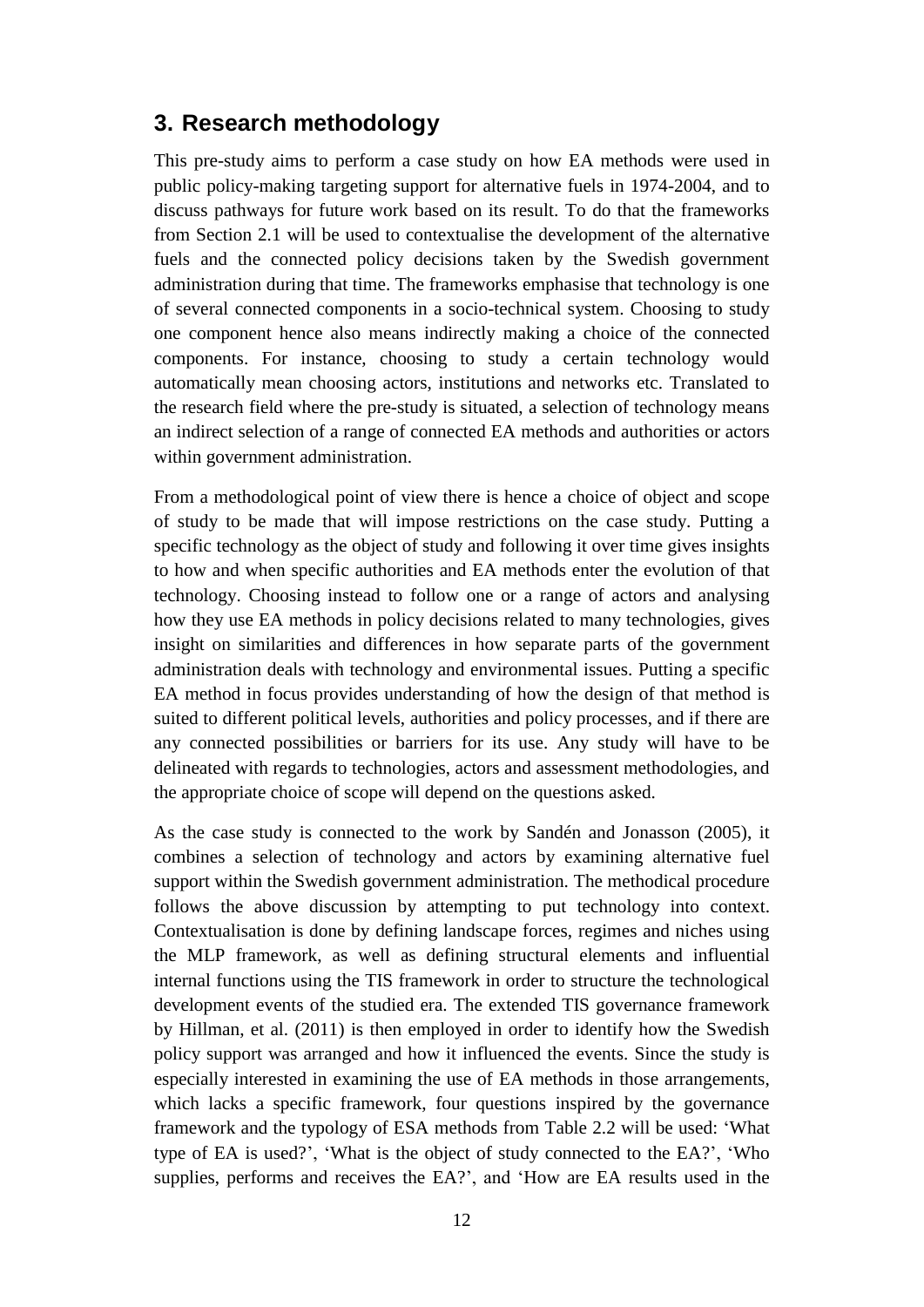## 3. Research methodology

This pre-study aims to perform a case study on how EA methods were used in public policy-making targeting support for alternative fuels in 1974-2004, and to discuss pathways for future work based on its result. To do that the frameworks from Section 2.1 will be used to contextualise the development of the alternative fuels and the connected policy decisions taken by the Swedish government administration during that time. The frameworks emphasise that technology is one of several connected components in a socio-technical system. Choosing to study one component hence also means indirectly making a choice of the connected components. For instance, choosing to study a certain technology would automatically mean choosing actors, institutions and networks etc. Translated to the research field where the pre-study is situated, a selection of technology means an indirect selection of a range of connected EA methods and authorities or actors within government administration.

From a methodological point of view there is hence a choice of object and scope of study to be made that will impose restrictions on the case study. Putting a specific technology as the object of study and following it over time gives insights to how and when specific authorities and EA methods enter the evolution of that technology. Choosing instead to follow one or a range of actors and analysing how they use EA methods in policy decisions related to many technologies, gives insight on similarities and differences in how separate parts of the government administration deals with technology and environmental issues. Putting a specific EA method in focus provides understanding of how the design of that method is suited to different political levels, authorities and policy processes, and if there are any connected possibilities or barriers for its use. Any study will have to be delineated with regards to technologies, actors and assessment methodologies, and the appropriate choice of scope will depend on the questions asked.

As the case study is connected to the work by Sandén and Jonasson (2005), it combines a selection of technology and actors by examining alternative fuel support within the Swedish government administration. The methodical procedure follows the above discussion by attempting to put technology into context. Contextualisation is done by defining landscape forces, regimes and niches using the MLP framework, as well as defining structural elements and influential internal functions using the TIS framework in order to structure the technological development events of the studied era. The extended TIS governance framework by Hillman, et al. (2011) is then employed in order to identify how the Swedish policy support was arranged and how it influenced the events. Since the study is especially interested in examining the use of EA methods in those arrangements, which lacks a specific framework, four questions inspired by the governance framework and the typology of ESA methods from Table 2.2 will be used: 'What type of EA is used?', 'What is the object of study connected to the EA?', 'Who supplies, performs and receives the EA?', and 'How are EA results used in the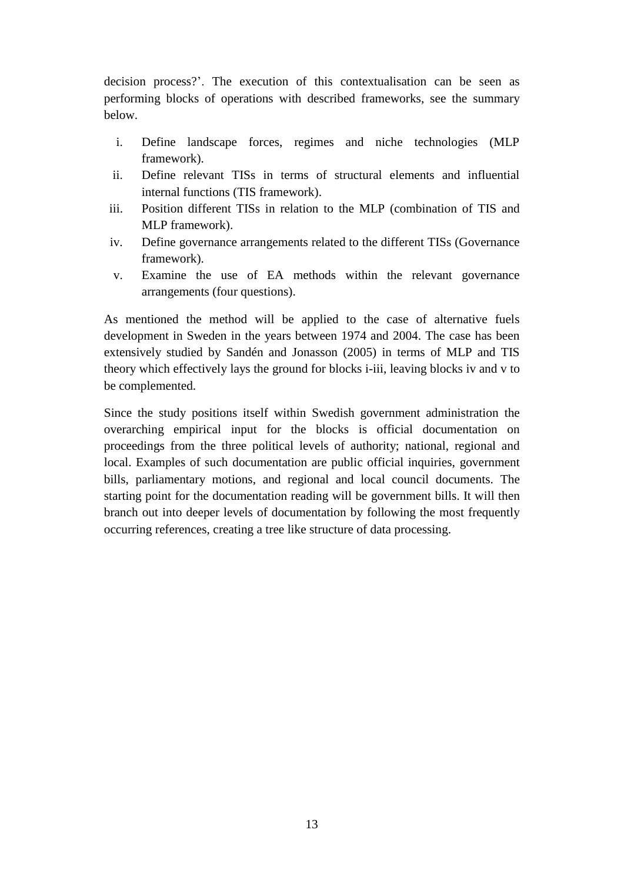decision process?'. The execution of this contextualisation can be seen as performing blocks of operations with described frameworks, see the summary below.

i. Define landscape forces, regimes and niche technologies (MLP framework).
ii. Define relevant TISs in terms of structural elements and influential internal functions (TIS framework).
iii. Position different TISs in relation to the MLP (combination of TIS and MLP framework).
iv. Define governance arrangements related to the different TISs (Governance framework).
v. Examine the use of EA methods within the relevant governance arrangements (four questions).

As mentioned the method will be applied to the case of alternative fuels development in Sweden in the years between 1974 and 2004. The case has been extensively studied by Sandén and Jonasson (2005) in terms of MLP and TIS theory which effectively lays the ground for blocks i-iii, leaving blocks iv and v to be complemented.

Since the study positions itself within Swedish government administration the overarching empirical input for the blocks is official documentation on proceedings from the three political levels of authority; national, regional and local. Examples of such documentation are public official inquiries, government bills, parliamentary motions, and regional and local council documents. The starting point for the documentation reading will be government bills. It will then branch out into deeper levels of documentation by following the most frequently occurring references, creating a tree like structure of data processing.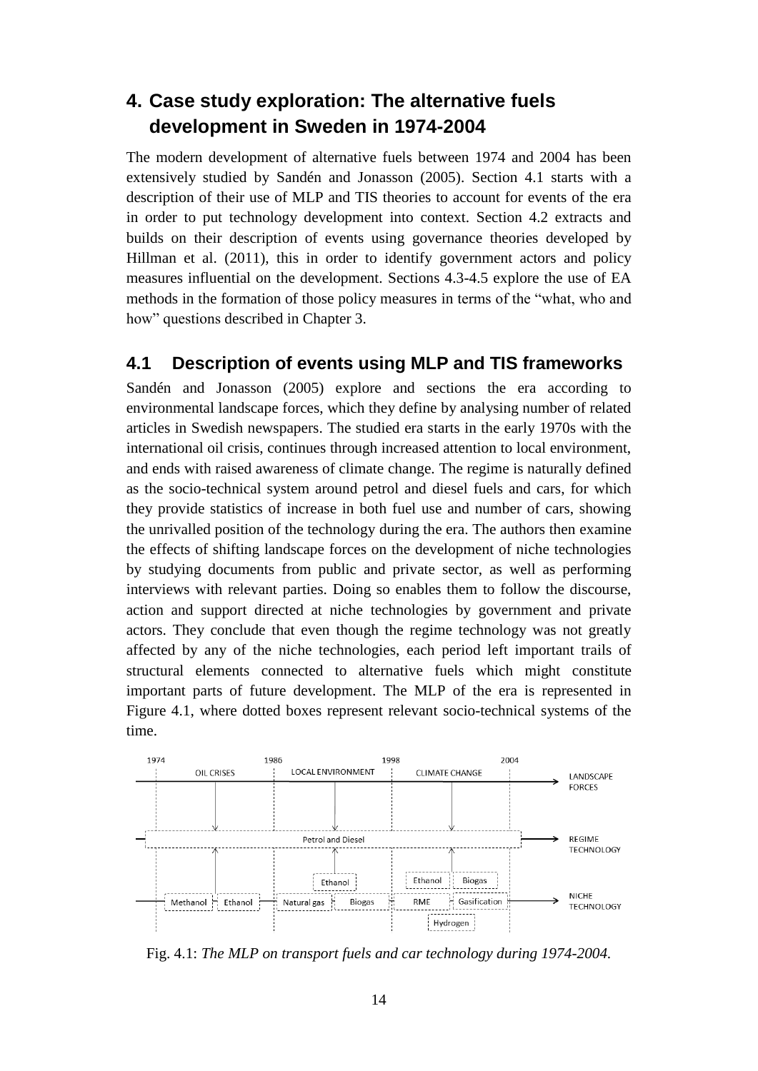# 4. Case study exploration: The alternative fuels development in Sweden in 1974-2004

The modern development of alternative fuels between 1974 and 2004 has been extensively studied by Sandén and Jonasson (2005). Section 4.1 starts with a description of their use of MLP and TIS theories to account for events of the era in order to put technology development into context. Section 4.2 extracts and builds on their description of events using governance theories developed by Hillman et al. (2011), this in order to identify government actors and policy measures influential on the development. Sections 4.3-4.5 explore the use of EA methods in the formation of those policy measures in terms of the "what, who and how" questions described in Chapter 3.

## 4.1 Description of events using MLP and TIS frameworks

Sandén and Jonasson (2005) explore and sections the era according to environmental landscape forces, which they define by analysing number of related articles in Swedish newspapers. The studied era starts in the early 1970s with the international oil crisis, continues through increased attention to local environment, and ends with raised awareness of climate change. The regime is naturally defined as the socio-technical system around petrol and diesel fuels and cars, for which they provide statistics of increase in both fuel use and number of cars, showing the unrivalled position of the technology during the era. The authors then examine the effects of shifting landscape forces on the development of niche technologies by studying documents from public and private sector, as well as performing interviews with relevant parties. Doing so enables them to follow the discourse, action and support directed at niche technologies by government and private actors. They conclude that even though the regime technology was not greatly affected by any of the niche technologies, each period left important trails of structural elements connected to alternative fuels which might constitute important parts of future development. The MLP of the era is represented in Figure 4.1, where dotted boxes represent relevant socio-technical systems of the time.

Fig. 4.1: *The MLP on transport fuels and car technology during 1974-2004.*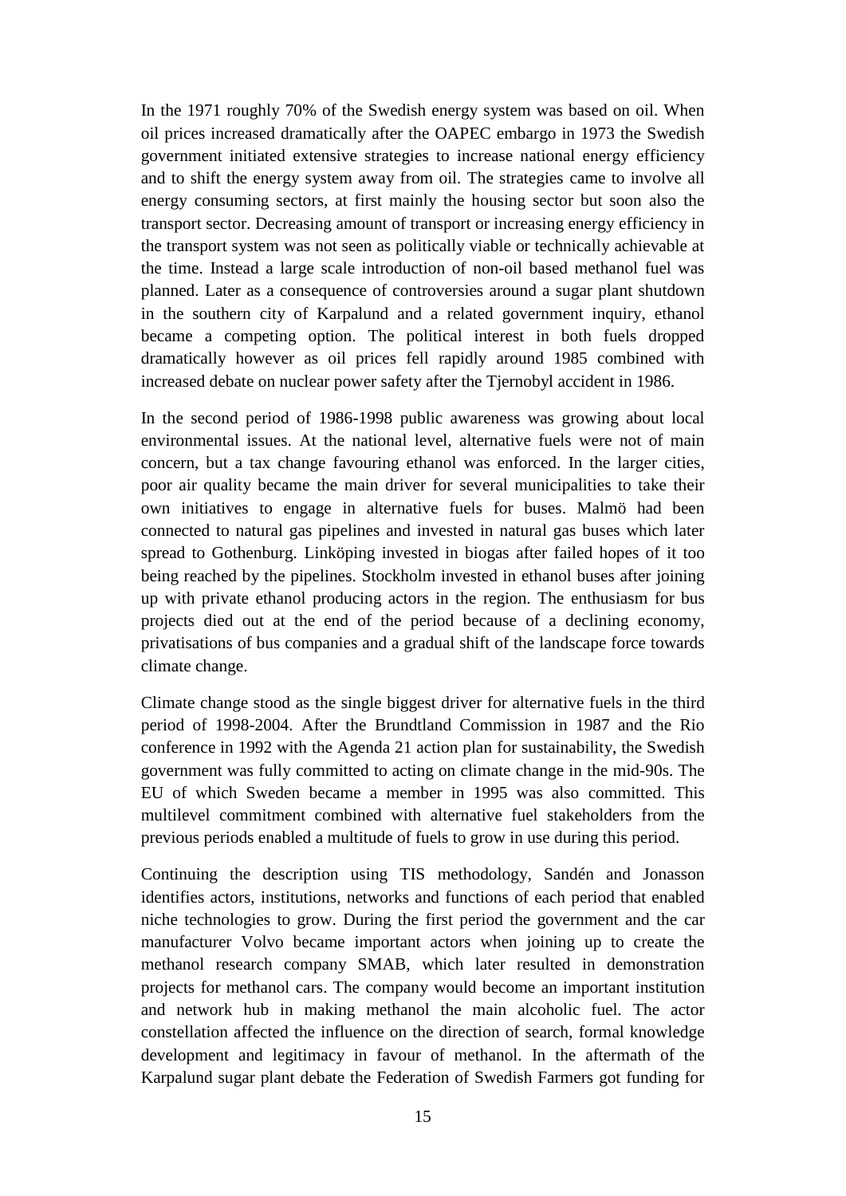In the 1971 roughly 70% of the Swedish energy system was based on oil. When oil prices increased dramatically after the OAPEC embargo in 1973 the Swedish government initiated extensive strategies to increase national energy efficiency and to shift the energy system away from oil. The strategies came to involve all energy consuming sectors, at first mainly the housing sector but soon also the transport sector. Decreasing amount of transport or increasing energy efficiency in the transport system was not seen as politically viable or technically achievable at the time. Instead a large scale introduction of non-oil based methanol fuel was planned. Later as a consequence of controversies around a sugar plant shutdown in the southern city of Karpalund and a related government inquiry, ethanol became a competing option. The political interest in both fuels dropped dramatically however as oil prices fell rapidly around 1985 combined with increased debate on nuclear power safety after the Tjernobyl accident in 1986.

In the second period of 1986-1998 public awareness was growing about local environmental issues. At the national level, alternative fuels were not of main concern, but a tax change favouring ethanol was enforced. In the larger cities, poor air quality became the main driver for several municipalities to take their own initiatives to engage in alternative fuels for buses. Malmö had been connected to natural gas pipelines and invested in natural gas buses which later spread to Gothenburg. Linköping invested in biogas after failed hopes of it too being reached by the pipelines. Stockholm invested in ethanol buses after joining up with private ethanol producing actors in the region. The enthusiasm for bus projects died out at the end of the period because of a declining economy, privatisations of bus companies and a gradual shift of the landscape force towards climate change.

Climate change stood as the single biggest driver for alternative fuels in the third period of 1998-2004. After the Brundtland Commission in 1987 and the Rio conference in 1992 with the Agenda 21 action plan for sustainability, the Swedish government was fully committed to acting on climate change in the mid-90s. The EU of which Sweden became a member in 1995 was also committed. This multilevel commitment combined with alternative fuel stakeholders from the previous periods enabled a multitude of fuels to grow in use during this period.

Continuing the description using TIS methodology, Sandén and Jonasson identifies actors, institutions, networks and functions of each period that enabled niche technologies to grow. During the first period the government and the car manufacturer Volvo became important actors when joining up to create the methanol research company SMAB, which later resulted in demonstration projects for methanol cars. The company would become an important institution and network hub in making methanol the main alcoholic fuel. The actor constellation affected the influence on the direction of search, formal knowledge development and legitimacy in favour of methanol. In the aftermath of the Karpalund sugar plant debate the Federation of Swedish Farmers got funding for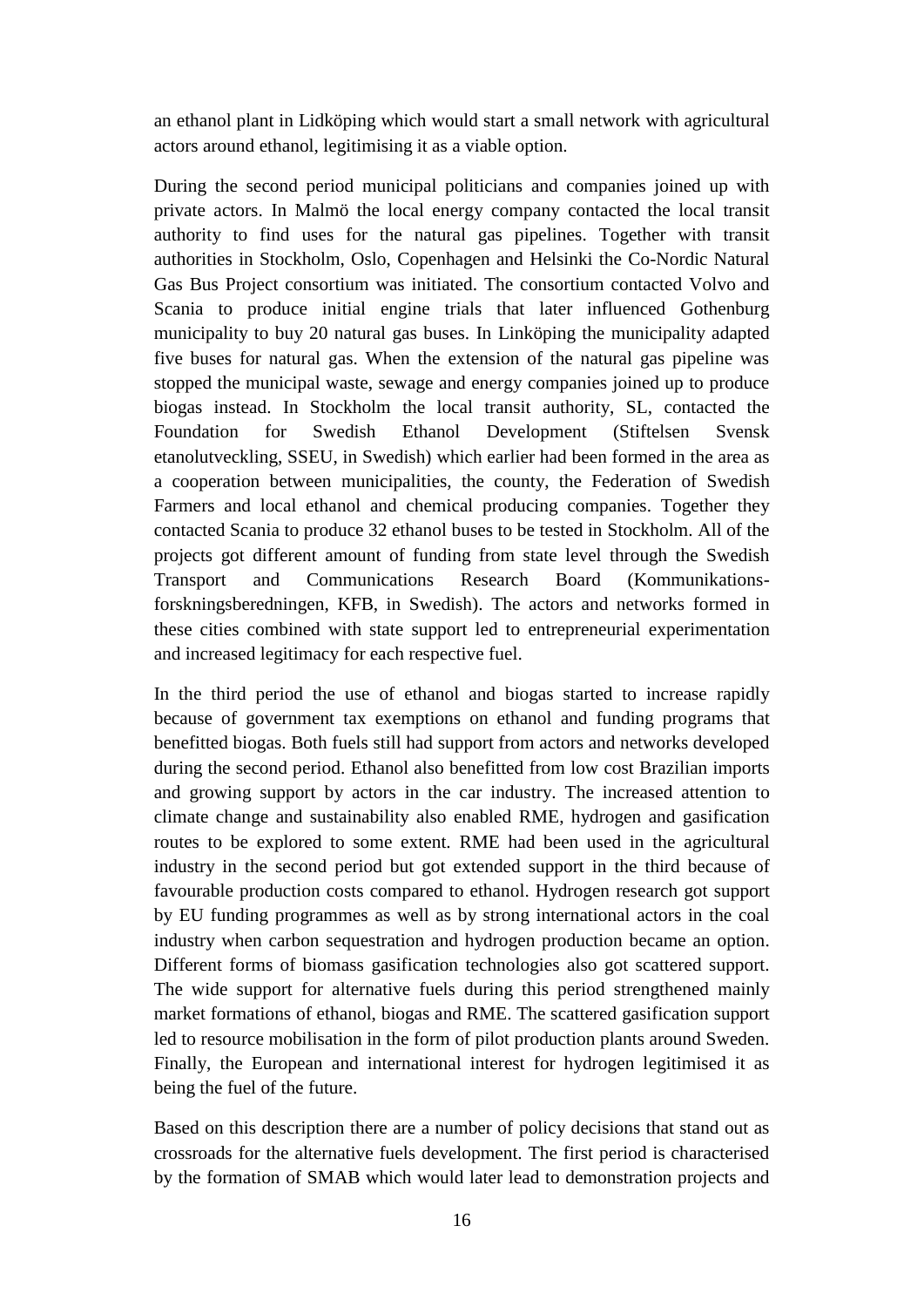an ethanol plant in Lidköping which would start a small network with agricultural actors around ethanol, legitimising it as a viable option.

During the second period municipal politicians and companies joined up with private actors. In Malmö the local energy company contacted the local transit authority to find uses for the natural gas pipelines. Together with transit authorities in Stockholm, Oslo, Copenhagen and Helsinki the Co-Nordic Natural Gas Bus Project consortium was initiated. The consortium contacted Volvo and Scania to produce initial engine trials that later influenced Gothenburg municipality to buy 20 natural gas buses. In Linköping the municipality adapted five buses for natural gas. When the extension of the natural gas pipeline was stopped the municipal waste, sewage and energy companies joined up to produce biogas instead. In Stockholm the local transit authority, SL, contacted the Foundation for Swedish Ethanol Development (Stiftelsen Svensk etanolutveckling, SSEU, in Swedish) which earlier had been formed in the area as a cooperation between municipalities, the county, the Federation of Swedish Farmers and local ethanol and chemical producing companies. Together they contacted Scania to produce 32 ethanol buses to be tested in Stockholm. All of the projects got different amount of funding from state level through the Swedish Transport and Communications Research Board (Kommunikations-forskningsberedningen, KFB, in Swedish). The actors and networks formed in these cities combined with state support led to entrepreneurial experimentation and increased legitimacy for each respective fuel.

In the third period the use of ethanol and biogas started to increase rapidly because of government tax exemptions on ethanol and funding programs that benefitted biogas. Both fuels still had support from actors and networks developed during the second period. Ethanol also benefitted from low cost Brazilian imports and growing support by actors in the car industry. The increased attention to climate change and sustainability also enabled RME, hydrogen and gasification routes to be explored to some extent. RME had been used in the agricultural industry in the second period but got extended support in the third because of favourable production costs compared to ethanol. Hydrogen research got support by EU funding programmes as well as by strong international actors in the coal industry when carbon sequestration and hydrogen production became an option. Different forms of biomass gasification technologies also got scattered support. The wide support for alternative fuels during this period strengthened mainly market formations of ethanol, biogas and RME. The scattered gasification support led to resource mobilisation in the form of pilot production plants around Sweden. Finally, the European and international interest for hydrogen legitimised it as being the fuel of the future.

Based on this description there are a number of policy decisions that stand out as crossroads for the alternative fuels development. The first period is characterised by the formation of SMAB which would later lead to demonstration projects and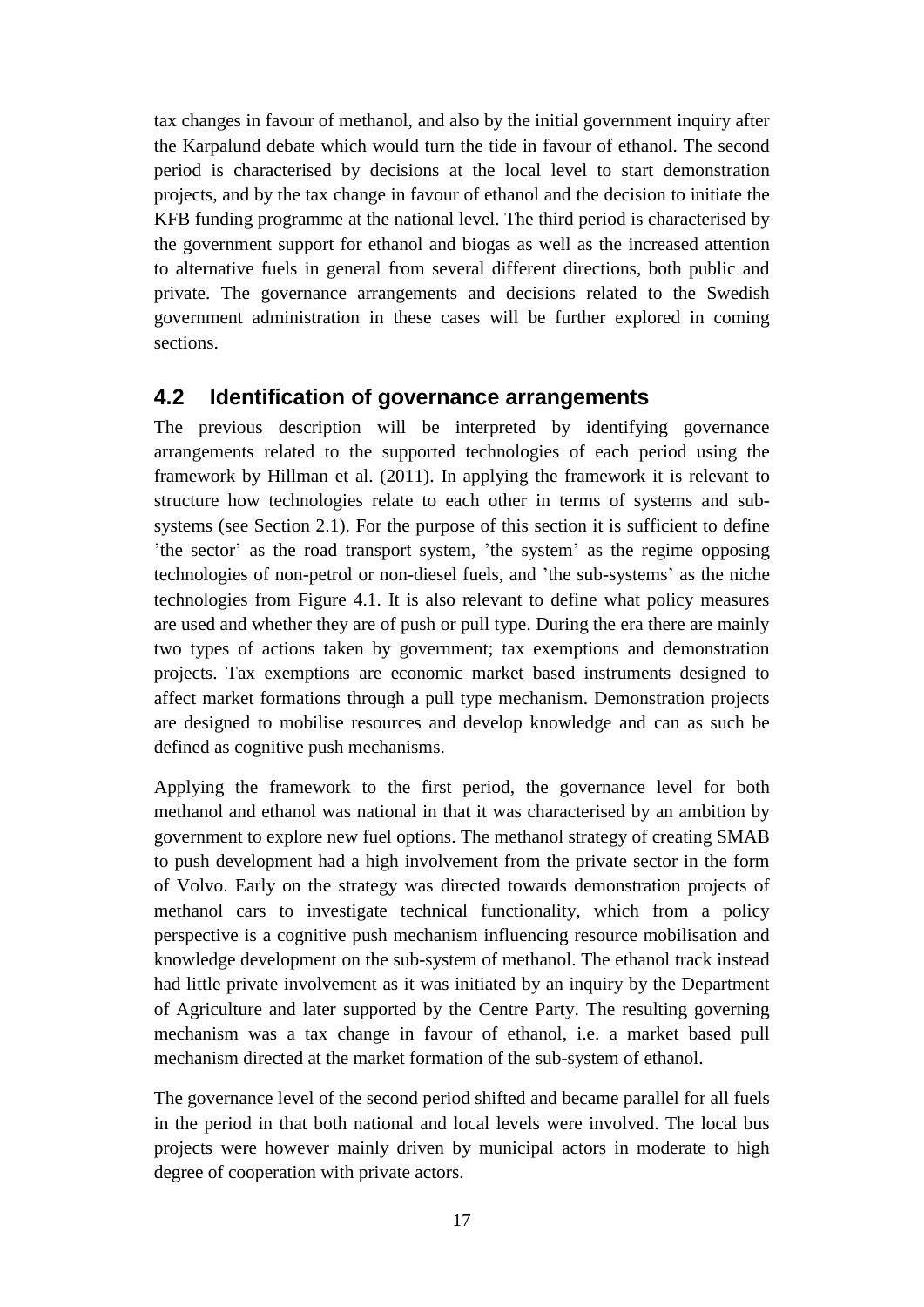tax changes in favour of methanol, and also by the initial government inquiry after the Karpalund debate which would turn the tide in favour of ethanol. The second period is characterised by decisions at the local level to start demonstration projects, and by the tax change in favour of ethanol and the decision to initiate the KFB funding programme at the national level. The third period is characterised by the government support for ethanol and biogas as well as the increased attention to alternative fuels in general from several different directions, both public and private. The governance arrangements and decisions related to the Swedish government administration in these cases will be further explored in coming sections.

## 4.2 Identification of governance arrangements

The previous description will be interpreted by identifying governance arrangements related to the supported technologies of each period using the framework by Hillman et al. (2011). In applying the framework it is relevant to structure how technologies relate to each other in terms of systems and sub-systems (see Section 2.1). For the purpose of this section it is sufficient to define 'the sector' as the road transport system, 'the system' as the regime opposing technologies of non-petrol or non-diesel fuels, and 'the sub-systems' as the niche technologies from Figure 4.1. It is also relevant to define what policy measures are used and whether they are of push or pull type. During the era there are mainly two types of actions taken by government; tax exemptions and demonstration projects. Tax exemptions are economic market based instruments designed to affect market formations through a pull type mechanism. Demonstration projects are designed to mobilise resources and develop knowledge and can as such be defined as cognitive push mechanisms.

Applying the framework to the first period, the governance level for both methanol and ethanol was national in that it was characterised by an ambition by government to explore new fuel options. The methanol strategy of creating SMAB to push development had a high involvement from the private sector in the form of Volvo. Early on the strategy was directed towards demonstration projects of methanol cars to investigate technical functionality, which from a policy perspective is a cognitive push mechanism influencing resource mobilisation and knowledge development on the sub-system of methanol. The ethanol track instead had little private involvement as it was initiated by an inquiry by the Department of Agriculture and later supported by the Centre Party. The resulting governing mechanism was a tax change in favour of ethanol, i.e. a market based pull mechanism directed at the market formation of the sub-system of ethanol.

The governance level of the second period shifted and became parallel for all fuels in the period in that both national and local levels were involved. The local bus projects were however mainly driven by municipal actors in moderate to high degree of cooperation with private actors.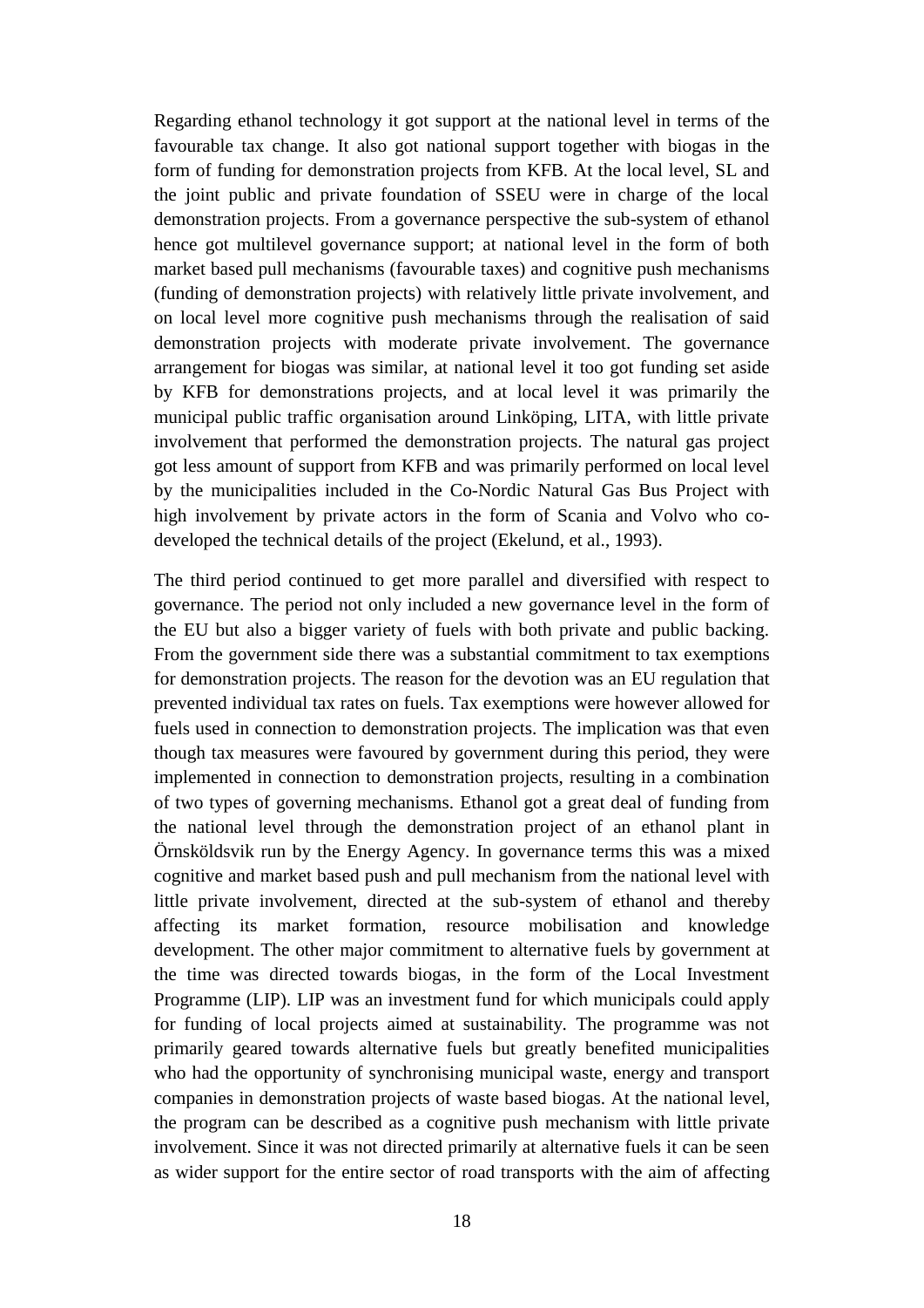Regarding ethanol technology it got support at the national level in terms of the favourable tax change. It also got national support together with biogas in the form of funding for demonstration projects from KFB. At the local level, SL and the joint public and private foundation of SSEU were in charge of the local demonstration projects. From a governance perspective the sub-system of ethanol hence got multilevel governance support; at national level in the form of both market based pull mechanisms (favourable taxes) and cognitive push mechanisms (funding of demonstration projects) with relatively little private involvement, and on local level more cognitive push mechanisms through the realisation of said demonstration projects with moderate private involvement. The governance arrangement for biogas was similar, at national level it too got funding set aside by KFB for demonstrations projects, and at local level it was primarily the municipal public traffic organisation around Linköping, LITA, with little private involvement that performed the demonstration projects. The natural gas project got less amount of support from KFB and was primarily performed on local level by the municipalities included in the Co-Nordic Natural Gas Bus Project with high involvement by private actors in the form of Scania and Volvo who co-developed the technical details of the project (Ekelund, et al., 1993).

The third period continued to get more parallel and diversified with respect to governance. The period not only included a new governance level in the form of the EU but also a bigger variety of fuels with both private and public backing. From the government side there was a substantial commitment to tax exemptions for demonstration projects. The reason for the devotion was an EU regulation that prevented individual tax rates on fuels. Tax exemptions were however allowed for fuels used in connection to demonstration projects. The implication was that even though tax measures were favoured by government during this period, they were implemented in connection to demonstration projects, resulting in a combination of two types of governing mechanisms. Ethanol got a great deal of funding from the national level through the demonstration project of an ethanol plant in Örnsköldsvik run by the Energy Agency. In governance terms this was a mixed cognitive and market based push and pull mechanism from the national level with little private involvement, directed at the sub-system of ethanol and thereby affecting its market formation, resource mobilisation and knowledge development. The other major commitment to alternative fuels by government at the time was directed towards biogas, in the form of the Local Investment Programme (LIP). LIP was an investment fund for which municipals could apply for funding of local projects aimed at sustainability. The programme was not primarily geared towards alternative fuels but greatly benefited municipalities who had the opportunity of synchronising municipal waste, energy and transport companies in demonstration projects of waste based biogas. At the national level, the program can be described as a cognitive push mechanism with little private involvement. Since it was not directed primarily at alternative fuels it can be seen as wider support for the entire sector of road transports with the aim of affecting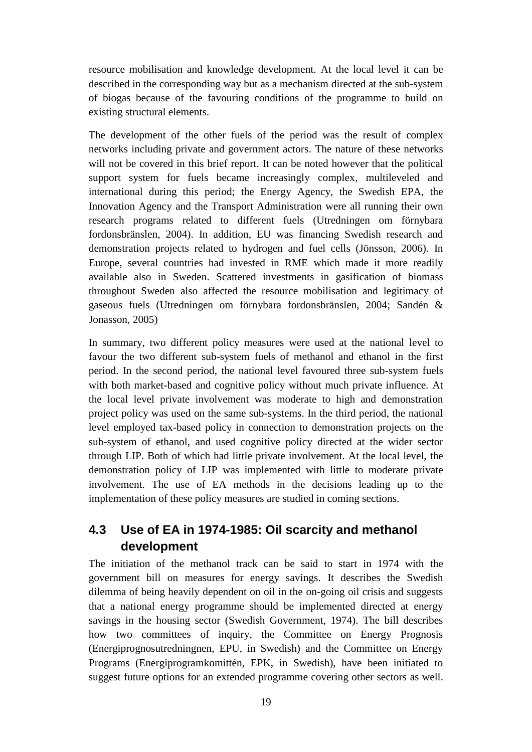resource mobilisation and knowledge development. At the local level it can be described in the corresponding way but as a mechanism directed at the sub-system of biogas because of the favouring conditions of the programme to build on existing structural elements.

The development of the other fuels of the period was the result of complex networks including private and government actors. The nature of these networks will not be covered in this brief report. It can be noted however that the political support system for fuels became increasingly complex, multileveled and international during this period; the Energy Agency, the Swedish EPA, the Innovation Agency and the Transport Administration were all running their own research programs related to different fuels (Utredningen om förnybara fordonsbränslen, 2004). In addition, EU was financing Swedish research and demonstration projects related to hydrogen and fuel cells (Jönsson, 2006). In Europe, several countries had invested in RME which made it more readily available also in Sweden. Scattered investments in gasification of biomass throughout Sweden also affected the resource mobilisation and legitimacy of gaseous fuels (Utredningen om förnybara fordonsbränslen, 2004; Sandén & Jonasson, 2005)

In summary, two different policy measures were used at the national level to favour the two different sub-system fuels of methanol and ethanol in the first period. In the second period, the national level favoured three sub-system fuels with both market-based and cognitive policy without much private influence. At the local level private involvement was moderate to high and demonstration project policy was used on the same sub-systems. In the third period, the national level employed tax-based policy in connection to demonstration projects on the sub-system of ethanol, and used cognitive policy directed at the wider sector through LIP. Both of which had little private involvement. At the local level, the demonstration policy of LIP was implemented with little to moderate private involvement. The use of EA methods in the decisions leading up to the implementation of these policy measures are studied in coming sections.

## 4.3 Use of EA in 1974-1985: Oil scarcity and methanol development

The initiation of the methanol track can be said to start in 1974 with the government bill on measures for energy savings. It describes the Swedish dilemma of being heavily dependent on oil in the on-going oil crisis and suggests that a national energy programme should be implemented directed at energy savings in the housing sector (Swedish Government, 1974). The bill describes how two committees of inquiry, the Committee on Energy Prognosis (Energiprognosutredningnen, EPU, in Swedish) and the Committee on Energy Programs (Energiprogramkomittén, EPK, in Swedish), have been initiated to suggest future options for an extended programme covering other sectors as well.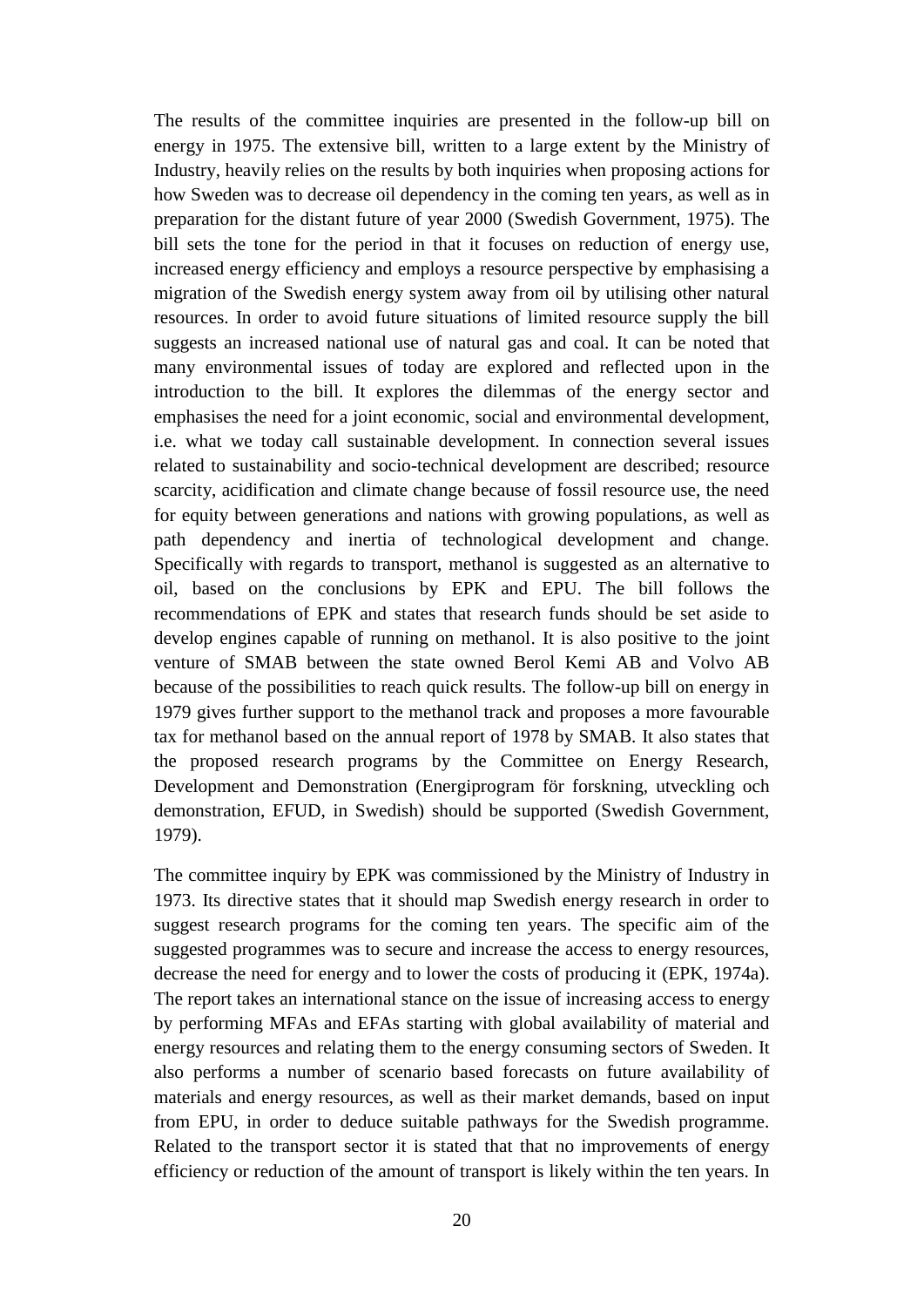The results of the committee inquiries are presented in the follow-up bill on energy in 1975. The extensive bill, written to a large extent by the Ministry of Industry, heavily relies on the results by both inquiries when proposing actions for how Sweden was to decrease oil dependency in the coming ten years, as well as in preparation for the distant future of year 2000 (Swedish Government, 1975). The bill sets the tone for the period in that it focuses on reduction of energy use, increased energy efficiency and employs a resource perspective by emphasising a migration of the Swedish energy system away from oil by utilising other natural resources. In order to avoid future situations of limited resource supply the bill suggests an increased national use of natural gas and coal. It can be noted that many environmental issues of today are explored and reflected upon in the introduction to the bill. It explores the dilemmas of the energy sector and emphasises the need for a joint economic, social and environmental development, i.e. what we today call sustainable development. In connection several issues related to sustainability and socio-technical development are described; resource scarcity, acidification and climate change because of fossil resource use, the need for equity between generations and nations with growing populations, as well as path dependency and inertia of technological development and change. Specifically with regards to transport, methanol is suggested as an alternative to oil, based on the conclusions by EPK and EPU. The bill follows the recommendations of EPK and states that research funds should be set aside to develop engines capable of running on methanol. It is also positive to the joint venture of SMAB between the state owned Berol Kemi AB and Volvo AB because of the possibilities to reach quick results. The follow-up bill on energy in 1979 gives further support to the methanol track and proposes a more favourable tax for methanol based on the annual report of 1978 by SMAB. It also states that the proposed research programs by the Committee on Energy Research, Development and Demonstration (Energiprogram för forskning, utveckling och demonstration, EFUD, in Swedish) should be supported (Swedish Government, 1979).

The committee inquiry by EPK was commissioned by the Ministry of Industry in 1973. Its directive states that it should map Swedish energy research in order to suggest research programs for the coming ten years. The specific aim of the suggested programmes was to secure and increase the access to energy resources, decrease the need for energy and to lower the costs of producing it (EPK, 1974a). The report takes an international stance on the issue of increasing access to energy by performing MFAs and EFAs starting with global availability of material and energy resources and relating them to the energy consuming sectors of Sweden. It also performs a number of scenario based forecasts on future availability of materials and energy resources, as well as their market demands, based on input from EPU, in order to deduce suitable pathways for the Swedish programme. Related to the transport sector it is stated that that no improvements of energy efficiency or reduction of the amount of transport is likely within the ten years. In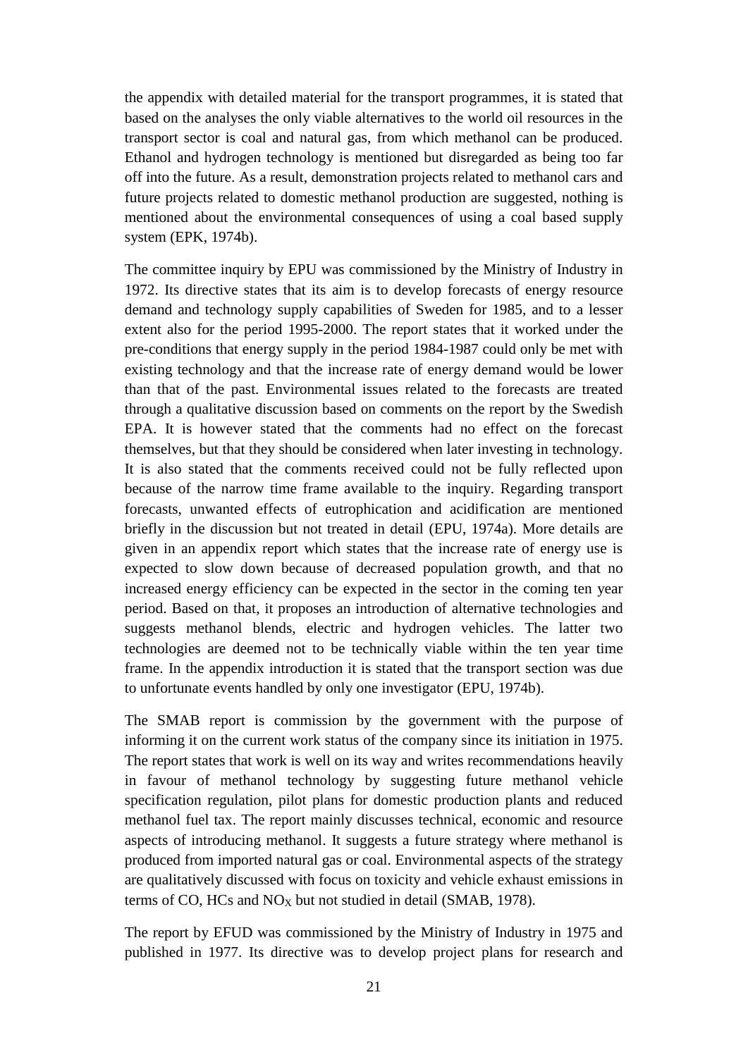the appendix with detailed material for the transport programmes, it is stated that based on the analyses the only viable alternatives to the world oil resources in the transport sector is coal and natural gas, from which methanol can be produced. Ethanol and hydrogen technology is mentioned but disregarded as being too far off into the future. As a result, demonstration projects related to methanol cars and future projects related to domestic methanol production are suggested, nothing is mentioned about the environmental consequences of using a coal based supply system (EPK, 1974b).

The committee inquiry by EPU was commissioned by the Ministry of Industry in 1972. Its directive states that its aim is to develop forecasts of energy resource demand and technology supply capabilities of Sweden for 1985, and to a lesser extent also for the period 1995-2000. The report states that it worked under the pre-conditions that energy supply in the period 1984-1987 could only be met with existing technology and that the increase rate of energy demand would be lower than that of the past. Environmental issues related to the forecasts are treated through a qualitative discussion based on comments on the report by the Swedish EPA. It is however stated that the comments had no effect on the forecast themselves, but that they should be considered when later investing in technology. It is also stated that the comments received could not be fully reflected upon because of the narrow time frame available to the inquiry. Regarding transport forecasts, unwanted effects of eutrophication and acidification are mentioned briefly in the discussion but not treated in detail (EPU, 1974a). More details are given in an appendix report which states that the increase rate of energy use is expected to slow down because of decreased population growth, and that no increased energy efficiency can be expected in the sector in the coming ten year period. Based on that, it proposes an introduction of alternative technologies and suggests methanol blends, electric and hydrogen vehicles. The latter two technologies are deemed not to be technically viable within the ten year time frame. In the appendix introduction it is stated that the transport section was due to unfortunate events handled by only one investigator (EPU, 1974b).

The SMAB report is commission by the government with the purpose of informing it on the current work status of the company since its initiation in 1975. The report states that work is well on its way and writes recommendations heavily in favour of methanol technology by suggesting future methanol vehicle specification regulation, pilot plans for domestic production plants and reduced methanol fuel tax. The report mainly discusses technical, economic and resource aspects of introducing methanol. It suggests a future strategy where methanol is produced from imported natural gas or coal. Environmental aspects of the strategy are qualitatively discussed with focus on toxicity and vehicle exhaust emissions in terms of CO, HCs and $NO_X$ but not studied in detail (SMAB, 1978).

The report by EFUD was commissioned by the Ministry of Industry in 1975 and published in 1977. Its directive was to develop project plans for research and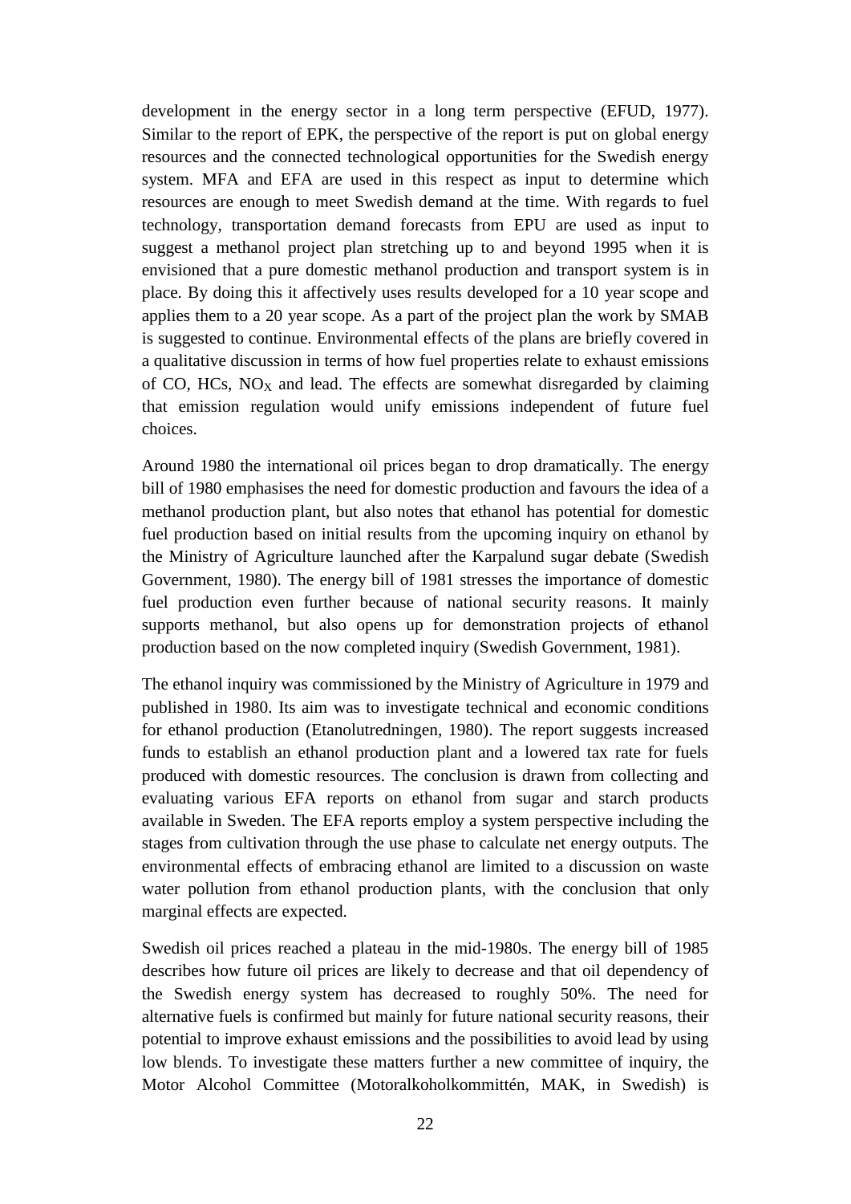development in the energy sector in a long term perspective (EFUD, 1977). Similar to the report of EPK, the perspective of the report is put on global energy resources and the connected technological opportunities for the Swedish energy system. MFA and EFA are used in this respect as input to determine which resources are enough to meet Swedish demand at the time. With regards to fuel technology, transportation demand forecasts from EPU are used as input to suggest a methanol project plan stretching up to and beyond 1995 when it is envisioned that a pure domestic methanol production and transport system is in place. By doing this it affectively uses results developed for a 10 year scope and applies them to a 20 year scope. As a part of the project plan the work by SMAB is suggested to continue. Environmental effects of the plans are briefly covered in a qualitative discussion in terms of how fuel properties relate to exhaust emissions of CO, HCs, $NO_X$ and lead. The effects are somewhat disregarded by claiming that emission regulation would unify emissions independent of future fuel choices.

Around 1980 the international oil prices began to drop dramatically. The energy bill of 1980 emphasises the need for domestic production and favours the idea of a methanol production plant, but also notes that ethanol has potential for domestic fuel production based on initial results from the upcoming inquiry on ethanol by the Ministry of Agriculture launched after the Karpalund sugar debate (Swedish Government, 1980). The energy bill of 1981 stresses the importance of domestic fuel production even further because of national security reasons. It mainly supports methanol, but also opens up for demonstration projects of ethanol production based on the now completed inquiry (Swedish Government, 1981).

The ethanol inquiry was commissioned by the Ministry of Agriculture in 1979 and published in 1980. Its aim was to investigate technical and economic conditions for ethanol production (Etanolutredningen, 1980). The report suggests increased funds to establish an ethanol production plant and a lowered tax rate for fuels produced with domestic resources. The conclusion is drawn from collecting and evaluating various EFA reports on ethanol from sugar and starch products available in Sweden. The EFA reports employ a system perspective including the stages from cultivation through the use phase to calculate net energy outputs. The environmental effects of embracing ethanol are limited to a discussion on waste water pollution from ethanol production plants, with the conclusion that only marginal effects are expected.

Swedish oil prices reached a plateau in the mid-1980s. The energy bill of 1985 describes how future oil prices are likely to decrease and that oil dependency of the Swedish energy system has decreased to roughly 50%. The need for alternative fuels is confirmed but mainly for future national security reasons, their potential to improve exhaust emissions and the possibilities to avoid lead by using low blends. To investigate these matters further a new committee of inquiry, the Motor Alcohol Committee (Motoralkoholkommittén, MAK, in Swedish) is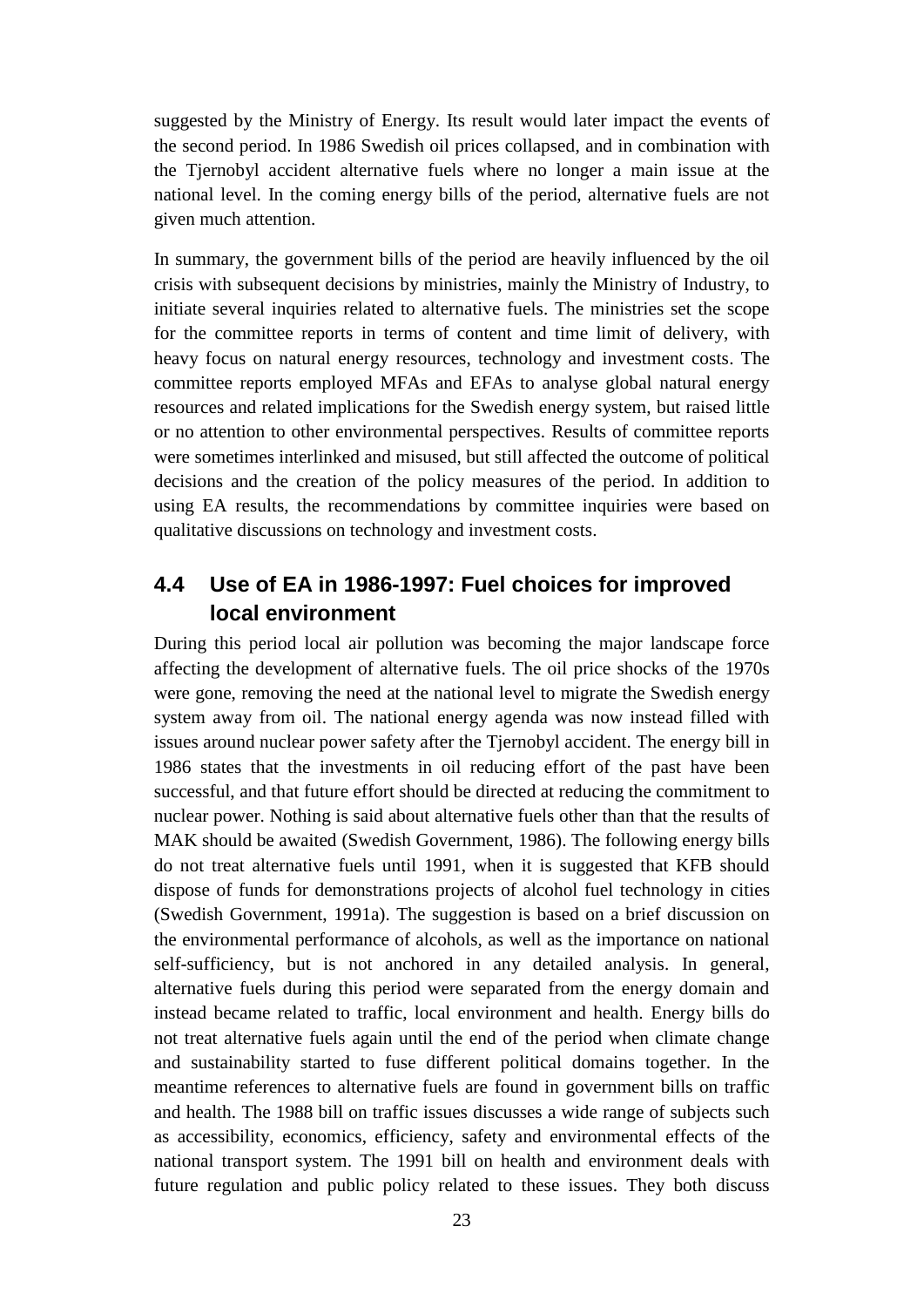suggested by the Ministry of Energy. Its result would later impact the events of the second period. In 1986 Swedish oil prices collapsed, and in combination with the Tjernobyl accident alternative fuels where no longer a main issue at the national level. In the coming energy bills of the period, alternative fuels are not given much attention.

In summary, the government bills of the period are heavily influenced by the oil crisis with subsequent decisions by ministries, mainly the Ministry of Industry, to initiate several inquiries related to alternative fuels. The ministries set the scope for the committee reports in terms of content and time limit of delivery, with heavy focus on natural energy resources, technology and investment costs. The committee reports employed MFAs and EFAs to analyse global natural energy resources and related implications for the Swedish energy system, but raised little or no attention to other environmental perspectives. Results of committee reports were sometimes interlinked and misused, but still affected the outcome of political decisions and the creation of the policy measures of the period. In addition to using EA results, the recommendations by committee inquiries were based on qualitative discussions on technology and investment costs.

## 4.4 Use of EA in 1986-1997: Fuel choices for improved local environment

During this period local air pollution was becoming the major landscape force affecting the development of alternative fuels. The oil price shocks of the 1970s were gone, removing the need at the national level to migrate the Swedish energy system away from oil. The national energy agenda was now instead filled with issues around nuclear power safety after the Tjernobyl accident. The energy bill in 1986 states that the investments in oil reducing effort of the past have been successful, and that future effort should be directed at reducing the commitment to nuclear power. Nothing is said about alternative fuels other than that the results of MAK should be awaited (Swedish Government, 1986). The following energy bills do not treat alternative fuels until 1991, when it is suggested that KFB should dispose of funds for demonstrations projects of alcohol fuel technology in cities (Swedish Government, 1991a). The suggestion is based on a brief discussion on the environmental performance of alcohols, as well as the importance on national self-sufficiency, but is not anchored in any detailed analysis. In general, alternative fuels during this period were separated from the energy domain and instead became related to traffic, local environment and health. Energy bills do not treat alternative fuels again until the end of the period when climate change and sustainability started to fuse different political domains together. In the meantime references to alternative fuels are found in government bills on traffic and health. The 1988 bill on traffic issues discusses a wide range of subjects such as accessibility, economics, efficiency, safety and environmental effects of the national transport system. The 1991 bill on health and environment deals with future regulation and public policy related to these issues. They both discuss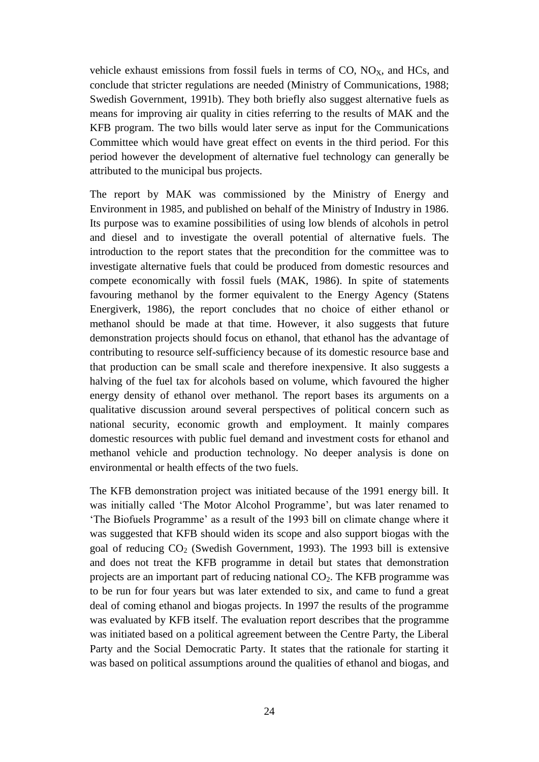vehicle exhaust emissions from fossil fuels in terms of CO, $NO_X$, and HCs, and conclude that stricter regulations are needed (Ministry of Communications, 1988; Swedish Government, 1991b). They both briefly also suggest alternative fuels as means for improving air quality in cities referring to the results of MAK and the KFB program. The two bills would later serve as input for the Communications Committee which would have great effect on events in the third period. For this period however the development of alternative fuel technology can generally be attributed to the municipal bus projects.

The report by MAK was commissioned by the Ministry of Energy and Environment in 1985, and published on behalf of the Ministry of Industry in 1986. Its purpose was to examine possibilities of using low blends of alcohols in petrol and diesel and to investigate the overall potential of alternative fuels. The introduction to the report states that the precondition for the committee was to investigate alternative fuels that could be produced from domestic resources and compete economically with fossil fuels (MAK, 1986). In spite of statements favouring methanol by the former equivalent to the Energy Agency (Statens Energiverk, 1986), the report concludes that no choice of either ethanol or methanol should be made at that time. However, it also suggests that future demonstration projects should focus on ethanol, that ethanol has the advantage of contributing to resource self-sufficiency because of its domestic resource base and that production can be small scale and therefore inexpensive. It also suggests a halving of the fuel tax for alcohols based on volume, which favoured the higher energy density of ethanol over methanol. The report bases its arguments on a qualitative discussion around several perspectives of political concern such as national security, economic growth and employment. It mainly compares domestic resources with public fuel demand and investment costs for ethanol and methanol vehicle and production technology. No deeper analysis is done on environmental or health effects of the two fuels.

The KFB demonstration project was initiated because of the 1991 energy bill. It was initially called 'The Motor Alcohol Programme', but was later renamed to 'The Biofuels Programme' as a result of the 1993 bill on climate change where it was suggested that KFB should widen its scope and also support biogas with the goal of reducing $CO_2$ (Swedish Government, 1993). The 1993 bill is extensive and does not treat the KFB programme in detail but states that demonstration projects are an important part of reducing national $CO_2$. The KFB programme was to be run for four years but was later extended to six, and came to fund a great deal of coming ethanol and biogas projects. In 1997 the results of the programme was evaluated by KFB itself. The evaluation report describes that the programme was initiated based on a political agreement between the Centre Party, the Liberal Party and the Social Democratic Party. It states that the rationale for starting it was based on political assumptions around the qualities of ethanol and biogas, and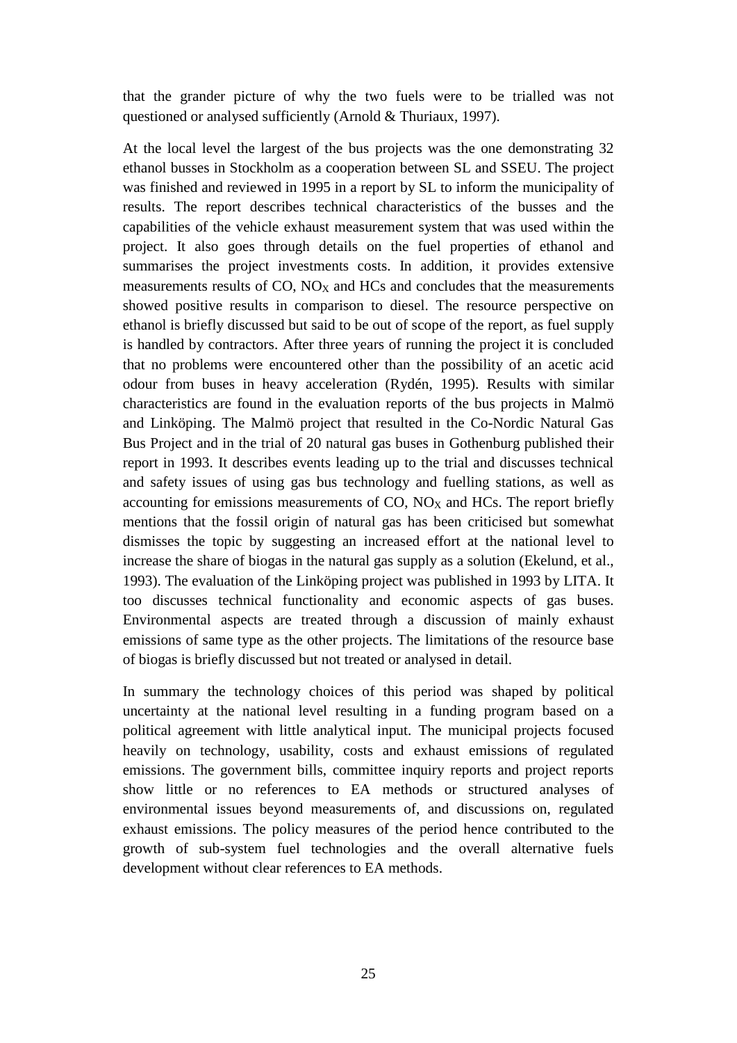that the grander picture of why the two fuels were to be trialled was not questioned or analysed sufficiently (Arnold & Thuriaux, 1997).

At the local level the largest of the bus projects was the one demonstrating 32 ethanol busses in Stockholm as a cooperation between SL and SSEU. The project was finished and reviewed in 1995 in a report by SL to inform the municipality of results. The report describes technical characteristics of the busses and the capabilities of the vehicle exhaust measurement system that was used within the project. It also goes through details on the fuel properties of ethanol and summarises the project investments costs. In addition, it provides extensive measurements results of CO, $NO_X$ and HCs and concludes that the measurements showed positive results in comparison to diesel. The resource perspective on ethanol is briefly discussed but said to be out of scope of the report, as fuel supply is handled by contractors. After three years of running the project it is concluded that no problems were encountered other than the possibility of an acetic acid odour from buses in heavy acceleration (Rydén, 1995). Results with similar characteristics are found in the evaluation reports of the bus projects in Malmö and Linköping. The Malmö project that resulted in the Co-Nordic Natural Gas Bus Project and in the trial of 20 natural gas buses in Gothenburg published their report in 1993. It describes events leading up to the trial and discusses technical and safety issues of using gas bus technology and fuelling stations, as well as accounting for emissions measurements of CO, $NO_X$ and HCs. The report briefly mentions that the fossil origin of natural gas has been criticised but somewhat dismisses the topic by suggesting an increased effort at the national level to increase the share of biogas in the natural gas supply as a solution (Ekelund, et al., 1993). The evaluation of the Linköping project was published in 1993 by LITA. It too discusses technical functionality and economic aspects of gas buses. Environmental aspects are treated through a discussion of mainly exhaust emissions of same type as the other projects. The limitations of the resource base of biogas is briefly discussed but not treated or analysed in detail.

In summary the technology choices of this period was shaped by political uncertainty at the national level resulting in a funding program based on a political agreement with little analytical input. The municipal projects focused heavily on technology, usability, costs and exhaust emissions of regulated emissions. The government bills, committee inquiry reports and project reports show little or no references to EA methods or structured analyses of environmental issues beyond measurements of, and discussions on, regulated exhaust emissions. The policy measures of the period hence contributed to the growth of sub-system fuel technologies and the overall alternative fuels development without clear references to EA methods.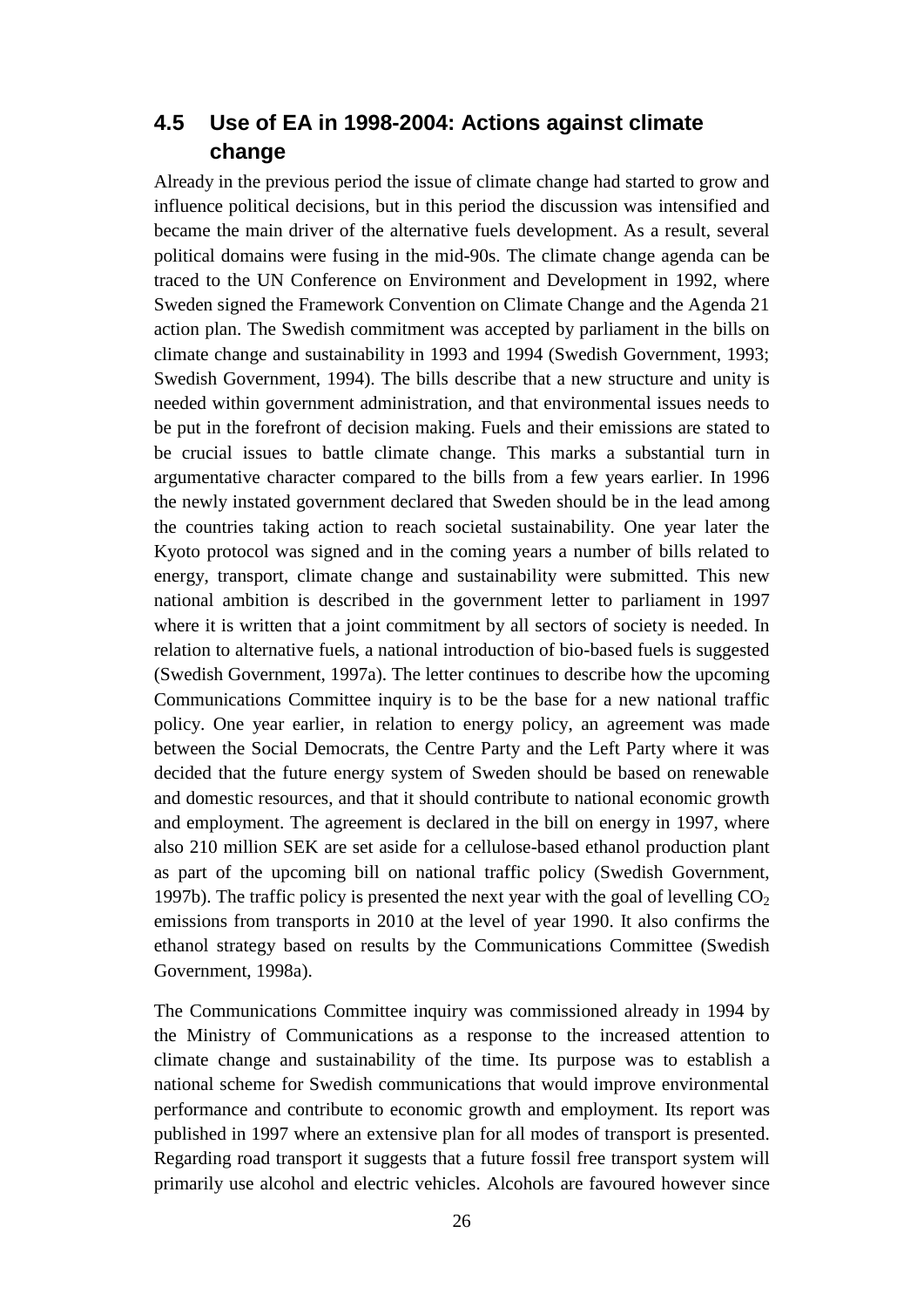## 4.5 Use of EA in 1998-2004: Actions against climate change

Already in the previous period the issue of climate change had started to grow and influence political decisions, but in this period the discussion was intensified and became the main driver of the alternative fuels development. As a result, several political domains were fusing in the mid-90s. The climate change agenda can be traced to the UN Conference on Environment and Development in 1992, where Sweden signed the Framework Convention on Climate Change and the Agenda 21 action plan. The Swedish commitment was accepted by parliament in the bills on climate change and sustainability in 1993 and 1994 (Swedish Government, 1993; Swedish Government, 1994). The bills describe that a new structure and unity is needed within government administration, and that environmental issues needs to be put in the forefront of decision making. Fuels and their emissions are stated to be crucial issues to battle climate change. This marks a substantial turn in argumentative character compared to the bills from a few years earlier. In 1996 the newly instated government declared that Sweden should be in the lead among the countries taking action to reach societal sustainability. One year later the Kyoto protocol was signed and in the coming years a number of bills related to energy, transport, climate change and sustainability were submitted. This new national ambition is described in the government letter to parliament in 1997 where it is written that a joint commitment by all sectors of society is needed. In relation to alternative fuels, a national introduction of bio-based fuels is suggested (Swedish Government, 1997a). The letter continues to describe how the upcoming Communications Committee inquiry is to be the base for a new national traffic policy. One year earlier, in relation to energy policy, an agreement was made between the Social Democrats, the Centre Party and the Left Party where it was decided that the future energy system of Sweden should be based on renewable and domestic resources, and that it should contribute to national economic growth and employment. The agreement is declared in the bill on energy in 1997, where also 210 million SEK are set aside for a cellulose-based ethanol production plant as part of the upcoming bill on national traffic policy (Swedish Government, 1997b). The traffic policy is presented the next year with the goal of levelling $CO_2$ emissions from transports in 2010 at the level of year 1990. It also confirms the ethanol strategy based on results by the Communications Committee (Swedish Government, 1998a).

The Communications Committee inquiry was commissioned already in 1994 by the Ministry of Communications as a response to the increased attention to climate change and sustainability of the time. Its purpose was to establish a national scheme for Swedish communications that would improve environmental performance and contribute to economic growth and employment. Its report was published in 1997 where an extensive plan for all modes of transport is presented. Regarding road transport it suggests that a future fossil free transport system will primarily use alcohol and electric vehicles. Alcohols are favoured however since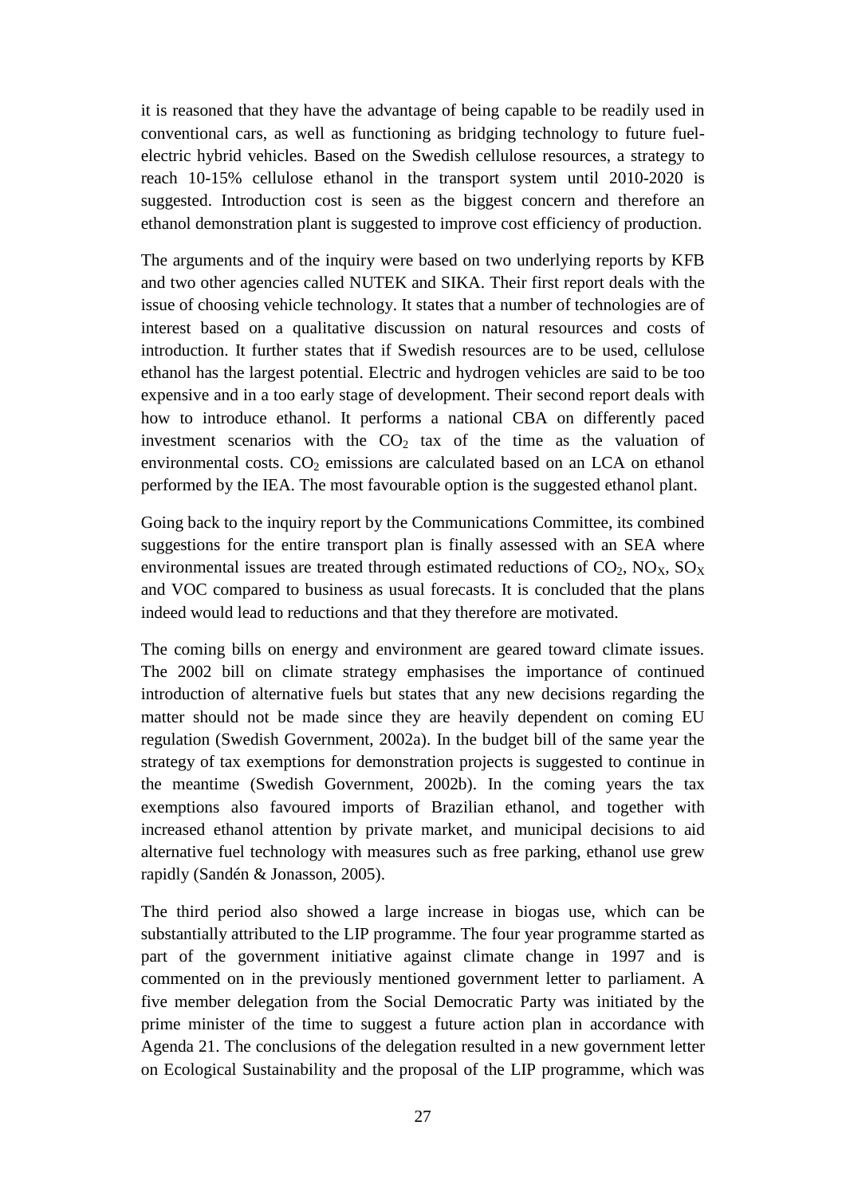it is reasoned that they have the advantage of being capable to be readily used in conventional cars, as well as functioning as bridging technology to future fuel-electric hybrid vehicles. Based on the Swedish cellulose resources, a strategy to reach 10-15% cellulose ethanol in the transport system until 2010-2020 is suggested. Introduction cost is seen as the biggest concern and therefore an ethanol demonstration plant is suggested to improve cost efficiency of production.

The arguments and of the inquiry were based on two underlying reports by KFB and two other agencies called NUTEK and SIKA. Their first report deals with the issue of choosing vehicle technology. It states that a number of technologies are of interest based on a qualitative discussion on natural resources and costs of introduction. It further states that if Swedish resources are to be used, cellulose ethanol has the largest potential. Electric and hydrogen vehicles are said to be too expensive and in a too early stage of development. Their second report deals with how to introduce ethanol. It performs a national CBA on differently paced investment scenarios with the $CO_2$ tax of the time as the valuation of environmental costs. $CO_2$ emissions are calculated based on an LCA on ethanol performed by the IEA. The most favourable option is the suggested ethanol plant.

Going back to the inquiry report by the Communications Committee, its combined suggestions for the entire transport plan is finally assessed with an SEA where environmental issues are treated through estimated reductions of $CO_2$, $NO_X$, $SO_X$ and VOC compared to business as usual forecasts. It is concluded that the plans indeed would lead to reductions and that they therefore are motivated.

The coming bills on energy and environment are geared toward climate issues. The 2002 bill on climate strategy emphasises the importance of continued introduction of alternative fuels but states that any new decisions regarding the matter should not be made since they are heavily dependent on coming EU regulation (Swedish Government, 2002a). In the budget bill of the same year the strategy of tax exemptions for demonstration projects is suggested to continue in the meantime (Swedish Government, 2002b). In the coming years the tax exemptions also favoured imports of Brazilian ethanol, and together with increased ethanol attention by private market, and municipal decisions to aid alternative fuel technology with measures such as free parking, ethanol use grew rapidly (Sandén & Jonasson, 2005).

The third period also showed a large increase in biogas use, which can be substantially attributed to the LIP programme. The four year programme started as part of the government initiative against climate change in 1997 and is commented on in the previously mentioned government letter to parliament. A five member delegation from the Social Democratic Party was initiated by the prime minister of the time to suggest a future action plan in accordance with Agenda 21. The conclusions of the delegation resulted in a new government letter on Ecological Sustainability and the proposal of the LIP programme, which was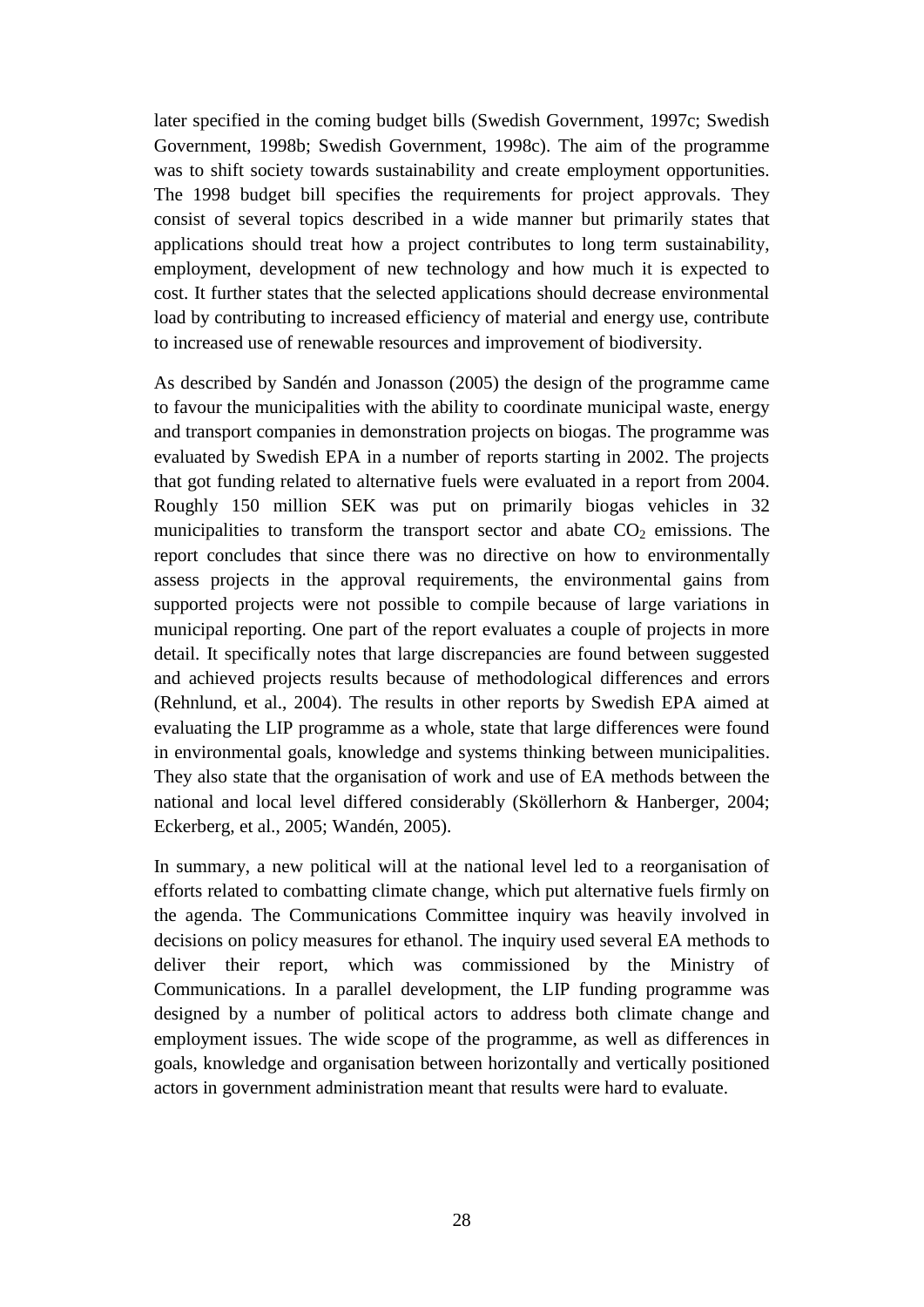later specified in the coming budget bills (Swedish Government, 1997c; Swedish Government, 1998b; Swedish Government, 1998c). The aim of the programme was to shift society towards sustainability and create employment opportunities. The 1998 budget bill specifies the requirements for project approvals. They consist of several topics described in a wide manner but primarily states that applications should treat how a project contributes to long term sustainability, employment, development of new technology and how much it is expected to cost. It further states that the selected applications should decrease environmental load by contributing to increased efficiency of material and energy use, contribute to increased use of renewable resources and improvement of biodiversity.

As described by Sandén and Jonasson (2005) the design of the programme came to favour the municipalities with the ability to coordinate municipal waste, energy and transport companies in demonstration projects on biogas. The programme was evaluated by Swedish EPA in a number of reports starting in 2002. The projects that got funding related to alternative fuels were evaluated in a report from 2004. Roughly 150 million SEK was put on primarily biogas vehicles in 32 municipalities to transform the transport sector and abate $CO_2$ emissions. The report concludes that since there was no directive on how to environmentally assess projects in the approval requirements, the environmental gains from supported projects were not possible to compile because of large variations in municipal reporting. One part of the report evaluates a couple of projects in more detail. It specifically notes that large discrepancies are found between suggested and achieved projects results because of methodological differences and errors (Rehnlund, et al., 2004). The results in other reports by Swedish EPA aimed at evaluating the LIP programme as a whole, state that large differences were found in environmental goals, knowledge and systems thinking between municipalities. They also state that the organisation of work and use of EA methods between the national and local level differed considerably (Sköllerhorn & Hanberger, 2004; Eckerberg, et al., 2005; Wandén, 2005).

In summary, a new political will at the national level led to a reorganisation of efforts related to combatting climate change, which put alternative fuels firmly on the agenda. The Communications Committee inquiry was heavily involved in decisions on policy measures for ethanol. The inquiry used several EA methods to deliver their report, which was commissioned by the Ministry of Communications. In a parallel development, the LIP funding programme was designed by a number of political actors to address both climate change and employment issues. The wide scope of the programme, as well as differences in goals, knowledge and organisation between horizontally and vertically positioned actors in government administration meant that results were hard to evaluate.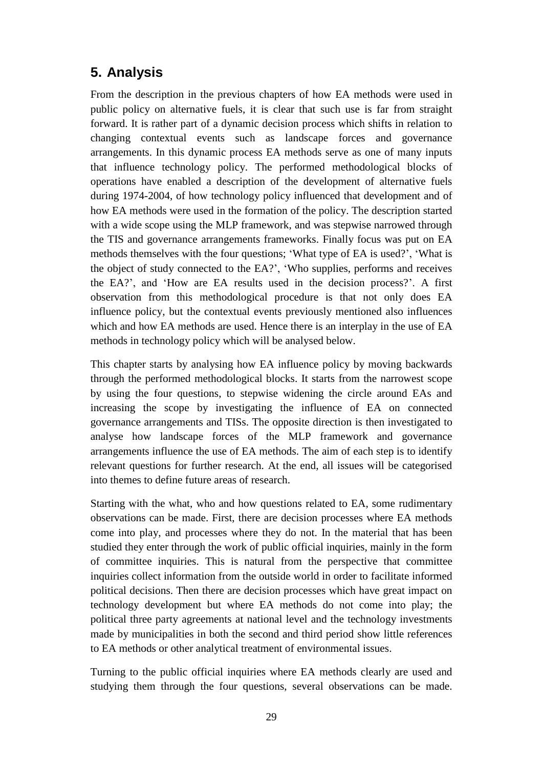## 5. Analysis

From the description in the previous chapters of how EA methods were used in public policy on alternative fuels, it is clear that such use is far from straight forward. It is rather part of a dynamic decision process which shifts in relation to changing contextual events such as landscape forces and governance arrangements. In this dynamic process EA methods serve as one of many inputs that influence technology policy. The performed methodological blocks of operations have enabled a description of the development of alternative fuels during 1974-2004, of how technology policy influenced that development and of how EA methods were used in the formation of the policy. The description started with a wide scope using the MLP framework, and was stepwise narrowed through the TIS and governance arrangements frameworks. Finally focus was put on EA methods themselves with the four questions; 'What type of EA is used?', 'What is the object of study connected to the EA?', 'Who supplies, performs and receives the EA?', and 'How are EA results used in the decision process?'. A first observation from this methodological procedure is that not only does EA influence policy, but the contextual events previously mentioned also influences which and how EA methods are used. Hence there is an interplay in the use of EA methods in technology policy which will be analysed below.

This chapter starts by analysing how EA influence policy by moving backwards through the performed methodological blocks. It starts from the narrowest scope by using the four questions, to stepwise widening the circle around EAs and increasing the scope by investigating the influence of EA on connected governance arrangements and TISs. The opposite direction is then investigated to analyse how landscape forces of the MLP framework and governance arrangements influence the use of EA methods. The aim of each step is to identify relevant questions for further research. At the end, all issues will be categorised into themes to define future areas of research.

Starting with the what, who and how questions related to EA, some rudimentary observations can be made. First, there are decision processes where EA methods come into play, and processes where they do not. In the material that has been studied they enter through the work of public official inquiries, mainly in the form of committee inquiries. This is natural from the perspective that committee inquiries collect information from the outside world in order to facilitate informed political decisions. Then there are decision processes which have great impact on technology development but where EA methods do not come into play; the political three party agreements at national level and the technology investments made by municipalities in both the second and third period show little references to EA methods or other analytical treatment of environmental issues.

Turning to the public official inquiries where EA methods clearly are used and studying them through the four questions, several observations can be made.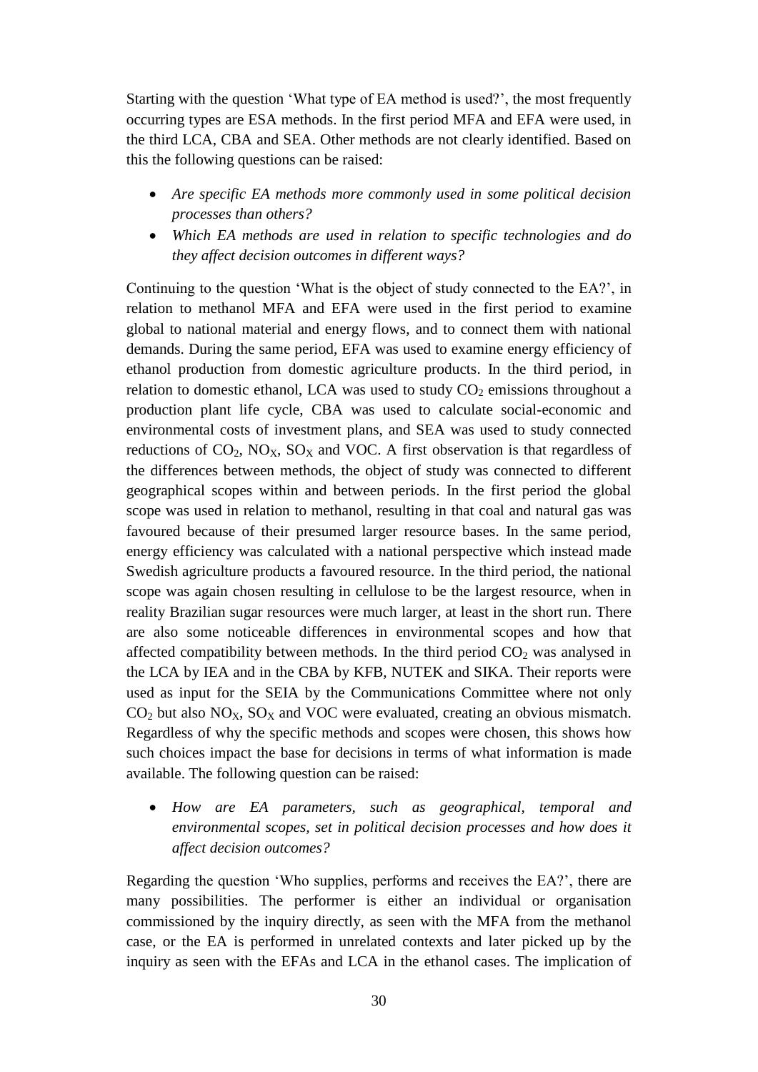Starting with the question 'What type of EA method is used?', the most frequently occurring types are ESA methods. In the first period MFA and EFA were used, in the third LCA, CBA and SEA. Other methods are not clearly identified. Based on this the following questions can be raised:

- *Are specific EA methods more commonly used in some political decision processes than others?*
- *Which EA methods are used in relation to specific technologies and do they affect decision outcomes in different ways?*

Continuing to the question 'What is the object of study connected to the EA?', in relation to methanol MFA and EFA were used in the first period to examine global to national material and energy flows, and to connect them with national demands. During the same period, EFA was used to examine energy efficiency of ethanol production from domestic agriculture products. In the third period, in relation to domestic ethanol, LCA was used to study $CO_2$ emissions throughout a production plant life cycle, CBA was used to calculate social-economic and environmental costs of investment plans, and SEA was used to study connected reductions of $CO_2$, $NO_X$, $SO_X$ and VOC. A first observation is that regardless of the differences between methods, the object of study was connected to different geographical scopes within and between periods. In the first period the global scope was used in relation to methanol, resulting in that coal and natural gas was favoured because of their presumed larger resource bases. In the same period, energy efficiency was calculated with a national perspective which instead made Swedish agriculture products a favoured resource. In the third period, the national scope was again chosen resulting in cellulose to be the largest resource, when in reality Brazilian sugar resources were much larger, at least in the short run. There are also some noticeable differences in environmental scopes and how that affected compatibility between methods. In the third period $CO_2$ was analysed in the LCA by IEA and in the CBA by KFB, NUTEK and SIKA. Their reports were used as input for the SEIA by the Communications Committee where not only $CO_2$ but also $NO_X$, $SO_X$ and VOC were evaluated, creating an obvious mismatch. Regardless of why the specific methods and scopes were chosen, this shows how such choices impact the base for decisions in terms of what information is made available. The following question can be raised:

- *How are EA parameters, such as geographical, temporal and environmental scopes, set in political decision processes and how does it affect decision outcomes?*

Regarding the question 'Who supplies, performs and receives the EA?', there are many possibilities. The performer is either an individual or organisation commissioned by the inquiry directly, as seen with the MFA from the methanol case, or the EA is performed in unrelated contexts and later picked up by the inquiry as seen with the EFAs and LCA in the ethanol cases. The implication of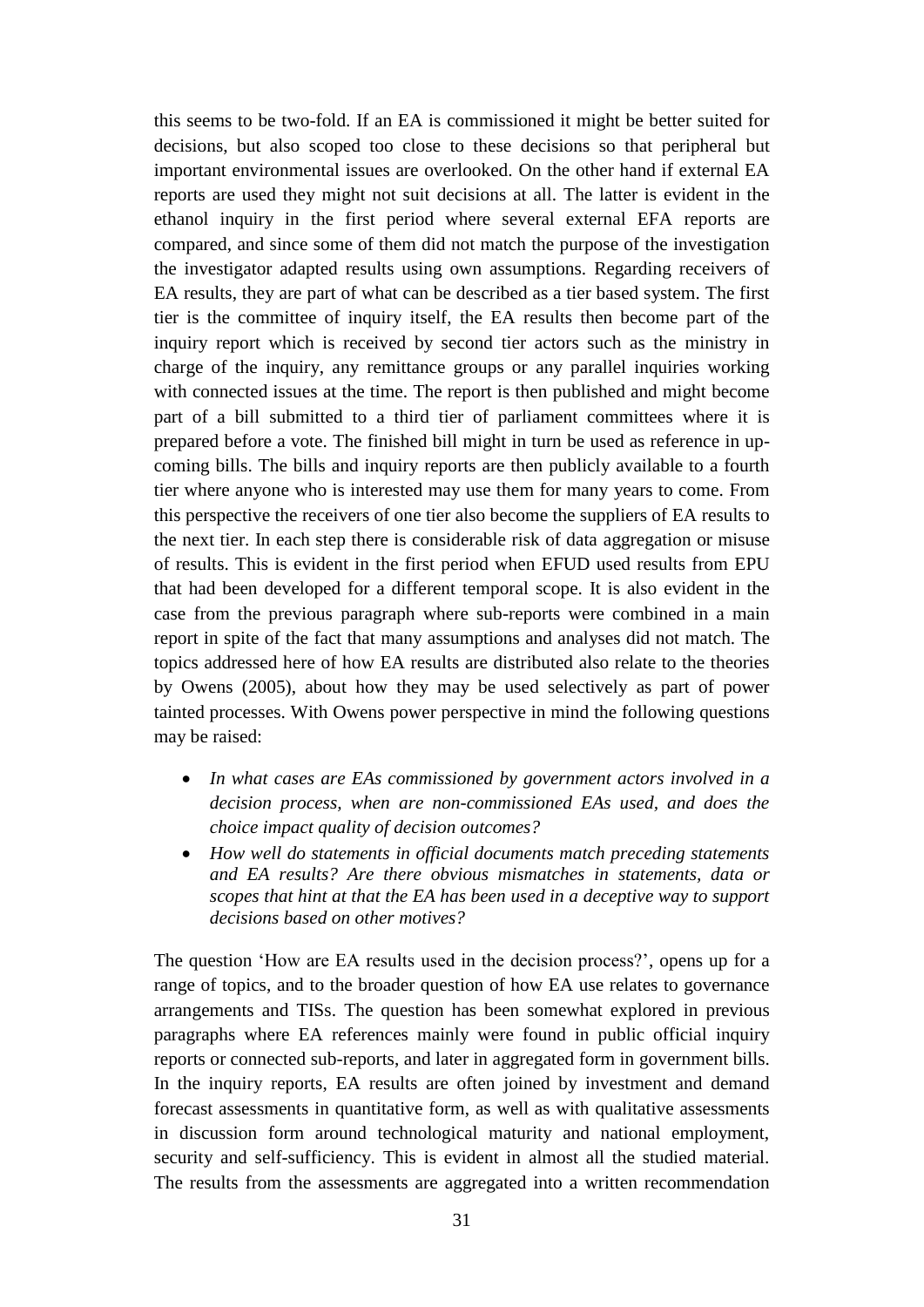this seems to be two-fold. If an EA is commissioned it might be better suited for decisions, but also scoped too close to these decisions so that peripheral but important environmental issues are overlooked. On the other hand if external EA reports are used they might not suit decisions at all. The latter is evident in the ethanol inquiry in the first period where several external EFA reports are compared, and since some of them did not match the purpose of the investigation the investigator adapted results using own assumptions. Regarding receivers of EA results, they are part of what can be described as a tier based system. The first tier is the committee of inquiry itself, the EA results then become part of the inquiry report which is received by second tier actors such as the ministry in charge of the inquiry, any remittance groups or any parallel inquiries working with connected issues at the time. The report is then published and might become part of a bill submitted to a third tier of parliament committees where it is prepared before a vote. The finished bill might in turn be used as reference in up-coming bills. The bills and inquiry reports are then publicly available to a fourth tier where anyone who is interested may use them for many years to come. From this perspective the receivers of one tier also become the suppliers of EA results to the next tier. In each step there is considerable risk of data aggregation or misuse of results. This is evident in the first period when EFUD used results from EPU that had been developed for a different temporal scope. It is also evident in the case from the previous paragraph where sub-reports were combined in a main report in spite of the fact that many assumptions and analyses did not match. The topics addressed here of how EA results are distributed also relate to the theories by Owens (2005), about how they may be used selectively as part of power tainted processes. With Owens power perspective in mind the following questions may be raised:

- *In what cases are EAs commissioned by government actors involved in a decision process, when are non-commissioned EAs used, and does the choice impact quality of decision outcomes?*
- *How well do statements in official documents match preceding statements and EA results? Are there obvious mismatches in statements, data or scopes that hint at that the EA has been used in a deceptive way to support decisions based on other motives?*

The question 'How are EA results used in the decision process?', opens up for a range of topics, and to the broader question of how EA use relates to governance arrangements and TISs. The question has been somewhat explored in previous paragraphs where EA references mainly were found in public official inquiry reports or connected sub-reports, and later in aggregated form in government bills. In the inquiry reports, EA results are often joined by investment and demand forecast assessments in quantitative form, as well as with qualitative assessments in discussion form around technological maturity and national employment, security and self-sufficiency. This is evident in almost all the studied material. The results from the assessments are aggregated into a written recommendation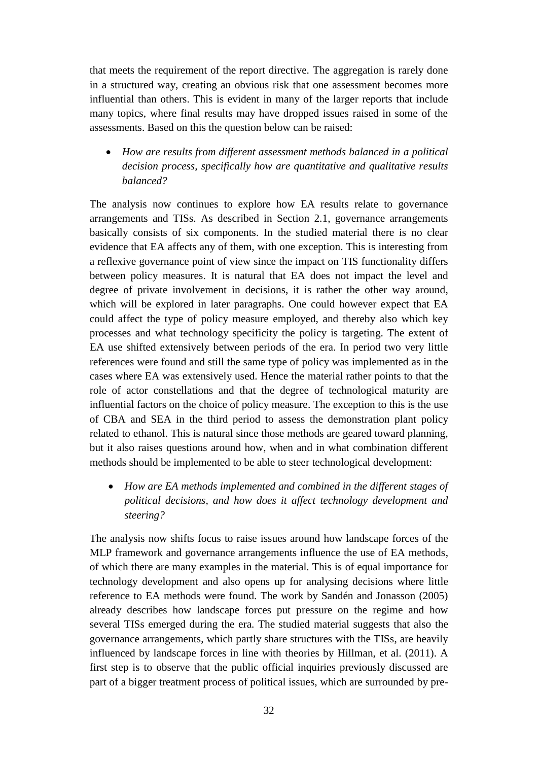that meets the requirement of the report directive. The aggregation is rarely done in a structured way, creating an obvious risk that one assessment becomes more influential than others. This is evident in many of the larger reports that include many topics, where final results may have dropped issues raised in some of the assessments. Based on this the question below can be raised:

- *How are results from different assessment methods balanced in a political decision process, specifically how are quantitative and qualitative results balanced?*

The analysis now continues to explore how EA results relate to governance arrangements and TISs. As described in Section 2.1, governance arrangements basically consists of six components. In the studied material there is no clear evidence that EA affects any of them, with one exception. This is interesting from a reflexive governance point of view since the impact on TIS functionality differs between policy measures. It is natural that EA does not impact the level and degree of private involvement in decisions, it is rather the other way around, which will be explored in later paragraphs. One could however expect that EA could affect the type of policy measure employed, and thereby also which key processes and what technology specificity the policy is targeting. The extent of EA use shifted extensively between periods of the era. In period two very little references were found and still the same type of policy was implemented as in the cases where EA was extensively used. Hence the material rather points to that the role of actor constellations and that the degree of technological maturity are influential factors on the choice of policy measure. The exception to this is the use of CBA and SEA in the third period to assess the demonstration plant policy related to ethanol. This is natural since those methods are geared toward planning, but it also raises questions around how, when and in what combination different methods should be implemented to be able to steer technological development:

- *How are EA methods implemented and combined in the different stages of political decisions, and how does it affect technology development and steering?*

The analysis now shifts focus to raise issues around how landscape forces of the MLP framework and governance arrangements influence the use of EA methods, of which there are many examples in the material. This is of equal importance for technology development and also opens up for analysing decisions where little reference to EA methods were found. The work by Sandén and Jonasson (2005) already describes how landscape forces put pressure on the regime and how several TISs emerged during the era. The studied material suggests that also the governance arrangements, which partly share structures with the TISs, are heavily influenced by landscape forces in line with theories by Hillman, et al. (2011). A first step is to observe that the public official inquiries previously discussed are part of a bigger treatment process of political issues, which are surrounded by pre-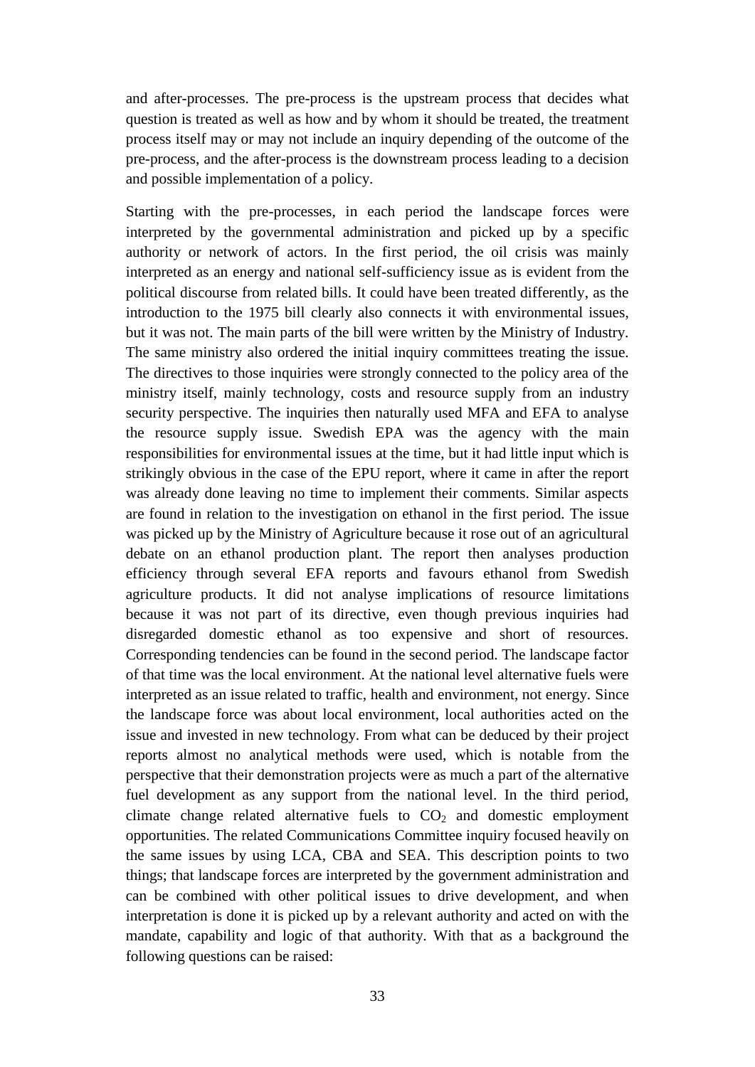and after-processes. The pre-process is the upstream process that decides what question is treated as well as how and by whom it should be treated, the treatment process itself may or may not include an inquiry depending of the outcome of the pre-process, and the after-process is the downstream process leading to a decision and possible implementation of a policy.

Starting with the pre-processes, in each period the landscape forces were interpreted by the governmental administration and picked up by a specific authority or network of actors. In the first period, the oil crisis was mainly interpreted as an energy and national self-sufficiency issue as is evident from the political discourse from related bills. It could have been treated differently, as the introduction to the 1975 bill clearly also connects it with environmental issues, but it was not. The main parts of the bill were written by the Ministry of Industry. The same ministry also ordered the initial inquiry committees treating the issue. The directives to those inquiries were strongly connected to the policy area of the ministry itself, mainly technology, costs and resource supply from an industry security perspective. The inquiries then naturally used MFA and EFA to analyse the resource supply issue. Swedish EPA was the agency with the main responsibilities for environmental issues at the time, but it had little input which is strikingly obvious in the case of the EPU report, where it came in after the report was already done leaving no time to implement their comments. Similar aspects are found in relation to the investigation on ethanol in the first period. The issue was picked up by the Ministry of Agriculture because it rose out of an agricultural debate on an ethanol production plant. The report then analyses production efficiency through several EFA reports and favours ethanol from Swedish agriculture products. It did not analyse implications of resource limitations because it was not part of its directive, even though previous inquiries had disregarded domestic ethanol as too expensive and short of resources. Corresponding tendencies can be found in the second period. The landscape factor of that time was the local environment. At the national level alternative fuels were interpreted as an issue related to traffic, health and environment, not energy. Since the landscape force was about local environment, local authorities acted on the issue and invested in new technology. From what can be deduced by their project reports almost no analytical methods were used, which is notable from the perspective that their demonstration projects were as much a part of the alternative fuel development as any support from the national level. In the third period, climate change related alternative fuels to $CO_2$ and domestic employment opportunities. The related Communications Committee inquiry focused heavily on the same issues by using LCA, CBA and SEA. This description points to two things; that landscape forces are interpreted by the government administration and can be combined with other political issues to drive development, and when interpretation is done it is picked up by a relevant authority and acted on with the mandate, capability and logic of that authority. With that as a background the following questions can be raised: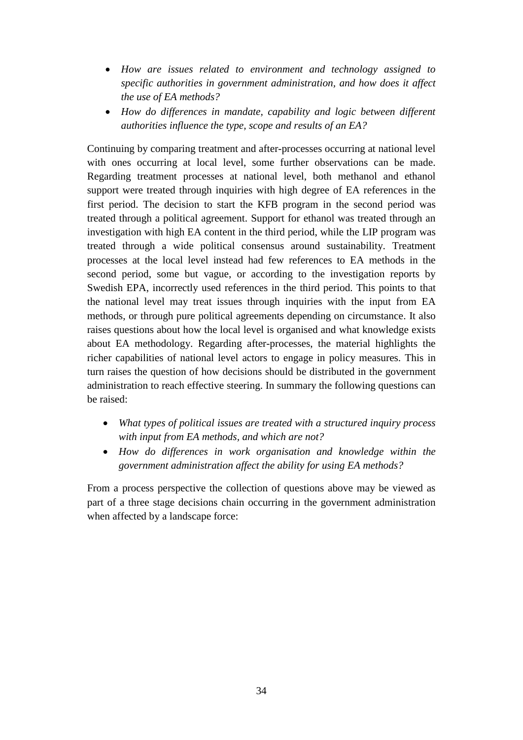- *How are issues related to environment and technology assigned to specific authorities in government administration, and how does it affect the use of EA methods?*
- *How do differences in mandate, capability and logic between different authorities influence the type, scope and results of an EA?*

Continuing by comparing treatment and after-processes occurring at national level with ones occurring at local level, some further observations can be made. Regarding treatment processes at national level, both methanol and ethanol support were treated through inquiries with high degree of EA references in the first period. The decision to start the KFB program in the second period was treated through a political agreement. Support for ethanol was treated through an investigation with high EA content in the third period, while the LIP program was treated through a wide political consensus around sustainability. Treatment processes at the local level instead had few references to EA methods in the second period, some but vague, or according to the investigation reports by Swedish EPA, incorrectly used references in the third period. This points to that the national level may treat issues through inquiries with the input from EA methods, or through pure political agreements depending on circumstance. It also raises questions about how the local level is organised and what knowledge exists about EA methodology. Regarding after-processes, the material highlights the richer capabilities of national level actors to engage in policy measures. This in turn raises the question of how decisions should be distributed in the government administration to reach effective steering. In summary the following questions can be raised:

- *What types of political issues are treated with a structured inquiry process with input from EA methods, and which are not?*
- *How do differences in work organisation and knowledge within the government administration affect the ability for using EA methods?*

From a process perspective the collection of questions above may be viewed as part of a three stage decisions chain occurring in the government administration when affected by a landscape force: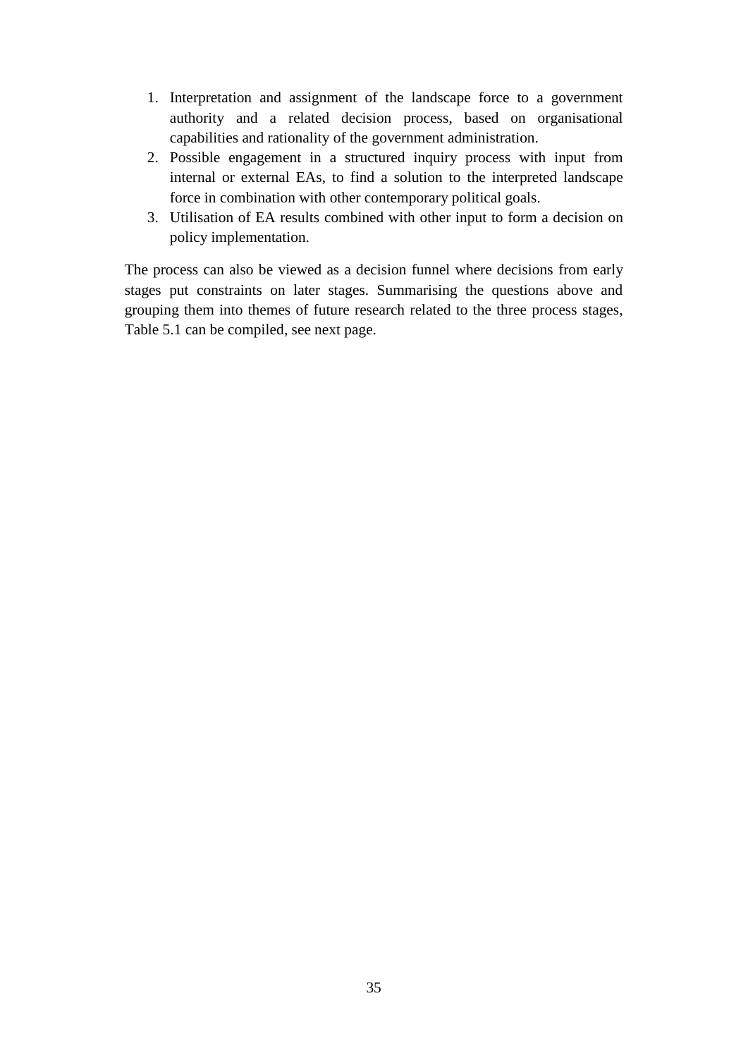1. Interpretation and assignment of the landscape force to a government authority and a related decision process, based on organisational capabilities and rationality of the government administration.
2. Possible engagement in a structured inquiry process with input from internal or external EAs, to find a solution to the interpreted landscape force in combination with other contemporary political goals.
3. Utilisation of EA results combined with other input to form a decision on policy implementation.

The process can also be viewed as a decision funnel where decisions from early stages put constraints on later stages. Summarising the questions above and grouping them into themes of future research related to the three process stages, Table 5.1 can be compiled, see next page.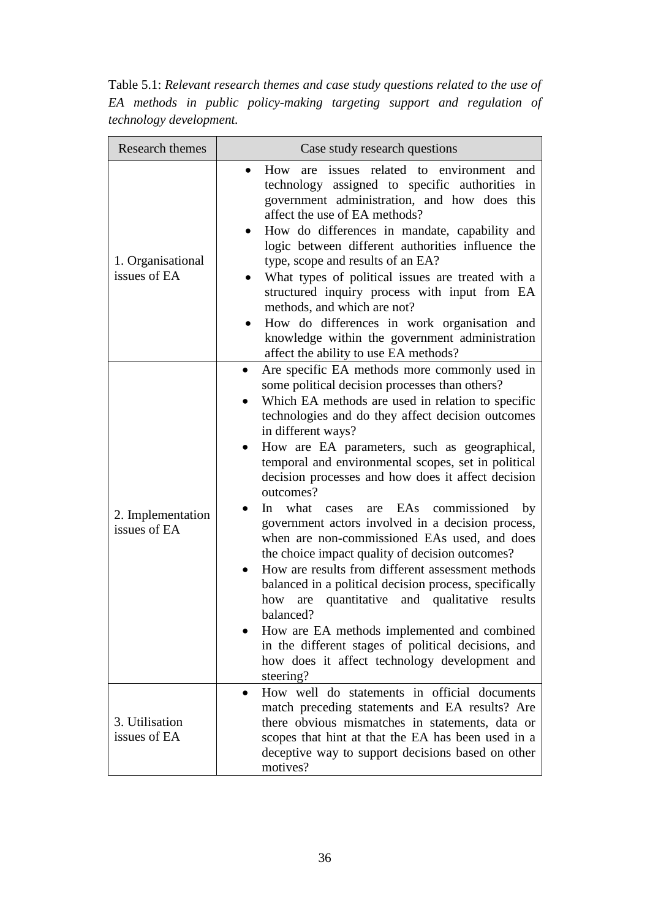Table 5.1: *Relevant research themes and case study questions related to the use of EA methods in public policy-making targeting support and regulation of technology development.*

| Research themes | Case study research questions |
|---|---|
| 1. Organisational issues of EA | • How are issues related to environment and technology assigned to specific authorities in government administration, and how does this affect the use of EA methods?<br>• How do differences in mandate, capability and logic between different authorities influence the type, scope and results of an EA?<br>• What types of political issues are treated with a structured inquiry process with input from EA methods, and which are not?<br>• How do differences in work organisation and knowledge within the government administration affect the ability to use EA methods? |
| 2. Implementation issues of EA | • Are specific EA methods more commonly used in some political decision processes than others?<br>• Which EA methods are used in relation to specific technologies and do they affect decision outcomes in different ways?<br>• How are EA parameters, such as geographical, temporal and environmental scopes, set in political decision processes and how does it affect decision outcomes?<br>• In what cases are EAs commissioned by government actors involved in a decision process, when are non-commissioned EAs used, and does the choice impact quality of decision outcomes?<br>• How are results from different assessment methods balanced in a political decision process, specifically how are quantitative and qualitative results balanced?<br>• How are EA methods implemented and combined in the different stages of political decisions, and how does it affect technology development and steering? |
| 3. Utilisation issues of EA | • How well do statements in official documents match preceding statements and EA results? Are there obvious mismatches in statements, data or scopes that hint at that the EA has been used in a deceptive way to support decisions based on other motives? |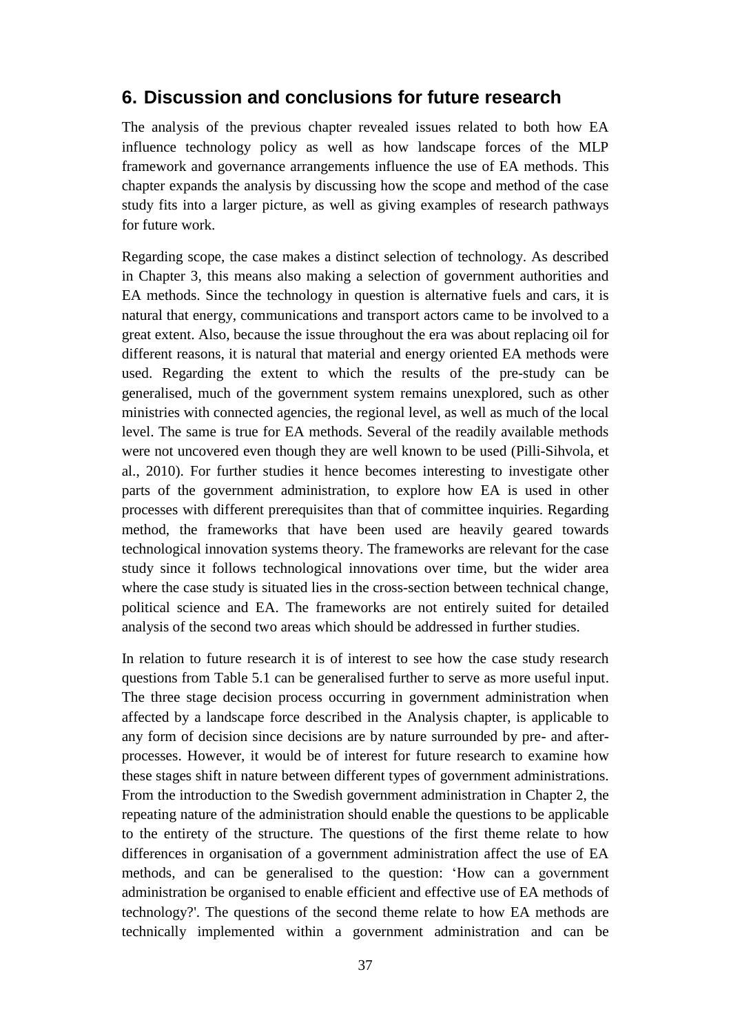# 6. Discussion and conclusions for future research

The analysis of the previous chapter revealed issues related to both how EA influence technology policy as well as how landscape forces of the MLP framework and governance arrangements influence the use of EA methods. This chapter expands the analysis by discussing how the scope and method of the case study fits into a larger picture, as well as giving examples of research pathways for future work.

Regarding scope, the case makes a distinct selection of technology. As described in Chapter 3, this means also making a selection of government authorities and EA methods. Since the technology in question is alternative fuels and cars, it is natural that energy, communications and transport actors came to be involved to a great extent. Also, because the issue throughout the era was about replacing oil for different reasons, it is natural that material and energy oriented EA methods were used. Regarding the extent to which the results of the pre-study can be generalised, much of the government system remains unexplored, such as other ministries with connected agencies, the regional level, as well as much of the local level. The same is true for EA methods. Several of the readily available methods were not uncovered even though they are well known to be used (Pilli-Sihvola, et al., 2010). For further studies it hence becomes interesting to investigate other parts of the government administration, to explore how EA is used in other processes with different prerequisites than that of committee inquiries. Regarding method, the frameworks that have been used are heavily geared towards technological innovation systems theory. The frameworks are relevant for the case study since it follows technological innovations over time, but the wider area where the case study is situated lies in the cross-section between technical change, political science and EA. The frameworks are not entirely suited for detailed analysis of the second two areas which should be addressed in further studies.

In relation to future research it is of interest to see how the case study research questions from Table 5.1 can be generalised further to serve as more useful input. The three stage decision process occurring in government administration when affected by a landscape force described in the Analysis chapter, is applicable to any form of decision since decisions are by nature surrounded by pre- and after-processes. However, it would be of interest for future research to examine how these stages shift in nature between different types of government administrations. From the introduction to the Swedish government administration in Chapter 2, the repeating nature of the administration should enable the questions to be applicable to the entirety of the structure. The questions of the first theme relate to how differences in organisation of a government administration affect the use of EA methods, and can be generalised to the question: 'How can a government administration be organised to enable efficient and effective use of EA methods of technology?'. The questions of the second theme relate to how EA methods are technically implemented within a government administration and can be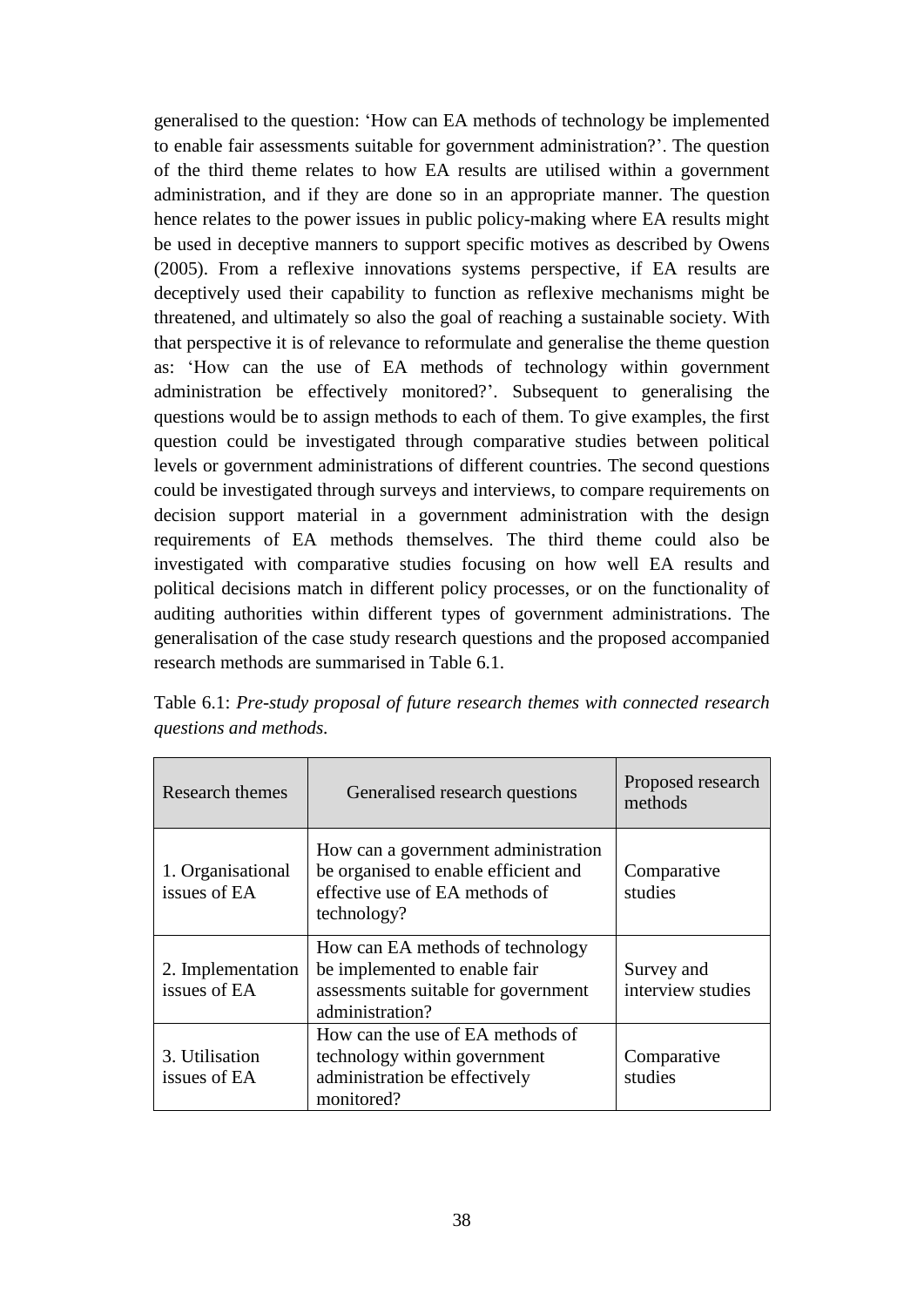generalised to the question: 'How can EA methods of technology be implemented to enable fair assessments suitable for government administration?'. The question of the third theme relates to how EA results are utilised within a government administration, and if they are done so in an appropriate manner. The question hence relates to the power issues in public policy-making where EA results might be used in deceptive manners to support specific motives as described by Owens (2005). From a reflexive innovations systems perspective, if EA results are deceptively used their capability to function as reflexive mechanisms might be threatened, and ultimately so also the goal of reaching a sustainable society. With that perspective it is of relevance to reformulate and generalise the theme question as: 'How can the use of EA methods of technology within government administration be effectively monitored?'. Subsequent to generalising the questions would be to assign methods to each of them. To give examples, the first question could be investigated through comparative studies between political levels or government administrations of different countries. The second questions could be investigated through surveys and interviews, to compare requirements on decision support material in a government administration with the design requirements of EA methods themselves. The third theme could also be investigated with comparative studies focusing on how well EA results and political decisions match in different policy processes, or on the functionality of auditing authorities within different types of government administrations. The generalisation of the case study research questions and the proposed accompanied research methods are summarised in Table 6.1.

Table 6.1: *Pre-study proposal of future research themes with connected research questions and methods.*

| Research themes | Generalised research questions | Proposed research methods |
|---|---|---|
| 1. Organisational issues of EA | How can a government administration be organised to enable efficient and effective use of EA methods of technology? | Comparative studies |
| 2. Implementation issues of EA | How can EA methods of technology be implemented to enable fair assessments suitable for government administration? | Survey and interview studies |
| 3. Utilisation issues of EA | How can the use of EA methods of technology within government administration be effectively monitored? | Comparative studies |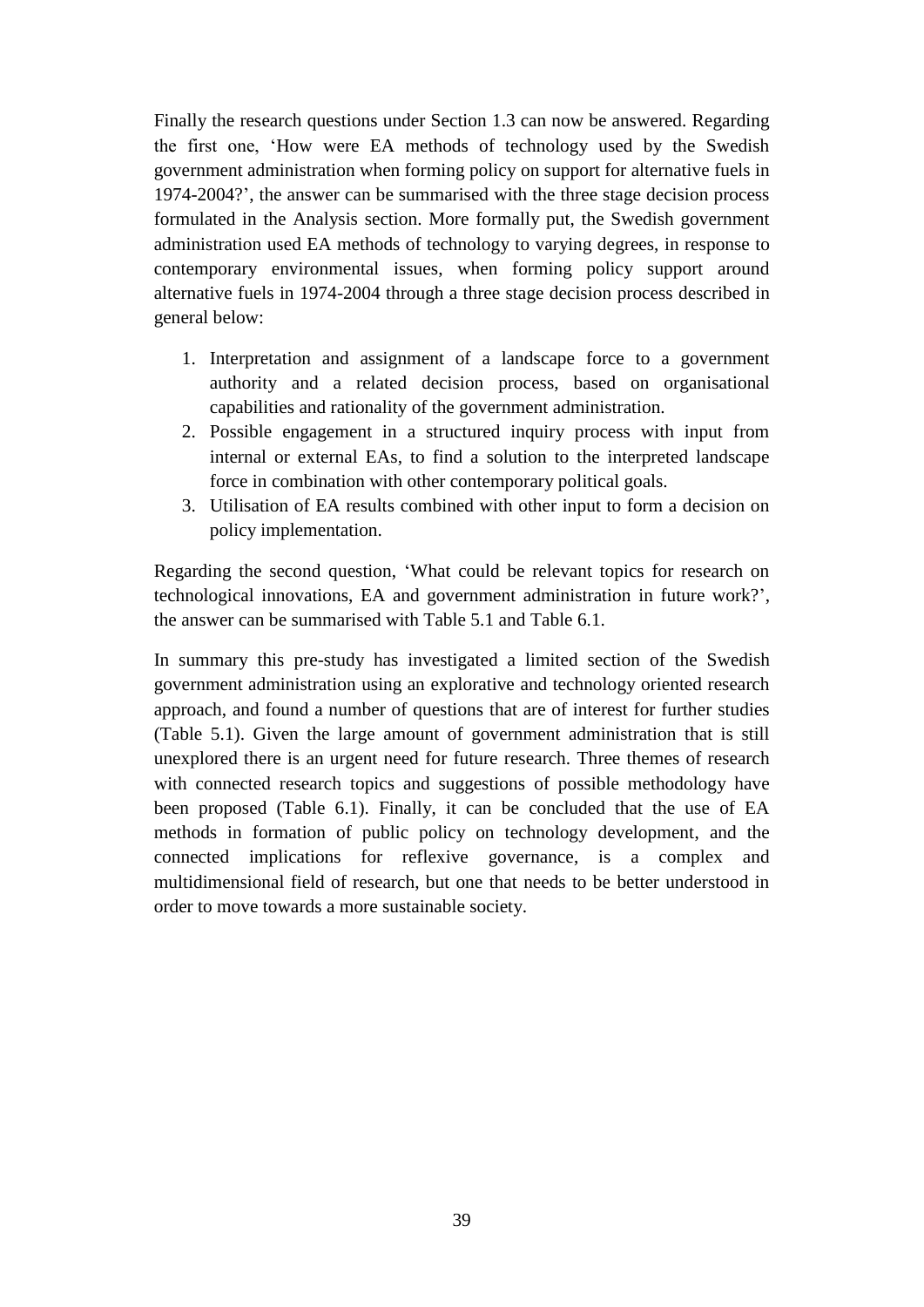Finally the research questions under Section 1.3 can now be answered. Regarding the first one, 'How were EA methods of technology used by the Swedish government administration when forming policy on support for alternative fuels in 1974-2004?', the answer can be summarised with the three stage decision process formulated in the Analysis section. More formally put, the Swedish government administration used EA methods of technology to varying degrees, in response to contemporary environmental issues, when forming policy support around alternative fuels in 1974-2004 through a three stage decision process described in general below:

1. Interpretation and assignment of a landscape force to a government authority and a related decision process, based on organisational capabilities and rationality of the government administration.
2. Possible engagement in a structured inquiry process with input from internal or external EAs, to find a solution to the interpreted landscape force in combination with other contemporary political goals.
3. Utilisation of EA results combined with other input to form a decision on policy implementation.

Regarding the second question, 'What could be relevant topics for research on technological innovations, EA and government administration in future work?', the answer can be summarised with Table 5.1 and Table 6.1.

In summary this pre-study has investigated a limited section of the Swedish government administration using an explorative and technology oriented research approach, and found a number of questions that are of interest for further studies (Table 5.1). Given the large amount of government administration that is still unexplored there is an urgent need for future research. Three themes of research with connected research topics and suggestions of possible methodology have been proposed (Table 6.1). Finally, it can be concluded that the use of EA methods in formation of public policy on technology development, and the connected implications for reflexive governance, is a complex and multidimensional field of research, but one that needs to be better understood in order to move towards a more sustainable society.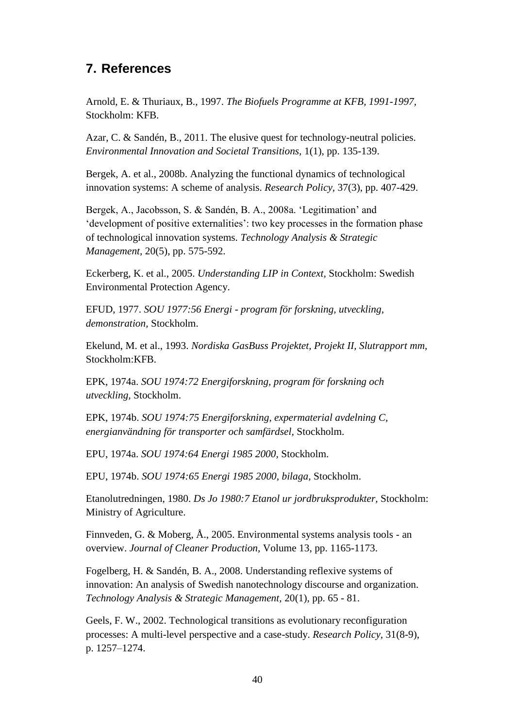## 7. References

Arnold, E. & Thuriaux, B., 1997. *The Biofuels Programme at KFB, 1991-1997*, Stockholm: KFB.

Azar, C. & Sandén, B., 2011. The elusive quest for technology-neutral policies. *Environmental Innovation and Societal Transitions*, 1(1), pp. 135-139.

Bergek, A. et al., 2008b. Analyzing the functional dynamics of technological innovation systems: A scheme of analysis. *Research Policy*, 37(3), pp. 407-429.

Bergek, A., Jacobsson, S. & Sandén, B. A., 2008a. 'Legitimation' and 'development of positive externalities': two key processes in the formation phase of technological innovation systems. *Technology Analysis & Strategic Management*, 20(5), pp. 575-592.

Eckerberg, K. et al., 2005. *Understanding LIP in Context*, Stockholm: Swedish Environmental Protection Agency.

EFUD, 1977. *SOU 1977:56 Energi - program för forskning, utveckling, demonstration*, Stockholm.

Ekelund, M. et al., 1993. *Nordiska GasBuss Projektet, Projekt II, Slutrapport mm*, Stockholm:KFB.

EPK, 1974a. *SOU 1974:72 Energiforskning, program för forskning och utveckling*, Stockholm.

EPK, 1974b. *SOU 1974:75 Energiforskning, expermaterial avdelning C, energianvändning för transporter och samfärdsel*, Stockholm.

EPU, 1974a. *SOU 1974:64 Energi 1985 2000*, Stockholm.

EPU, 1974b. *SOU 1974:65 Energi 1985 2000, bilaga*, Stockholm.

Etanolutredningen, 1980. *Ds Jo 1980:7 Etanol ur jordbruksprodukter*, Stockholm: Ministry of Agriculture.

Finnveden, G. & Moberg, Å., 2005. Environmental systems analysis tools - an overview. *Journal of Cleaner Production*, Volume 13, pp. 1165-1173.

Fogelberg, H. & Sandén, B. A., 2008. Understanding reflexive systems of innovation: An analysis of Swedish nanotechnology discourse and organization. *Technology Analysis & Strategic Management*, 20(1), pp. 65 - 81.

Geels, F. W., 2002. Technological transitions as evolutionary reconfiguration processes: A multi-level perspective and a case-study. *Research Policy*, 31(8-9), p. 1257–1274.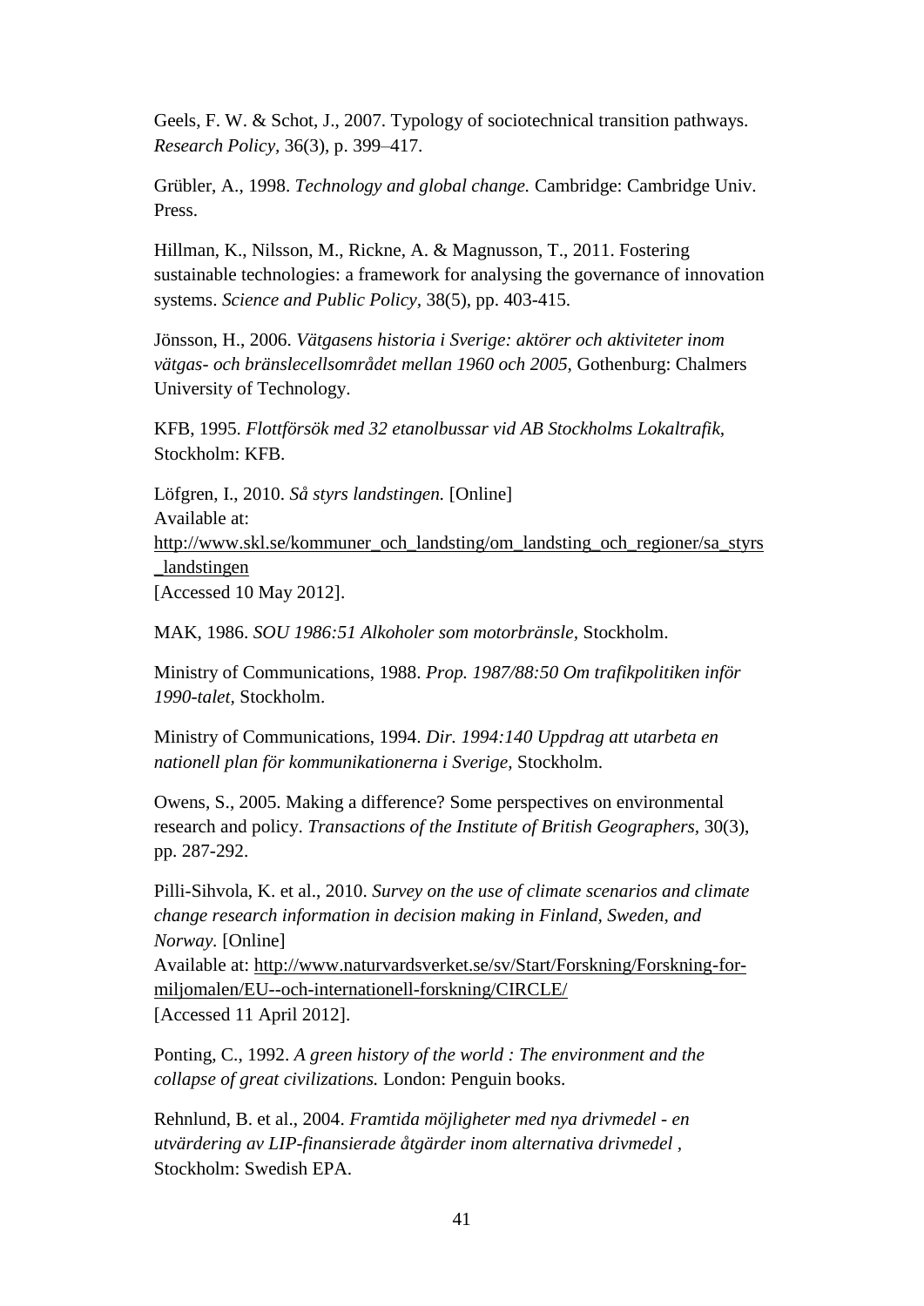Geels, F. W. & Schot, J., 2007. Typology of sociotechnical transition pathways. *Research Policy,* 36(3), p. 399–417.

Grübler, A., 1998. *Technology and global change.* Cambridge: Cambridge Univ. Press.

Hillman, K., Nilsson, M., Rickne, A. & Magnusson, T., 2011. Fostering sustainable technologies: a framework for analysing the governance of innovation systems. *Science and Public Policy*, 38(5), pp. 403-415.

Jönsson, H., 2006. *Vätgasens historia i Sverige: aktörer och aktiviteter inom vätgas- och bränslecellsområdet mellan 1960 och 2005,* Gothenburg: Chalmers University of Technology.

KFB, 1995. *Flottförsök med 32 etanolbussar vid AB Stockholms Lokaltrafik,* Stockholm: KFB.

Löfgren, I., 2010. *Så styrs landstingen.* [Online]
Available at:
http://www.skl.se/kommuner_och_landsting/om_landsting_och_regioner/sa_styrs_landstingen
[Accessed 10 May 2012].

MAK, 1986. *SOU 1986:51 Alkoholer som motorbränsle,* Stockholm.

Ministry of Communications, 1988. *Prop. 1987/88:50 Om trafikpolitiken inför 1990-talet,* Stockholm.

Ministry of Communications, 1994. *Dir. 1994:140 Uppdrag att utarbeta en nationell plan för kommunikationerna i Sverige,* Stockholm.

Owens, S., 2005. Making a difference? Some perspectives on environmental research and policy. *Transactions of the Institute of British Geographers,* 30(3), pp. 287-292.

Pilli-Sihvola, K. et al., 2010. *Survey on the use of climate scenarios and climate change research information in decision making in Finland, Sweden, and Norway.* [Online]
Available at: http://www.naturvardsverket.se/sv/Start/Forskning/Forskning-for-miljomalen/EU--och-internationell-forskning/CIRCLE/
[Accessed 11 April 2012].

Ponting, C., 1992. *A green history of the world : The environment and the collapse of great civilizations.* London: Penguin books.

Rehnlund, B. et al., 2004. *Framtida möjligheter med nya drivmedel - en utvärdering av LIP-finansierade åtgärder inom alternativa drivmedel ,* Stockholm: Swedish EPA.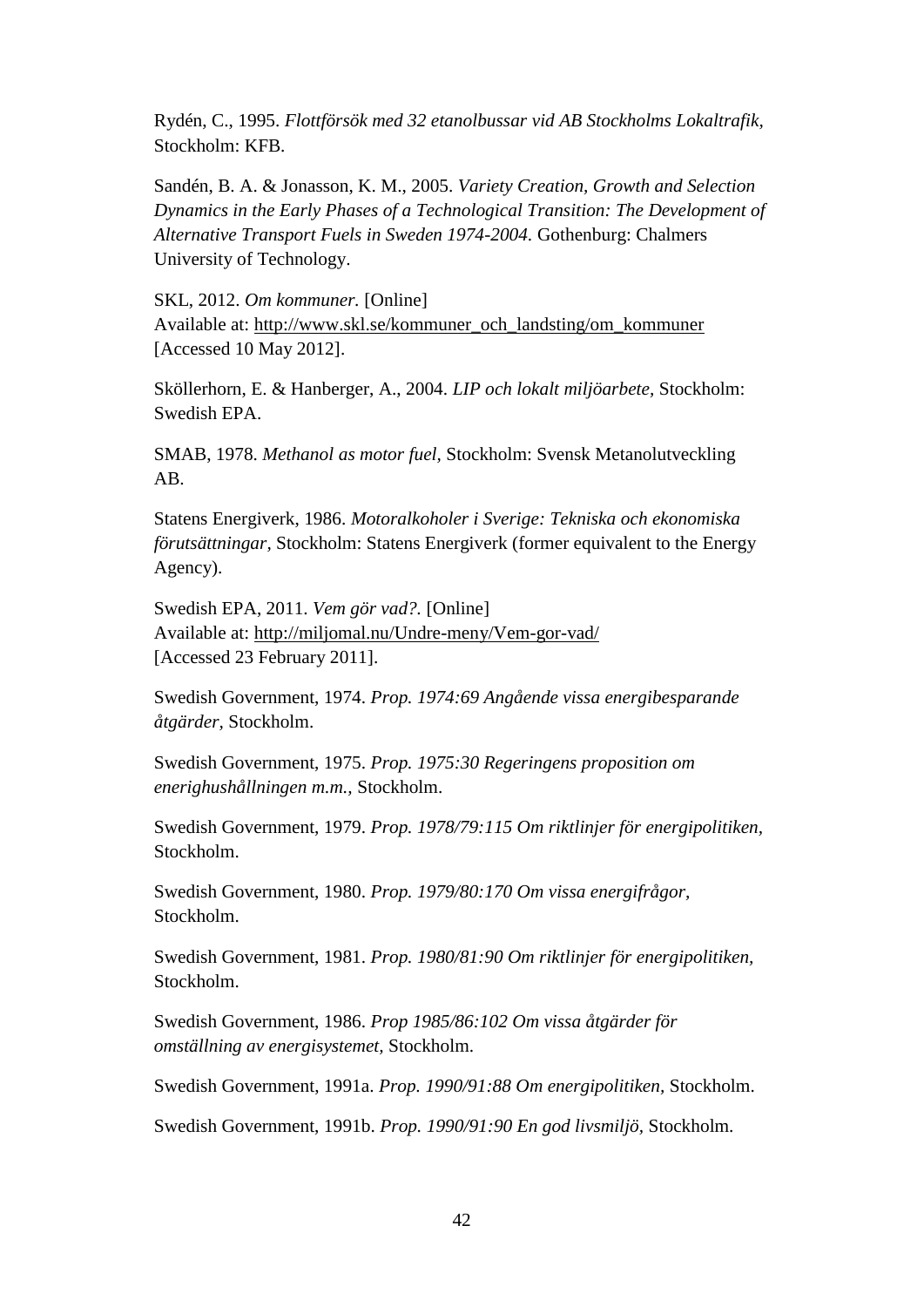Rydén, C., 1995. *Flottförsök med 32 etanolbussar vid AB Stockholms Lokaltrafik,* Stockholm: KFB.

Sandén, B. A. & Jonasson, K. M., 2005. *Variety Creation, Growth and Selection Dynamics in the Early Phases of a Technological Transition: The Development of Alternative Transport Fuels in Sweden 1974-2004.* Gothenburg: Chalmers University of Technology.

SKL, 2012. *Om kommuner.* [Online]
Available at: http://www.skl.se/kommuner_och_landsting/om_kommuner
[Accessed 10 May 2012].

Sköllerhorn, E. & Hanberger, A., 2004. *LIP och lokalt miljöarbete,* Stockholm: Swedish EPA.

SMAB, 1978. *Methanol as motor fuel,* Stockholm: Svensk Metanolutveckling AB.

Statens Energiverk, 1986. *Motoralkoholer i Sverige: Tekniska och ekonomiska förutsättningar,* Stockholm: Statens Energiverk (former equivalent to the Energy Agency).

Swedish EPA, 2011. *Vem gör vad?.* [Online]
Available at: http://miljomal.nu/Undre-meny/Vem-gor-vad/
[Accessed 23 February 2011].

Swedish Government, 1974. *Prop. 1974:69 Angående vissa energibesparande åtgärder,* Stockholm.

Swedish Government, 1975. *Prop. 1975:30 Regeringens proposition om energihushållningen m.m.,* Stockholm.

Swedish Government, 1979. *Prop. 1978/79:115 Om riktlinjer för energipolitiken,* Stockholm.

Swedish Government, 1980. *Prop. 1979/80:170 Om vissa energifrågor,* Stockholm.

Swedish Government, 1981. *Prop. 1980/81:90 Om riktlinjer för energipolitiken,* Stockholm.

Swedish Government, 1986. *Prop 1985/86:102 Om vissa åtgärder för omställning av energisystemet,* Stockholm.

Swedish Government, 1991a. *Prop. 1990/91:88 Om energipolitiken,* Stockholm.

Swedish Government, 1991b. *Prop. 1990/91:90 En god livsmiljö,* Stockholm.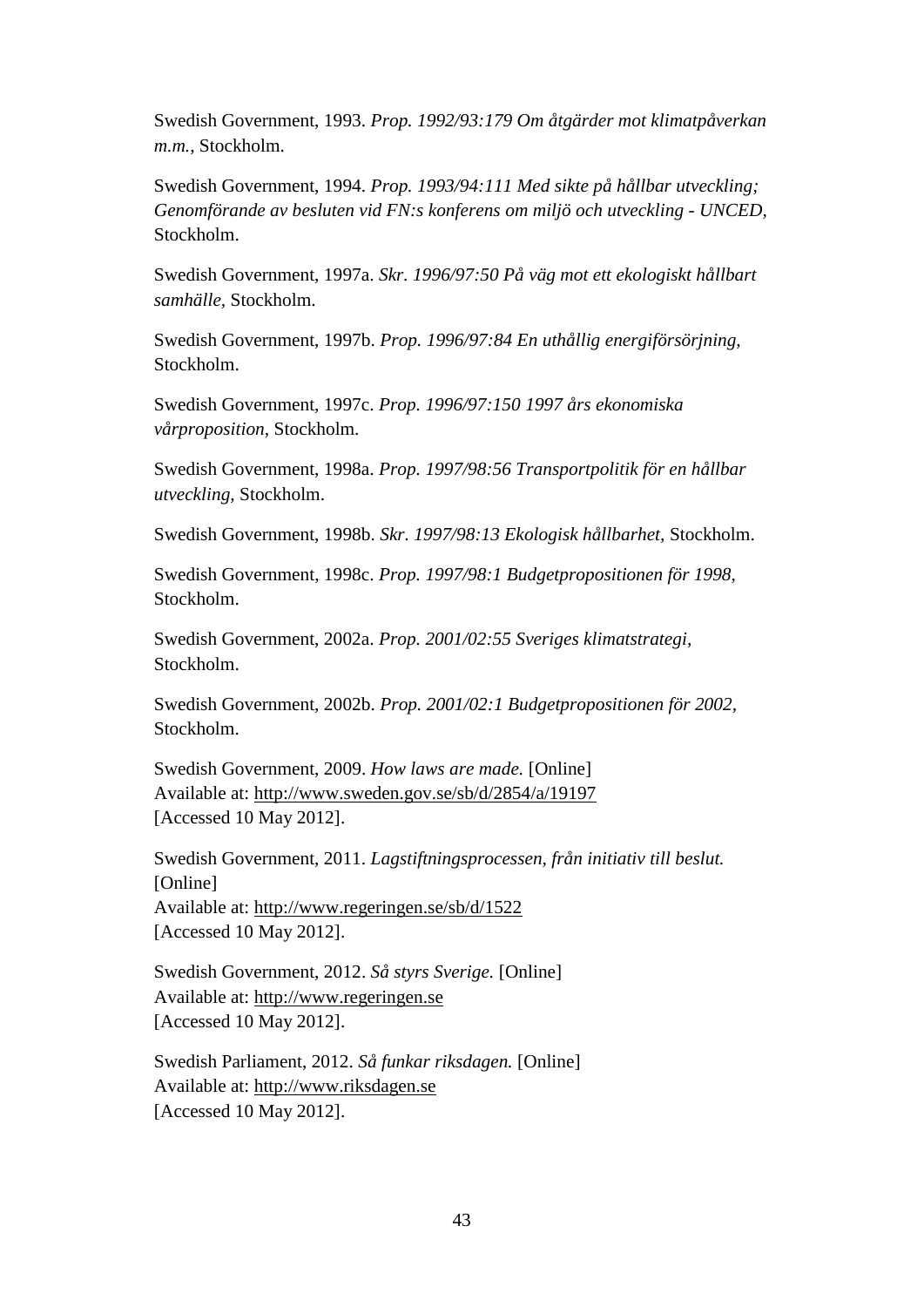Swedish Government, 1993. *Prop. 1992/93:179 Om åtgärder mot klimatpåverkan m.m.,* Stockholm.

Swedish Government, 1994. *Prop. 1993/94:111 Med sikte på hållbar utveckling; Genomförande av besluten vid FN:s konferens om miljö och utveckling - UNCED,* Stockholm.

Swedish Government, 1997a. *Skr. 1996/97:50 På väg mot ett ekologiskt hållbart samhälle,* Stockholm.

Swedish Government, 1997b. *Prop. 1996/97:84 En uthållig energiförsörjning,* Stockholm.

Swedish Government, 1997c. *Prop. 1996/97:150 1997 års ekonomiska vårproposition,* Stockholm.

Swedish Government, 1998a. *Prop. 1997/98:56 Transportpolitik för en hållbar utveckling,* Stockholm.

Swedish Government, 1998b. *Skr. 1997/98:13 Ekologisk hållbarhet,* Stockholm.

Swedish Government, 1998c. *Prop. 1997/98:1 Budgetpropositionen för 1998,* Stockholm.

Swedish Government, 2002a. *Prop. 2001/02:55 Sveriges klimatstrategi,* Stockholm.

Swedish Government, 2002b. *Prop. 2001/02:1 Budgetpropositionen för 2002,* Stockholm.

Swedish Government, 2009. *How laws are made.* [Online]
Available at: http://www.sweden.gov.se/sb/d/2854/a/19197
[Accessed 10 May 2012].

Swedish Government, 2011. *Lagstiftningsprocessen, från initiativ till beslut.* [Online]
Available at: http://www.regeringen.se/sb/d/1522
[Accessed 10 May 2012].

Swedish Government, 2012. *Så styrs Sverige.* [Online]
Available at: http://www.regeringen.se
[Accessed 10 May 2012].

Swedish Parliament, 2012. *Så funkar riksdagen.* [Online]
Available at: http://www.riksdagen.se
[Accessed 10 May 2012].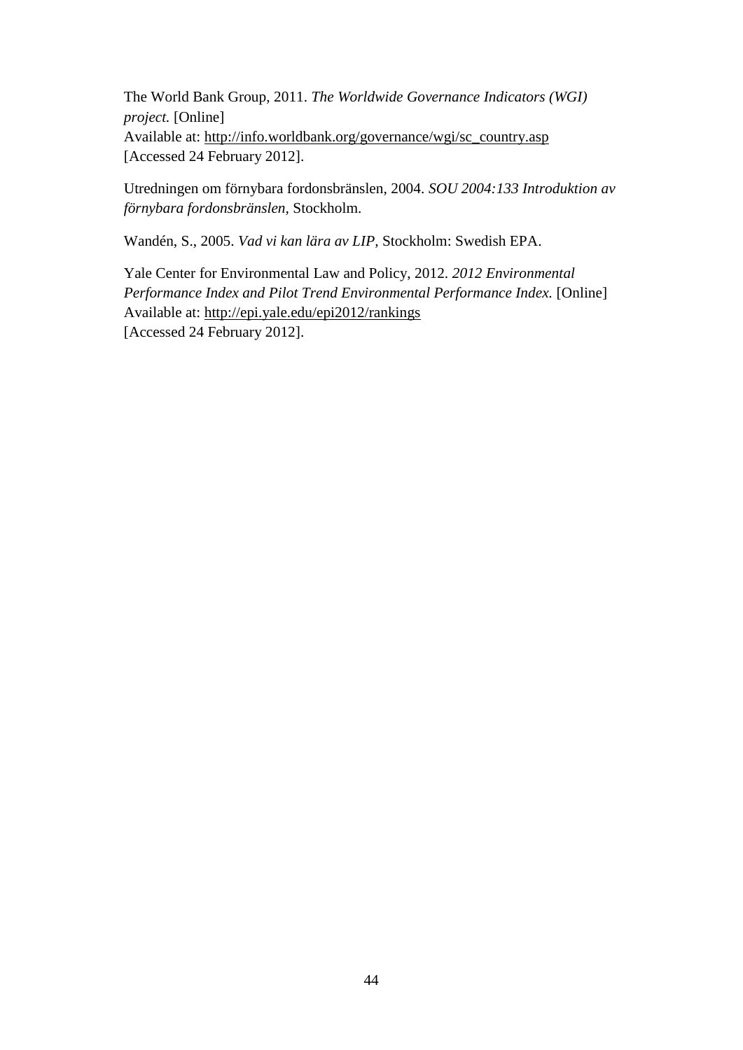The World Bank Group, 2011. *The Worldwide Governance Indicators (WGI) project.* [Online]
Available at: http://info.worldbank.org/governance/wgi/sc_country.asp
[Accessed 24 February 2012].

Utredningen om förnybara fordonsbränslen, 2004. *SOU 2004:133 Introduktion av förnybara fordonsbränslen*, Stockholm.

Wandén, S., 2005. *Vad vi kan lära av LIP*, Stockholm: Swedish EPA.

Yale Center for Environmental Law and Policy, 2012. *2012 Environmental Performance Index and Pilot Trend Environmental Performance Index.* [Online]
Available at: http://epi.yale.edu/epi2012/rankings
[Accessed 24 February 2012].